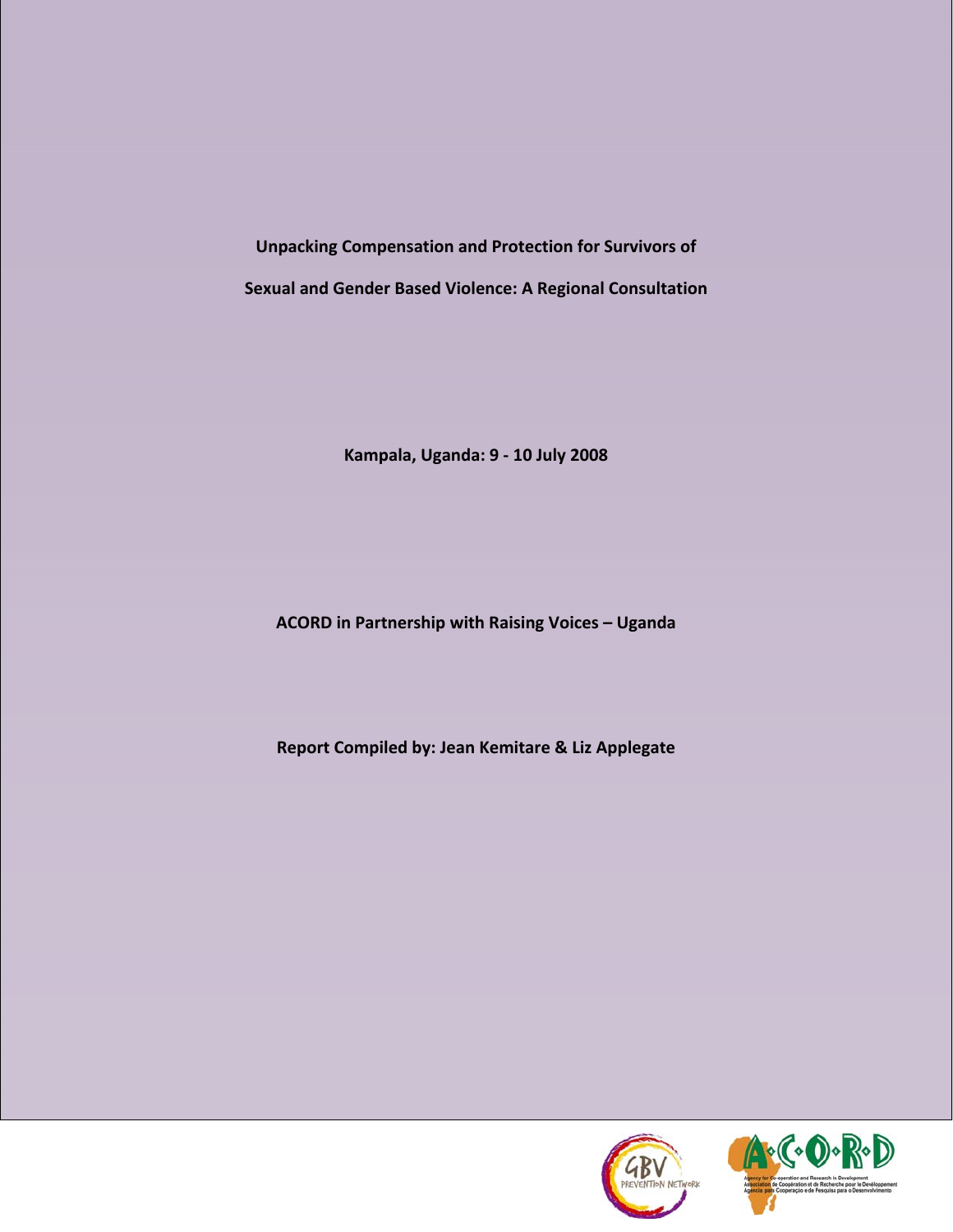# Unpacking Compensation and Protection for Survivors of Sexual and Gender Based Violence: A Regional Consultation

**Kampala, Uganda: 9 - 10 July 2008**

**ACORD in Partnership with Raising Voices – Uganda**

**Report Compiled by: Jean Kemitare & Liz Applegate**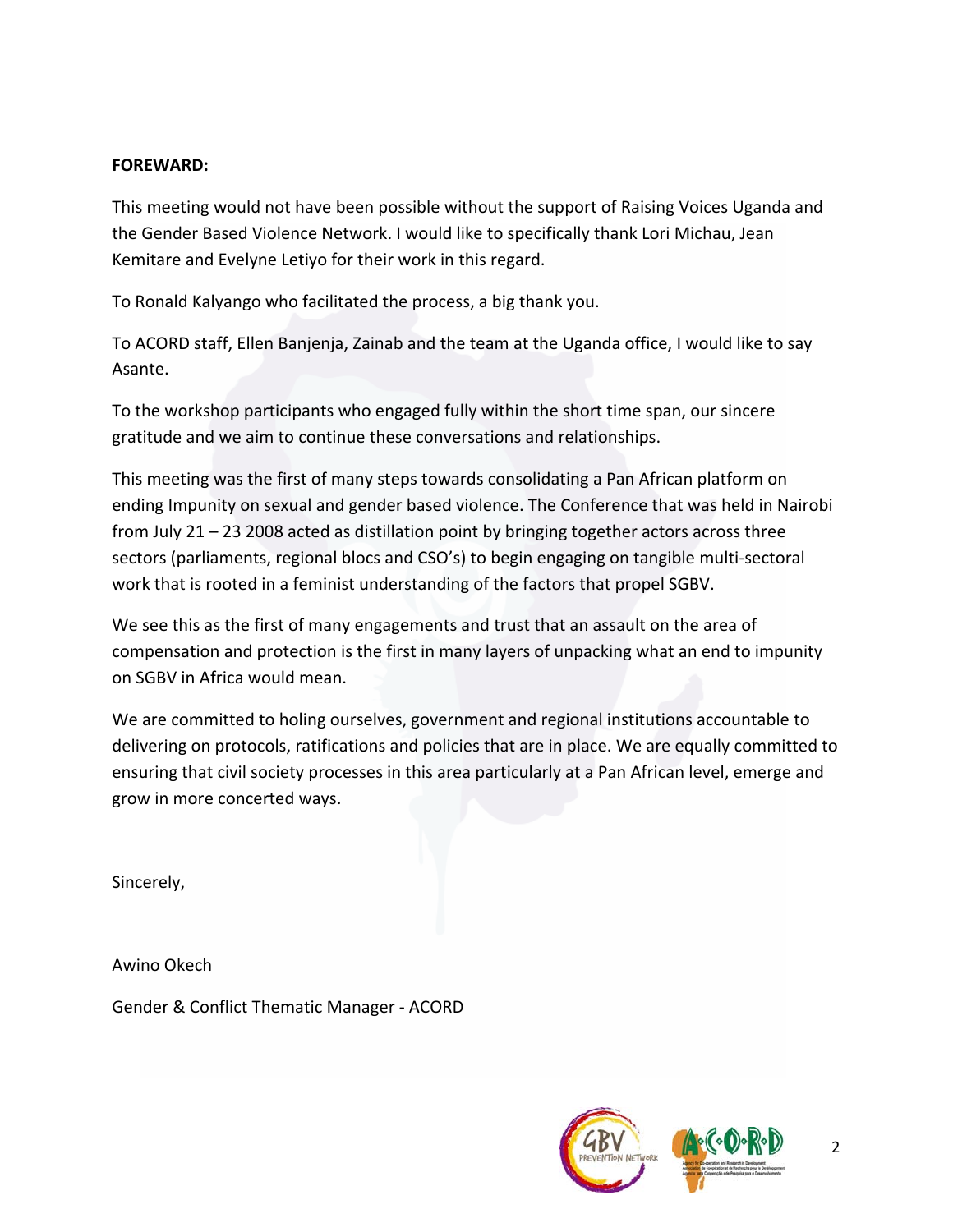**FOREWARD:**

This meeting would not have been possible without the support of Raising Voices Uganda and the Gender Based Violence Network. I would like to specifically thank Lori Michau, Jean Kemitare and Evelyne Letiyo for their work in this regard.

To Ronald Kalyango who facilitated the process, a big thank you.

To ACORD staff, Ellen Banjenja, Zainab and the team at the Uganda office, I would like to say Asante.

To the workshop participants who engaged fully within the short time span, our sincere gratitude and we aim to continue these conversations and relationships.

This meeting was the first of many steps towards consolidating a Pan African platform on ending Impunity on sexual and gender based violence. The Conference that was held in Nairobi from July 21 – 23 2008 acted as distillation point by bringing together actors across three sectors (parliaments, regional blocs and CSO's) to begin engaging on tangible multi-sectoral work that is rooted in a feminist understanding of the factors that propel SGBV.

We see this as the first of many engagements and trust that an assault on the area of compensation and protection is the first in many layers of unpacking what an end to impunity on SGBV in Africa would mean.

We are committed to holing ourselves, government and regional institutions accountable to delivering on protocols, ratifications and policies that are in place. We are equally committed to ensuring that civil society processes in this area particularly at a Pan African level, emerge and grow in more concerted ways.

Sincerely,

Awino Okech

Gender & Conflict Thematic Manager - ACORD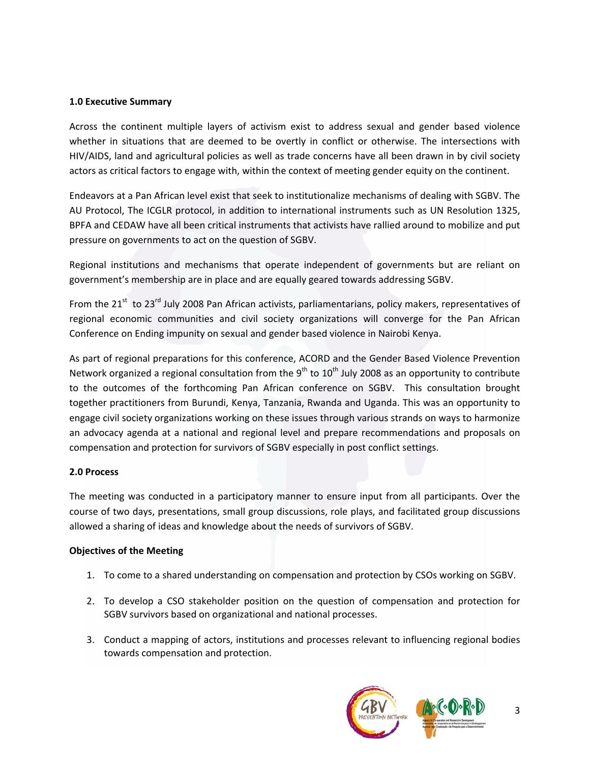## 1.0 Executive Summary

Across the continent multiple layers of activism exist to address sexual and gender based violence whether in situations that are deemed to be overtly in conflict or otherwise. The intersections with HIV/AIDS, land and agricultural policies as well as trade concerns have all been drawn in by civil society actors as critical factors to engage with, within the context of meeting gender equity on the continent.

Endeavors at a Pan African level exist that seek to institutionalize mechanisms of dealing with SGBV. The AU Protocol, The ICGLR protocol, in addition to international instruments such as UN Resolution 1325, BPFA and CEDAW have all been critical instruments that activists have rallied around to mobilize and put pressure on governments to act on the question of SGBV.

Regional institutions and mechanisms that operate independent of governments but are reliant on government's membership are in place and are equally geared towards addressing SGBV.

From the 21st to 23rd July 2008 Pan African activists, parliamentarians, policy makers, representatives of regional economic communities and civil society organizations will converge for the Pan African Conference on Ending impunity on sexual and gender based violence in Nairobi Kenya.

As part of regional preparations for this conference, ACORD and the Gender Based Violence Prevention Network organized a regional consultation from the 9th to 10th July 2008 as an opportunity to contribute to the outcomes of the forthcoming Pan African conference on SGBV. This consultation brought together practitioners from Burundi, Kenya, Tanzania, Rwanda and Uganda. This was an opportunity to engage civil society organizations working on these issues through various strands on ways to harmonize an advocacy agenda at a national and regional level and prepare recommendations and proposals on compensation and protection for survivors of SGBV especially in post conflict settings.

## 2.0 Process

The meeting was conducted in a participatory manner to ensure input from all participants. Over the course of two days, presentations, small group discussions, role plays, and facilitated group discussions allowed a sharing of ideas and knowledge about the needs of survivors of SGBV.

### Objectives of the Meeting

1. To come to a shared understanding on compensation and protection by CSOs working on SGBV.
2. To develop a CSO stakeholder position on the question of compensation and protection for SGBV survivors based on organizational and national processes.
3. Conduct a mapping of actors, institutions and processes relevant to influencing regional bodies towards compensation and protection.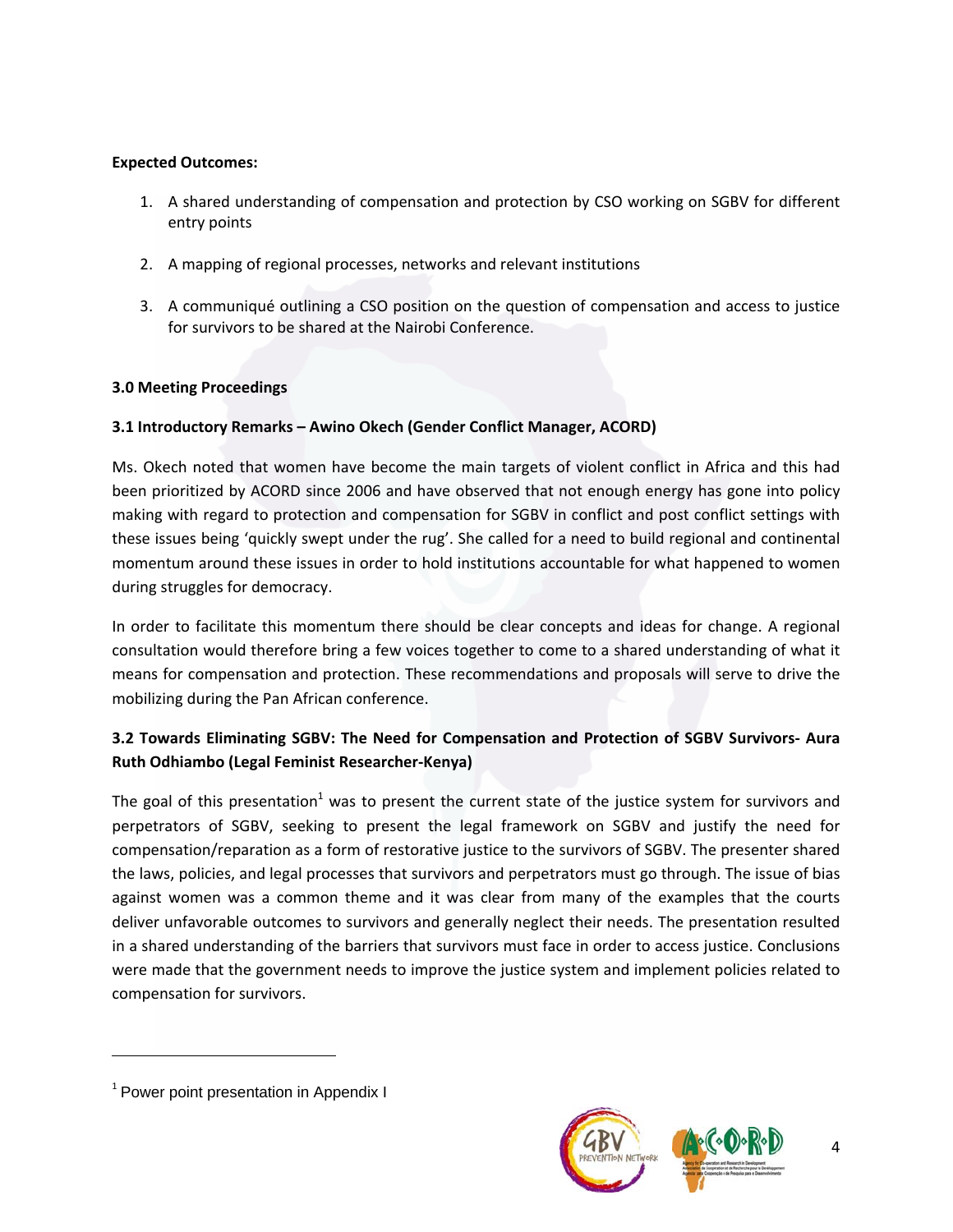**Expected Outcomes:**

1. A shared understanding of compensation and protection by CSO working on SGBV for different entry points
2. A mapping of regional processes, networks and relevant institutions
3. A communiqué outlining a CSO position on the question of compensation and access to justice for survivors to be shared at the Nairobi Conference.

## 3.0 Meeting Proceedings

### 3.1 Introductory Remarks – Awino Okech (Gender Conflict Manager, ACORD)

Ms. Okech noted that women have become the main targets of violent conflict in Africa and this had been prioritized by ACORD since 2006 and have observed that not enough energy has gone into policy making with regard to protection and compensation for SGBV in conflict and post conflict settings with these issues being 'quickly swept under the rug'. She called for a need to build regional and continental momentum around these issues in order to hold institutions accountable for what happened to women during struggles for democracy.

In order to facilitate this momentum there should be clear concepts and ideas for change. A regional consultation would therefore bring a few voices together to come to a shared understanding of what it means for compensation and protection. These recommendations and proposals will serve to drive the mobilizing during the Pan African conference.

### 3.2 Towards Eliminating SGBV: The Need for Compensation and Protection of SGBV Survivors- Aura Ruth Odhiambo (Legal Feminist Researcher-Kenya)

The goal of this presentation[1] was to present the current state of the justice system for survivors and perpetrators of SGBV, seeking to present the legal framework on SGBV and justify the need for compensation/reparation as a form of restorative justice to the survivors of SGBV. The presenter shared the laws, policies, and legal processes that survivors and perpetrators must go through. The issue of bias against women was a common theme and it was clear from many of the examples that the courts deliver unfavorable outcomes to survivors and generally neglect their needs. The presentation resulted in a shared understanding of the barriers that survivors must face in order to access justice. Conclusions were made that the government needs to improve the justice system and implement policies related to compensation for survivors.

---

[1] Power point presentation in Appendix I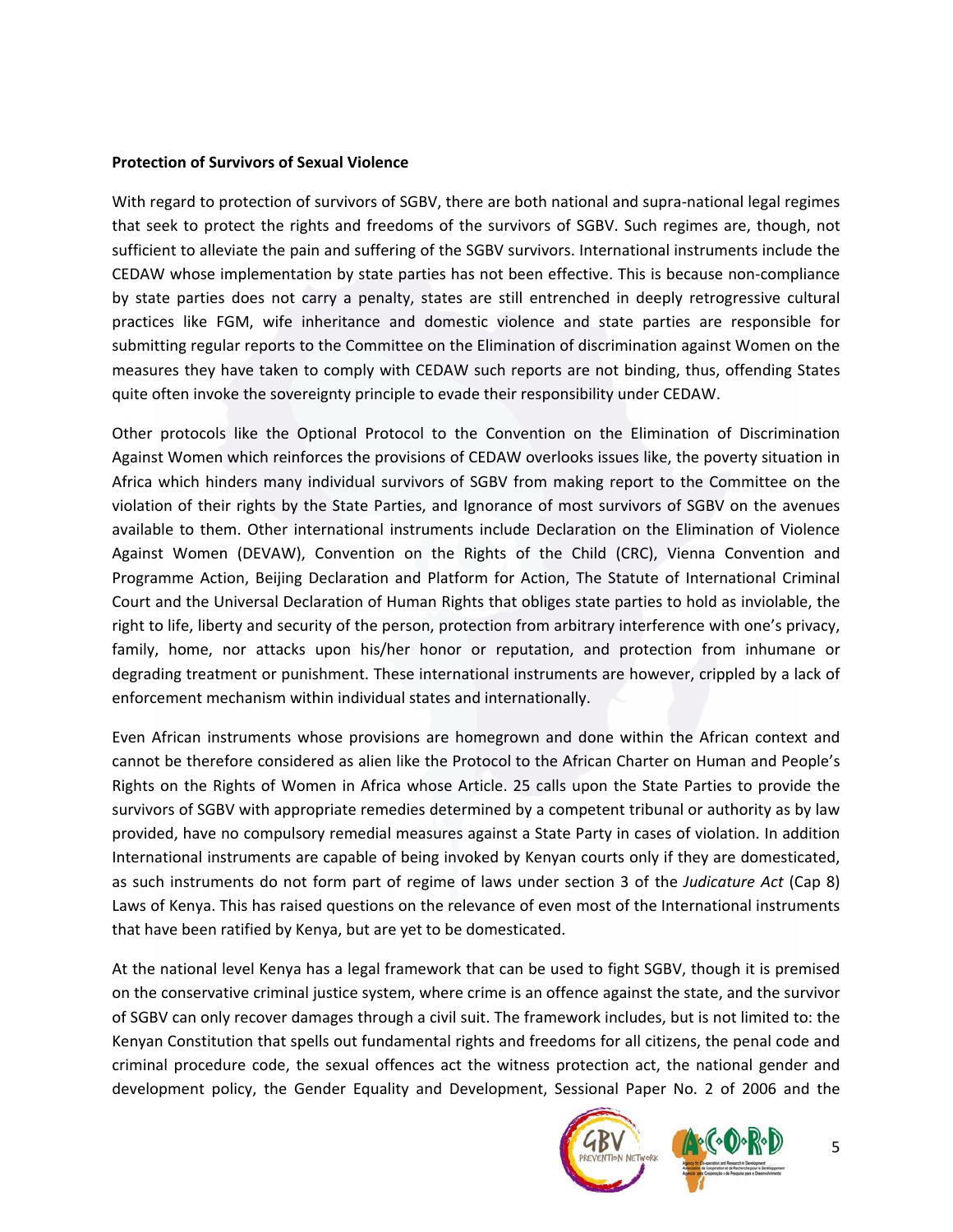**Protection of Survivors of Sexual Violence**

With regard to protection of survivors of SGBV, there are both national and supra-national legal regimes that seek to protect the rights and freedoms of the survivors of SGBV. Such regimes are, though, not sufficient to alleviate the pain and suffering of the SGBV survivors. International instruments include the CEDAW whose implementation by state parties has not been effective. This is because non-compliance by state parties does not carry a penalty, states are still entrenched in deeply retrogressive cultural practices like FGM, wife inheritance and domestic violence and state parties are responsible for submitting regular reports to the Committee on the Elimination of discrimination against Women on the measures they have taken to comply with CEDAW such reports are not binding, thus, offending States quite often invoke the sovereignty principle to evade their responsibility under CEDAW.

Other protocols like the Optional Protocol to the Convention on the Elimination of Discrimination Against Women which reinforces the provisions of CEDAW overlooks issues like, the poverty situation in Africa which hinders many individual survivors of SGBV from making report to the Committee on the violation of their rights by the State Parties, and Ignorance of most survivors of SGBV on the avenues available to them. Other international instruments include Declaration on the Elimination of Violence Against Women (DEVAW), Convention on the Rights of the Child (CRC), Vienna Convention and Programme Action, Beijing Declaration and Platform for Action, The Statute of International Criminal Court and the Universal Declaration of Human Rights that obliges state parties to hold as inviolable, the right to life, liberty and security of the person, protection from arbitrary interference with one's privacy, family, home, nor attacks upon his/her honor or reputation, and protection from inhumane or degrading treatment or punishment. These international instruments are however, crippled by a lack of enforcement mechanism within individual states and internationally.

Even African instruments whose provisions are homegrown and done within the African context and cannot be therefore considered as alien like the Protocol to the African Charter on Human and People's Rights on the Rights of Women in Africa whose Article. 25 calls upon the State Parties to provide the survivors of SGBV with appropriate remedies determined by a competent tribunal or authority as by law provided, have no compulsory remedial measures against a State Party in cases of violation. In addition International instruments are capable of being invoked by Kenyan courts only if they are domesticated, as such instruments do not form part of regime of laws under section 3 of the *Judicature Act* (Cap 8) Laws of Kenya. This has raised questions on the relevance of even most of the International instruments that have been ratified by Kenya, but are yet to be domesticated.

At the national level Kenya has a legal framework that can be used to fight SGBV, though it is premised on the conservative criminal justice system, where crime is an offence against the state, and the survivor of SGBV can only recover damages through a civil suit. The framework includes, but is not limited to: the Kenyan Constitution that spells out fundamental rights and freedoms for all citizens, the penal code and criminal procedure code, the sexual offences act the witness protection act, the national gender and development policy, the Gender Equality and Development, Sessional Paper No. 2 of 2006 and the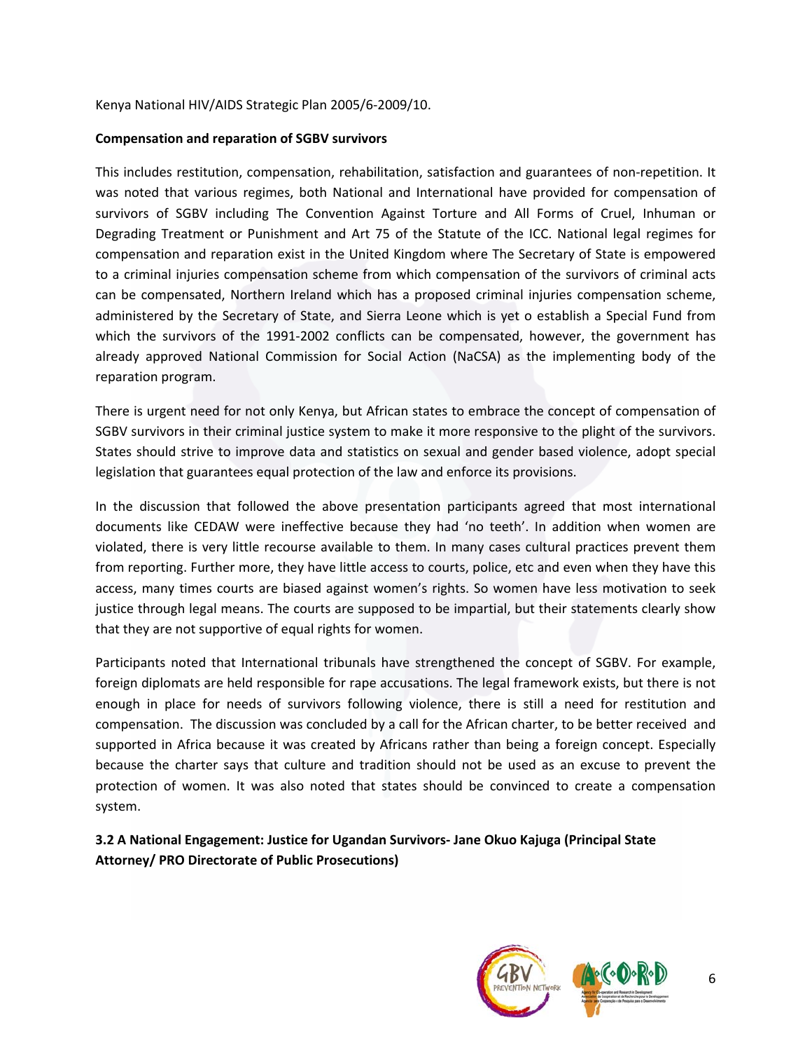Kenya National HIV/AIDS Strategic Plan 2005/6-2009/10.

**Compensation and reparation of SGBV survivors**

This includes restitution, compensation, rehabilitation, satisfaction and guarantees of non-repetition. It was noted that various regimes, both National and International have provided for compensation of survivors of SGBV including The Convention Against Torture and All Forms of Cruel, Inhuman or Degrading Treatment or Punishment and Art 75 of the Statute of the ICC. National legal regimes for compensation and reparation exist in the United Kingdom where The Secretary of State is empowered to a criminal injuries compensation scheme from which compensation of the survivors of criminal acts can be compensated, Northern Ireland which has a proposed criminal injuries compensation scheme, administered by the Secretary of State, and Sierra Leone which is yet o establish a Special Fund from which the survivors of the 1991-2002 conflicts can be compensated, however, the government has already approved National Commission for Social Action (NaCSA) as the implementing body of the reparation program.

There is urgent need for not only Kenya, but African states to embrace the concept of compensation of SGBV survivors in their criminal justice system to make it more responsive to the plight of the survivors. States should strive to improve data and statistics on sexual and gender based violence, adopt special legislation that guarantees equal protection of the law and enforce its provisions.

In the discussion that followed the above presentation participants agreed that most international documents like CEDAW were ineffective because they had 'no teeth'. In addition when women are violated, there is very little recourse available to them. In many cases cultural practices prevent them from reporting. Further more, they have little access to courts, police, etc and even when they have this access, many times courts are biased against women's rights. So women have less motivation to seek justice through legal means. The courts are supposed to be impartial, but their statements clearly show that they are not supportive of equal rights for women.

Participants noted that International tribunals have strengthened the concept of SGBV. For example, foreign diplomats are held responsible for rape accusations. The legal framework exists, but there is not enough in place for needs of survivors following violence, there is still a need for restitution and compensation. The discussion was concluded by a call for the African charter, to be better received and supported in Africa because it was created by Africans rather than being a foreign concept. Especially because the charter says that culture and tradition should not be used as an excuse to prevent the protection of women. It was also noted that states should be convinced to create a compensation system.

### 3.2 A National Engagement: Justice for Ugandan Survivors- Jane Okuo Kajuga (Principal State Attorney/ PRO Directorate of Public Prosecutions)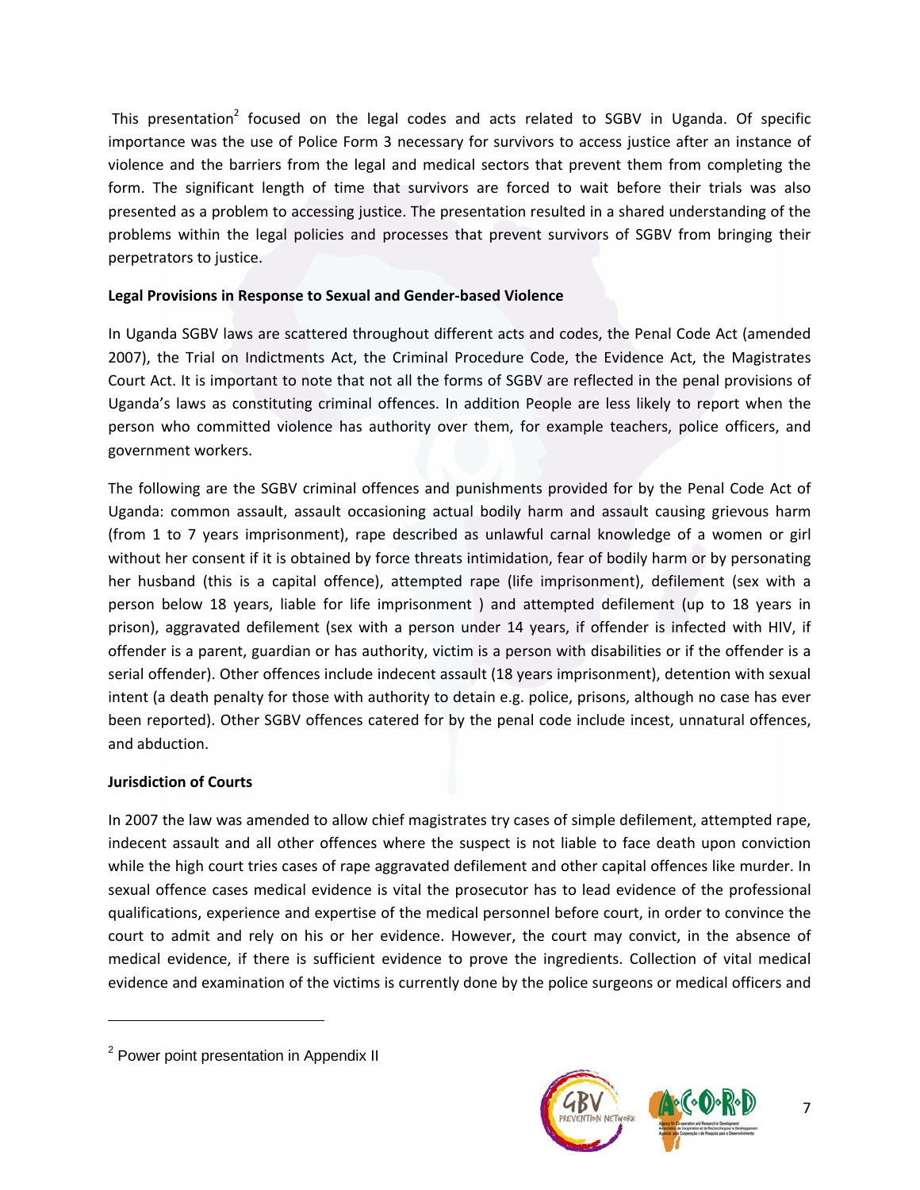This presentation[2] focused on the legal codes and acts related to SGBV in Uganda. Of specific importance was the use of Police Form 3 necessary for survivors to access justice after an instance of violence and the barriers from the legal and medical sectors that prevent them from completing the form. The significant length of time that survivors are forced to wait before their trials was also presented as a problem to accessing justice. The presentation resulted in a shared understanding of the problems within the legal policies and processes that prevent survivors of SGBV from bringing their perpetrators to justice.

**Legal Provisions in Response to Sexual and Gender-based Violence**

In Uganda SGBV laws are scattered throughout different acts and codes, the Penal Code Act (amended 2007), the Trial on Indictments Act, the Criminal Procedure Code, the Evidence Act, the Magistrates Court Act. It is important to note that not all the forms of SGBV are reflected in the penal provisions of Uganda's laws as constituting criminal offences. In addition People are less likely to report when the person who committed violence has authority over them, for example teachers, police officers, and government workers.

The following are the SGBV criminal offences and punishments provided for by the Penal Code Act of Uganda: common assault, assault occasioning actual bodily harm and assault causing grievous harm (from 1 to 7 years imprisonment), rape described as unlawful carnal knowledge of a women or girl without her consent if it is obtained by force threats intimidation, fear of bodily harm or by personating her husband (this is a capital offence), attempted rape (life imprisonment), defilement (sex with a person below 18 years, liable for life imprisonment ) and attempted defilement (up to 18 years in prison), aggravated defilement (sex with a person under 14 years, if offender is infected with HIV, if offender is a parent, guardian or has authority, victim is a person with disabilities or if the offender is a serial offender). Other offences include indecent assault (18 years imprisonment), detention with sexual intent (a death penalty for those with authority to detain e.g. police, prisons, although no case has ever been reported). Other SGBV offences catered for by the penal code include incest, unnatural offences, and abduction.

**Jurisdiction of Courts**

In 2007 the law was amended to allow chief magistrates try cases of simple defilement, attempted rape, indecent assault and all other offences where the suspect is not liable to face death upon conviction while the high court tries cases of rape aggravated defilement and other capital offences like murder. In sexual offence cases medical evidence is vital the prosecutor has to lead evidence of the professional qualifications, experience and expertise of the medical personnel before court, in order to convince the court to admit and rely on his or her evidence. However, the court may convict, in the absence of medical evidence, if there is sufficient evidence to prove the ingredients. Collection of vital medical evidence and examination of the victims is currently done by the police surgeons or medical officers and

[2] Power point presentation in Appendix II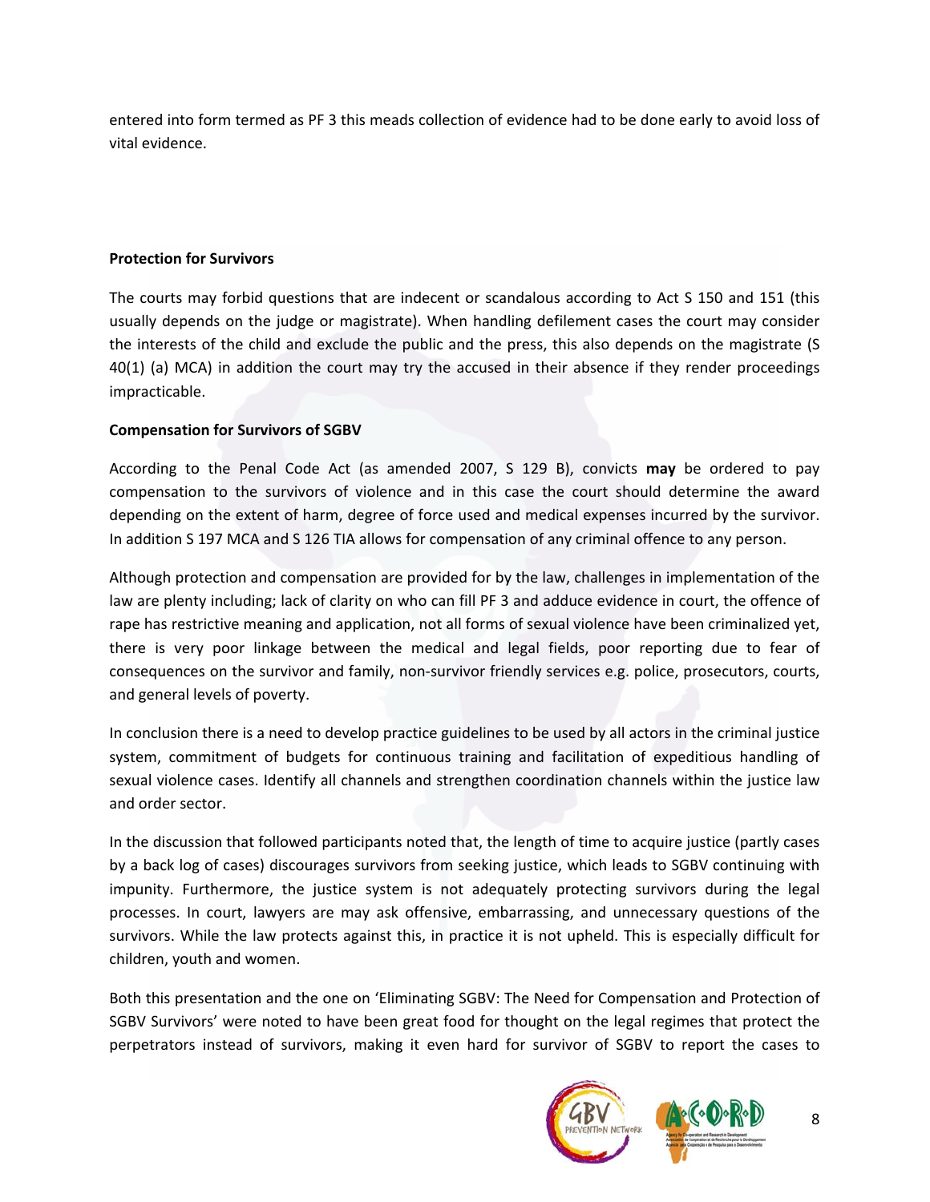entered into form termed as PF 3 this meads collection of evidence had to be done early to avoid loss of vital evidence.

**Protection for Survivors**

The courts may forbid questions that are indecent or scandalous according to Act S 150 and 151 (this usually depends on the judge or magistrate). When handling defilement cases the court may consider the interests of the child and exclude the public and the press, this also depends on the magistrate (S 40(1) (a) MCA) in addition the court may try the accused in their absence if they render proceedings impracticable.

**Compensation for Survivors of SGBV**

According to the Penal Code Act (as amended 2007, S 129 B), convicts **may** be ordered to pay compensation to the survivors of violence and in this case the court should determine the award depending on the extent of harm, degree of force used and medical expenses incurred by the survivor. In addition S 197 MCA and S 126 TIA allows for compensation of any criminal offence to any person.

Although protection and compensation are provided for by the law, challenges in implementation of the law are plenty including; lack of clarity on who can fill PF 3 and adduce evidence in court, the offence of rape has restrictive meaning and application, not all forms of sexual violence have been criminalized yet, there is very poor linkage between the medical and legal fields, poor reporting due to fear of consequences on the survivor and family, non-survivor friendly services e.g. police, prosecutors, courts, and general levels of poverty.

In conclusion there is a need to develop practice guidelines to be used by all actors in the criminal justice system, commitment of budgets for continuous training and facilitation of expeditious handling of sexual violence cases. Identify all channels and strengthen coordination channels within the justice law and order sector.

In the discussion that followed participants noted that, the length of time to acquire justice (partly cases by a back log of cases) discourages survivors from seeking justice, which leads to SGBV continuing with impunity. Furthermore, the justice system is not adequately protecting survivors during the legal processes. In court, lawyers are may ask offensive, embarrassing, and unnecessary questions of the survivors. While the law protects against this, in practice it is not upheld. This is especially difficult for children, youth and women.

Both this presentation and the one on 'Eliminating SGBV: The Need for Compensation and Protection of SGBV Survivors' were noted to have been great food for thought on the legal regimes that protect the perpetrators instead of survivors, making it even hard for survivor of SGBV to report the cases to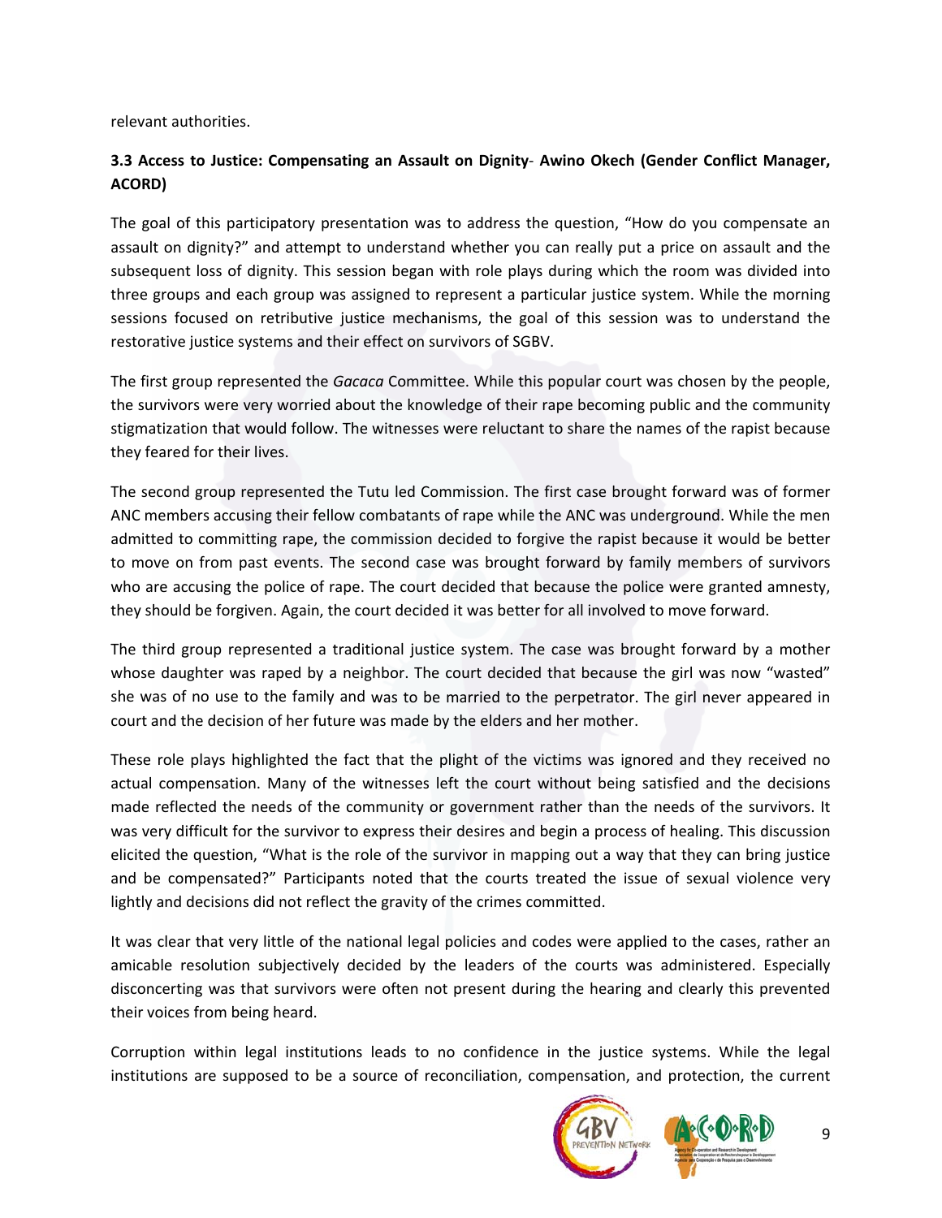relevant authorities.

### 3.3 Access to Justice: Compensating an Assault on Dignity- Awino Okech (Gender Conflict Manager, ACORD)

The goal of this participatory presentation was to address the question, "How do you compensate an assault on dignity?" and attempt to understand whether you can really put a price on assault and the subsequent loss of dignity. This session began with role plays during which the room was divided into three groups and each group was assigned to represent a particular justice system. While the morning sessions focused on retributive justice mechanisms, the goal of this session was to understand the restorative justice systems and their effect on survivors of SGBV.

The first group represented the *Gacaca* Committee. While this popular court was chosen by the people, the survivors were very worried about the knowledge of their rape becoming public and the community stigmatization that would follow. The witnesses were reluctant to share the names of the rapist because they feared for their lives.

The second group represented the Tutu led Commission. The first case brought forward was of former ANC members accusing their fellow combatants of rape while the ANC was underground. While the men admitted to committing rape, the commission decided to forgive the rapist because it would be better to move on from past events. The second case was brought forward by family members of survivors who are accusing the police of rape. The court decided that because the police were granted amnesty, they should be forgiven. Again, the court decided it was better for all involved to move forward.

The third group represented a traditional justice system. The case was brought forward by a mother whose daughter was raped by a neighbor. The court decided that because the girl was now "wasted" she was of no use to the family and was to be married to the perpetrator. The girl never appeared in court and the decision of her future was made by the elders and her mother.

These role plays highlighted the fact that the plight of the victims was ignored and they received no actual compensation. Many of the witnesses left the court without being satisfied and the decisions made reflected the needs of the community or government rather than the needs of the survivors. It was very difficult for the survivor to express their desires and begin a process of healing. This discussion elicited the question, "What is the role of the survivor in mapping out a way that they can bring justice and be compensated?" Participants noted that the courts treated the issue of sexual violence very lightly and decisions did not reflect the gravity of the crimes committed.

It was clear that very little of the national legal policies and codes were applied to the cases, rather an amicable resolution subjectively decided by the leaders of the courts was administered. Especially disconcerting was that survivors were often not present during the hearing and clearly this prevented their voices from being heard.

Corruption within legal institutions leads to no confidence in the justice systems. While the legal institutions are supposed to be a source of reconciliation, compensation, and protection, the current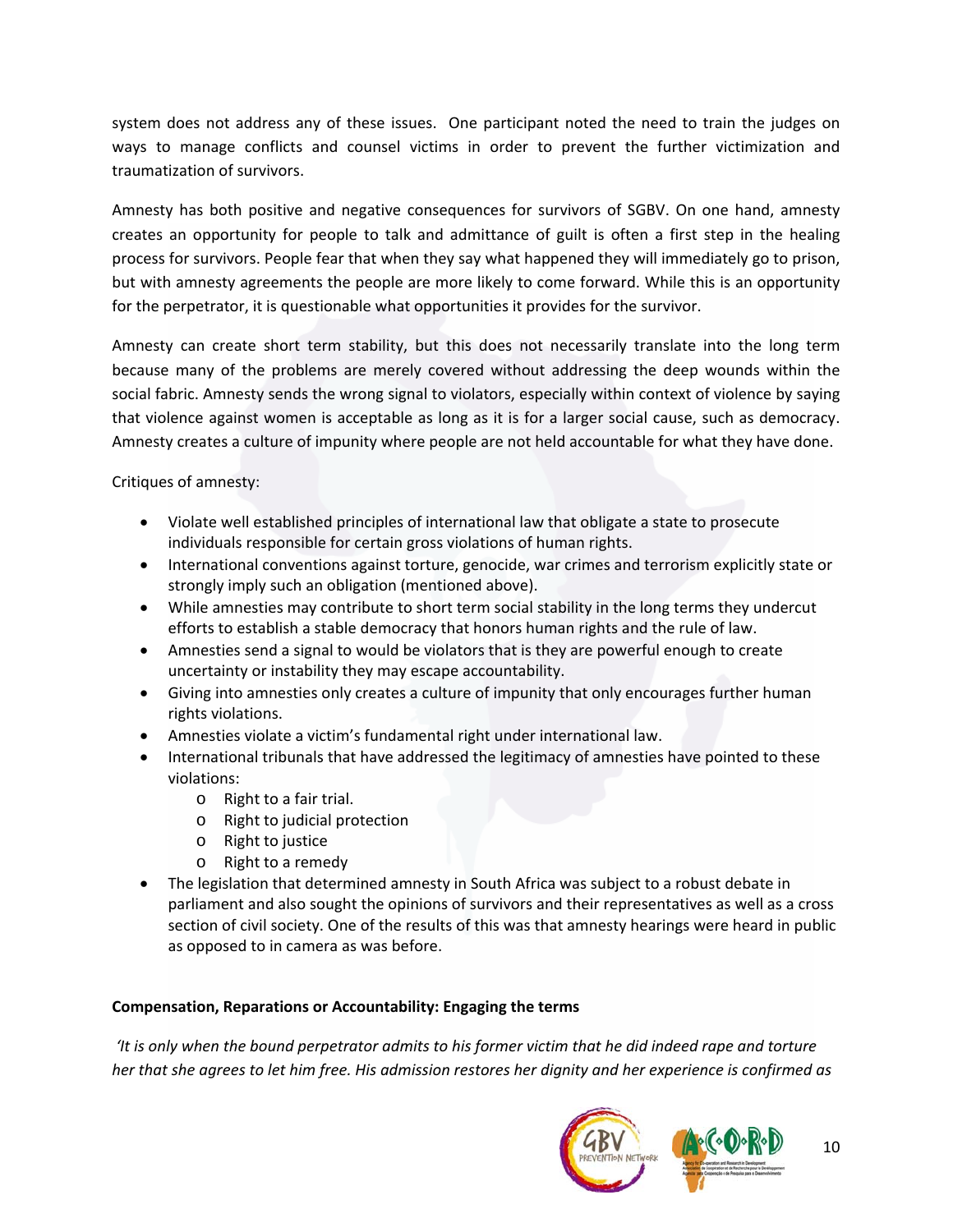system does not address any of these issues. One participant noted the need to train the judges on ways to manage conflicts and counsel victims in order to prevent the further victimization and traumatization of survivors.

Amnesty has both positive and negative consequences for survivors of SGBV. On one hand, amnesty creates an opportunity for people to talk and admittance of guilt is often a first step in the healing process for survivors. People fear that when they say what happened they will immediately go to prison, but with amnesty agreements the people are more likely to come forward. While this is an opportunity for the perpetrator, it is questionable what opportunities it provides for the survivor.

Amnesty can create short term stability, but this does not necessarily translate into the long term because many of the problems are merely covered without addressing the deep wounds within the social fabric. Amnesty sends the wrong signal to violators, especially within context of violence by saying that violence against women is acceptable as long as it is for a larger social cause, such as democracy. Amnesty creates a culture of impunity where people are not held accountable for what they have done.

Critiques of amnesty:

- Violate well established principles of international law that obligate a state to prosecute individuals responsible for certain gross violations of human rights.
- International conventions against torture, genocide, war crimes and terrorism explicitly state or strongly imply such an obligation (mentioned above).
- While amnesties may contribute to short term social stability in the long terms they undercut efforts to establish a stable democracy that honors human rights and the rule of law.
- Amnesties send a signal to would be violators that is they are powerful enough to create uncertainty or instability they may escape accountability.
- Giving into amnesties only creates a culture of impunity that only encourages further human rights violations.
- Amnesties violate a victim's fundamental right under international law.
- International tribunals that have addressed the legitimacy of amnesties have pointed to these violations:
  - Right to a fair trial.
  - Right to judicial protection
  - Right to justice
  - Right to a remedy
- The legislation that determined amnesty in South Africa was subject to a robust debate in parliament and also sought the opinions of survivors and their representatives as well as a cross section of civil society. One of the results of this was that amnesty hearings were heard in public as opposed to in camera as was before.

**Compensation, Reparations or Accountability: Engaging the terms**

*'It is only when the bound perpetrator admits to his former victim that he did indeed rape and torture her that she agrees to let him free. His admission restores her dignity and her experience is confirmed as*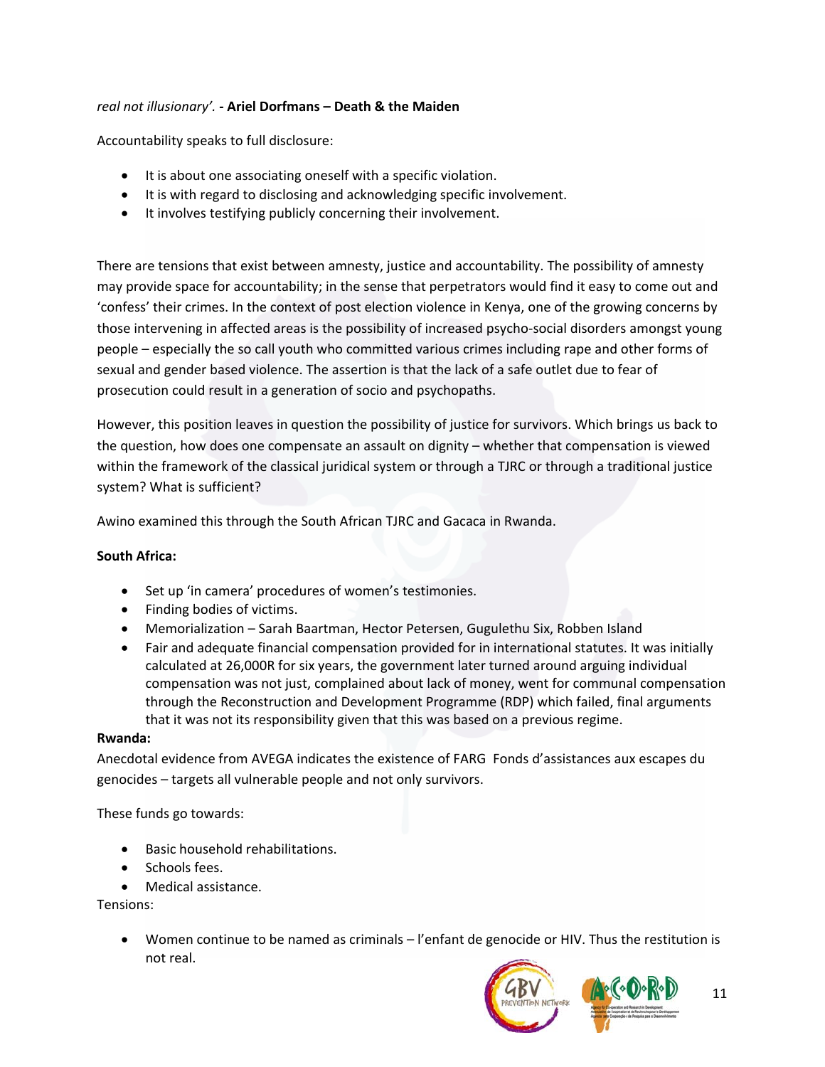*real not illusionary'.* **- Ariel Dorfmans – Death & the Maiden**

Accountability speaks to full disclosure:

- It is about one associating oneself with a specific violation.
- It is with regard to disclosing and acknowledging specific involvement.
- It involves testifying publicly concerning their involvement.

There are tensions that exist between amnesty, justice and accountability. The possibility of amnesty may provide space for accountability; in the sense that perpetrators would find it easy to come out and 'confess' their crimes. In the context of post election violence in Kenya, one of the growing concerns by those intervening in affected areas is the possibility of increased psycho-social disorders amongst young people – especially the so call youth who committed various crimes including rape and other forms of sexual and gender based violence. The assertion is that the lack of a safe outlet due to fear of prosecution could result in a generation of socio and psychopaths.

However, this position leaves in question the possibility of justice for survivors. Which brings us back to the question, how does one compensate an assault on dignity – whether that compensation is viewed within the framework of the classical juridical system or through a TJRC or through a traditional justice system? What is sufficient?

Awino examined this through the South African TJRC and Gacaca in Rwanda.

**South Africa:**

- Set up 'in camera' procedures of women's testimonies.
- Finding bodies of victims.
- Memorialization – Sarah Baartman, Hector Petersen, Gugulethu Six, Robben Island
- Fair and adequate financial compensation provided for in international statutes. It was initially calculated at 26,000R for six years, the government later turned around arguing individual compensation was not just, complained about lack of money, went for communal compensation through the Reconstruction and Development Programme (RDP) which failed, final arguments that it was not its responsibility given that this was based on a previous regime.

**Rwanda:**

Anecdotal evidence from AVEGA indicates the existence of FARG Fonds d'assistances aux escapes du genocides – targets all vulnerable people and not only survivors.

These funds go towards:

- Basic household rehabilitations.
- Schools fees.
- Medical assistance.

Tensions:

- Women continue to be named as criminals – l'enfant de genocide or HIV. Thus the restitution is not real.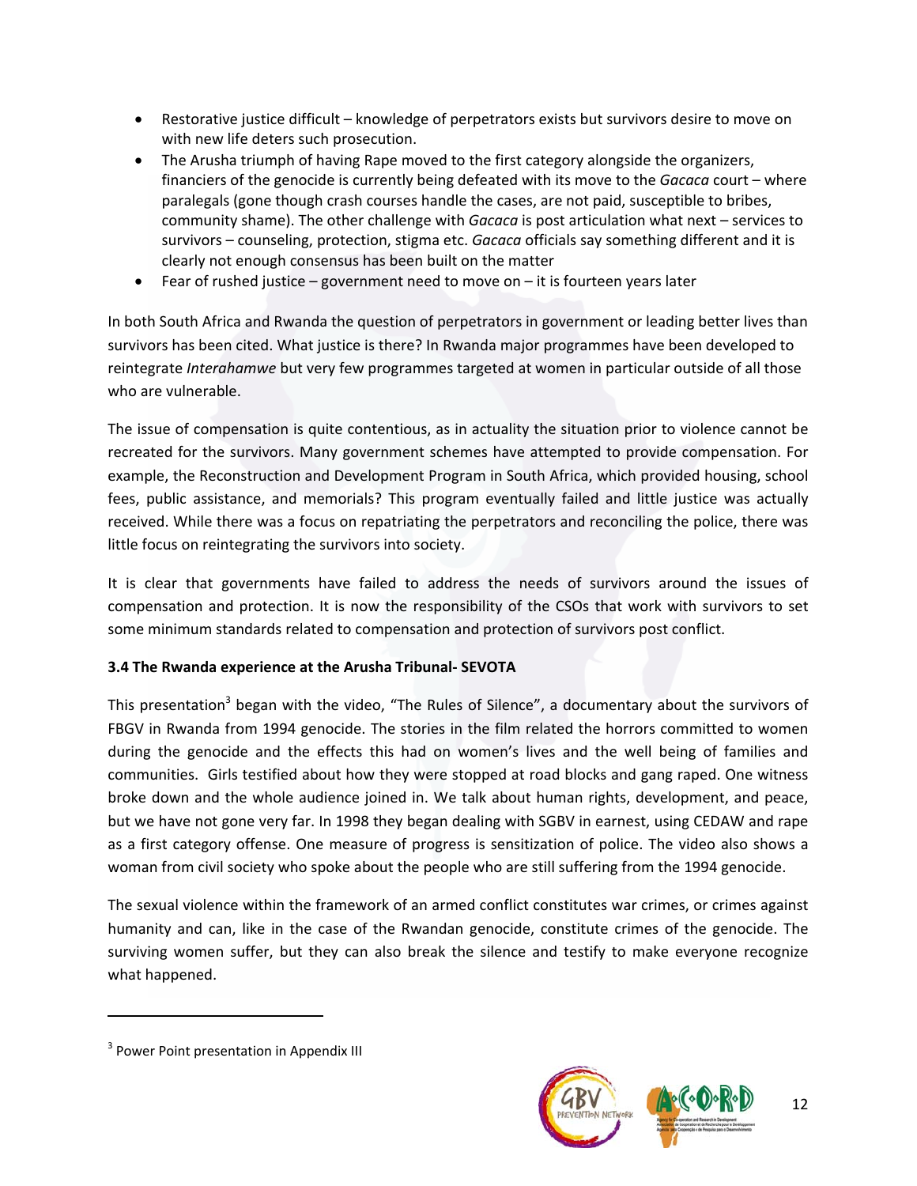- Restorative justice difficult – knowledge of perpetrators exists but survivors desire to move on with new life deters such prosecution.
- The Arusha triumph of having Rape moved to the first category alongside the organizers, financiers of the genocide is currently being defeated with its move to the *Gacaca* court – where paralegals (gone though crash courses handle the cases, are not paid, susceptible to bribes, community shame). The other challenge with *Gacaca* is post articulation what next – services to survivors – counseling, protection, stigma etc. *Gacaca* officials say something different and it is clearly not enough consensus has been built on the matter
- Fear of rushed justice – government need to move on – it is fourteen years later

In both South Africa and Rwanda the question of perpetrators in government or leading better lives than survivors has been cited. What justice is there? In Rwanda major programmes have been developed to reintegrate *Interahamwe* but very few programmes targeted at women in particular outside of all those who are vulnerable.

The issue of compensation is quite contentious, as in actuality the situation prior to violence cannot be recreated for the survivors. Many government schemes have attempted to provide compensation. For example, the Reconstruction and Development Program in South Africa, which provided housing, school fees, public assistance, and memorials? This program eventually failed and little justice was actually received. While there was a focus on repatriating the perpetrators and reconciling the police, there was little focus on reintegrating the survivors into society.

It is clear that governments have failed to address the needs of survivors around the issues of compensation and protection. It is now the responsibility of the CSOs that work with survivors to set some minimum standards related to compensation and protection of survivors post conflict.

**3.4 The Rwanda experience at the Arusha Tribunal- SEVOTA**

This presentation[3] began with the video, "The Rules of Silence", a documentary about the survivors of FBGV in Rwanda from 1994 genocide. The stories in the film related the horrors committed to women during the genocide and the effects this had on women's lives and the well being of families and communities. Girls testified about how they were stopped at road blocks and gang raped. One witness broke down and the whole audience joined in. We talk about human rights, development, and peace, but we have not gone very far. In 1998 they began dealing with SGBV in earnest, using CEDAW and rape as a first category offense. One measure of progress is sensitization of police. The video also shows a woman from civil society who spoke about the people who are still suffering from the 1994 genocide.

The sexual violence within the framework of an armed conflict constitutes war crimes, or crimes against humanity and can, like in the case of the Rwandan genocide, constitute crimes of the genocide. The surviving women suffer, but they can also break the silence and testify to make everyone recognize what happened.

[3] Power Point presentation in Appendix III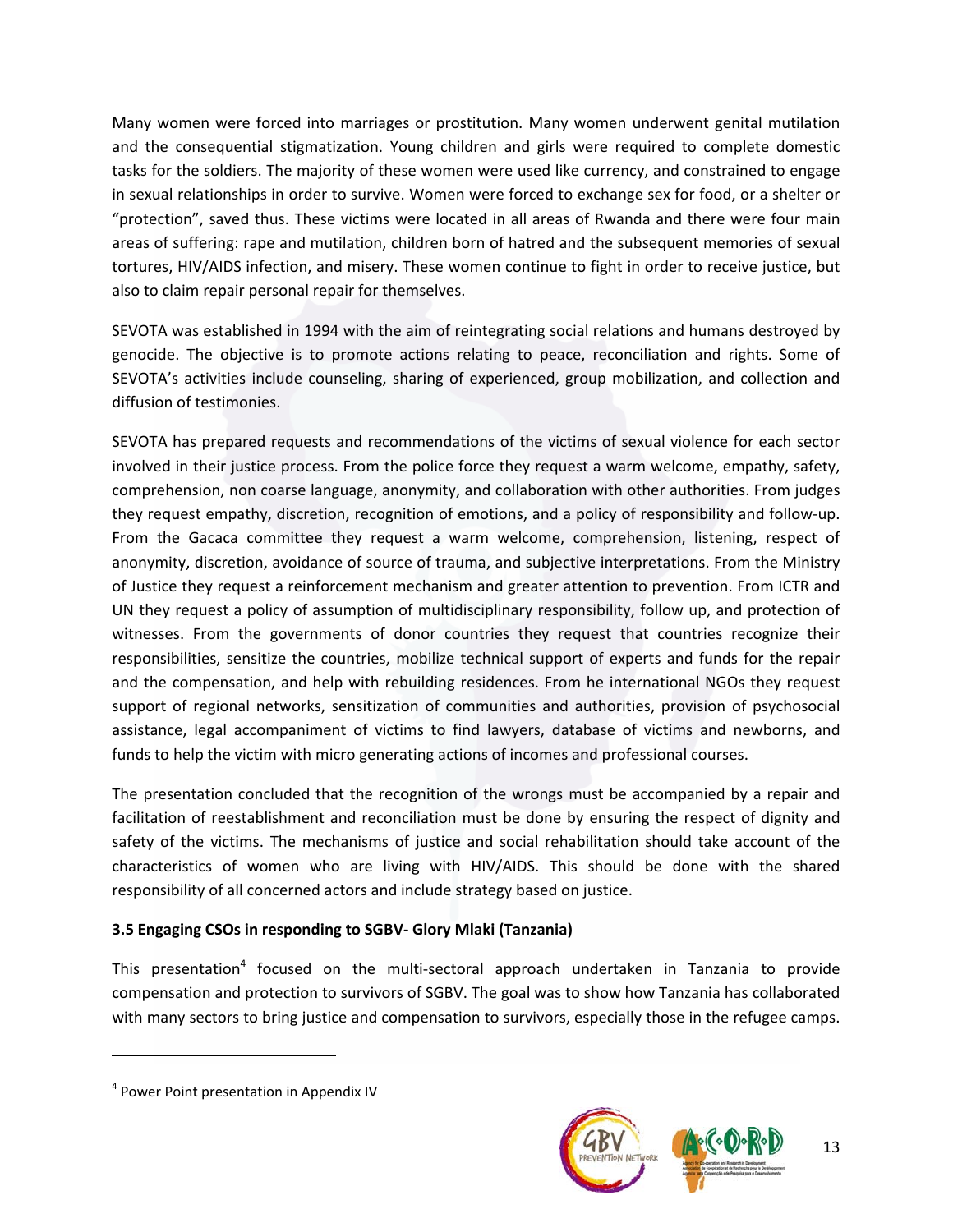Many women were forced into marriages or prostitution. Many women underwent genital mutilation and the consequential stigmatization. Young children and girls were required to complete domestic tasks for the soldiers. The majority of these women were used like currency, and constrained to engage in sexual relationships in order to survive. Women were forced to exchange sex for food, or a shelter or "protection", saved thus. These victims were located in all areas of Rwanda and there were four main areas of suffering: rape and mutilation, children born of hatred and the subsequent memories of sexual tortures, HIV/AIDS infection, and misery. These women continue to fight in order to receive justice, but also to claim repair personal repair for themselves.

SEVOTA was established in 1994 with the aim of reintegrating social relations and humans destroyed by genocide. The objective is to promote actions relating to peace, reconciliation and rights. Some of SEVOTA's activities include counseling, sharing of experienced, group mobilization, and collection and diffusion of testimonies.

SEVOTA has prepared requests and recommendations of the victims of sexual violence for each sector involved in their justice process. From the police force they request a warm welcome, empathy, safety, comprehension, non coarse language, anonymity, and collaboration with other authorities. From judges they request empathy, discretion, recognition of emotions, and a policy of responsibility and follow-up. From the Gacaca committee they request a warm welcome, comprehension, listening, respect of anonymity, discretion, avoidance of source of trauma, and subjective interpretations. From the Ministry of Justice they request a reinforcement mechanism and greater attention to prevention. From ICTR and UN they request a policy of assumption of multidisciplinary responsibility, follow up, and protection of witnesses. From the governments of donor countries they request that countries recognize their responsibilities, sensitize the countries, mobilize technical support of experts and funds for the repair and the compensation, and help with rebuilding residences. From he international NGOs they request support of regional networks, sensitization of communities and authorities, provision of psychosocial assistance, legal accompaniment of victims to find lawyers, database of victims and newborns, and funds to help the victim with micro generating actions of incomes and professional courses.

The presentation concluded that the recognition of the wrongs must be accompanied by a repair and facilitation of reestablishment and reconciliation must be done by ensuring the respect of dignity and safety of the victims. The mechanisms of justice and social rehabilitation should take account of the characteristics of women who are living with HIV/AIDS. This should be done with the shared responsibility of all concerned actors and include strategy based on justice.

### 3.5 Engaging CSOs in responding to SGBV- Glory Mlaki (Tanzania)

This presentation[4] focused on the multi-sectoral approach undertaken in Tanzania to provide compensation and protection to survivors of SGBV. The goal was to show how Tanzania has collaborated with many sectors to bring justice and compensation to survivors, especially those in the refugee camps.

---

[4] Power Point presentation in Appendix IV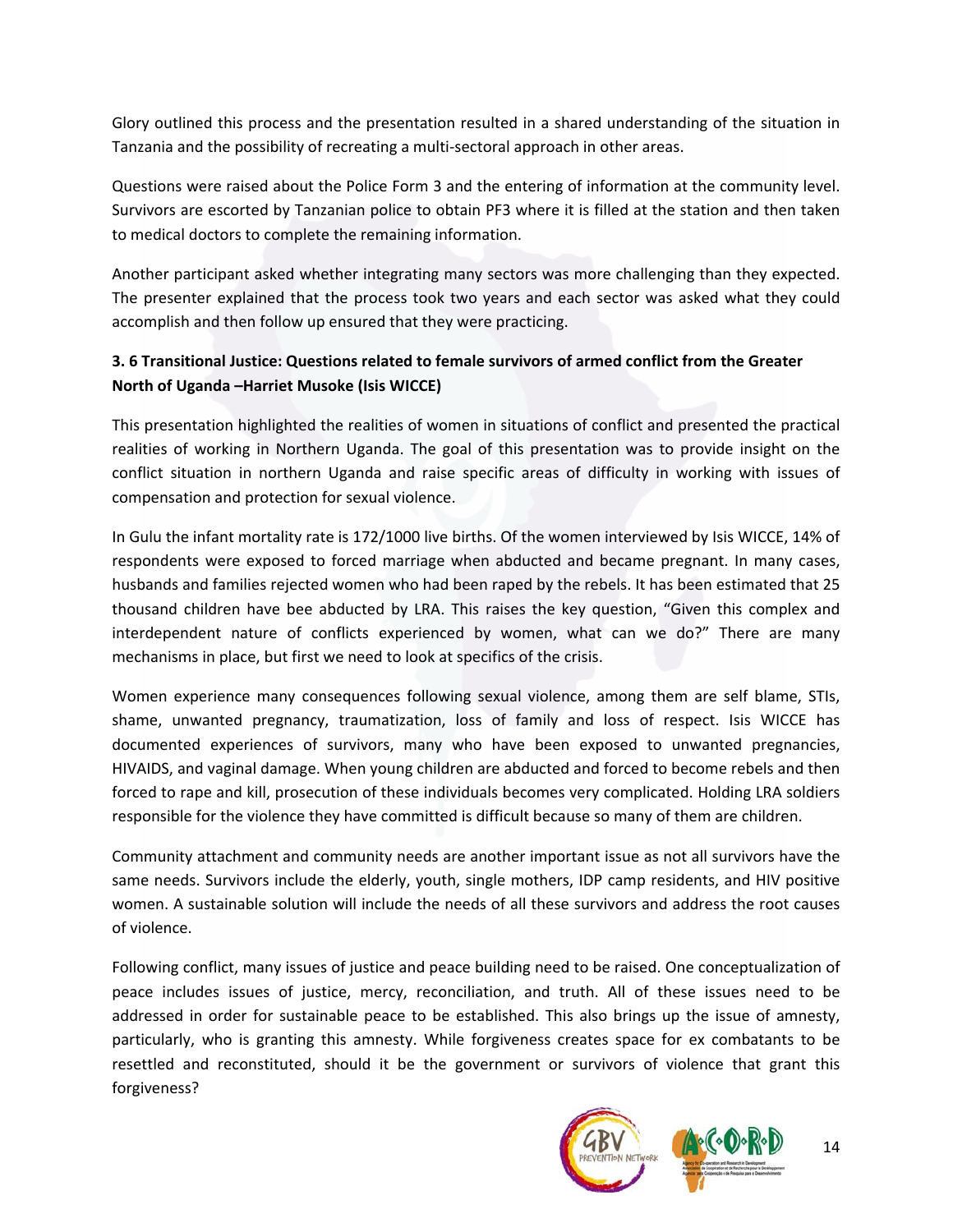Glory outlined this process and the presentation resulted in a shared understanding of the situation in Tanzania and the possibility of recreating a multi-sectoral approach in other areas.

Questions were raised about the Police Form 3 and the entering of information at the community level. Survivors are escorted by Tanzanian police to obtain PF3 where it is filled at the station and then taken to medical doctors to complete the remaining information.

Another participant asked whether integrating many sectors was more challenging than they expected. The presenter explained that the process took two years and each sector was asked what they could accomplish and then follow up ensured that they were practicing.

### 3. 6 Transitional Justice: Questions related to female survivors of armed conflict from the Greater North of Uganda –Harriet Musoke (Isis WICCE)

This presentation highlighted the realities of women in situations of conflict and presented the practical realities of working in Northern Uganda. The goal of this presentation was to provide insight on the conflict situation in northern Uganda and raise specific areas of difficulty in working with issues of compensation and protection for sexual violence.

In Gulu the infant mortality rate is 172/1000 live births. Of the women interviewed by Isis WICCE, 14% of respondents were exposed to forced marriage when abducted and became pregnant. In many cases, husbands and families rejected women who had been raped by the rebels. It has been estimated that 25 thousand children have bee abducted by LRA. This raises the key question, "Given this complex and interdependent nature of conflicts experienced by women, what can we do?" There are many mechanisms in place, but first we need to look at specifics of the crisis.

Women experience many consequences following sexual violence, among them are self blame, STIs, shame, unwanted pregnancy, traumatization, loss of family and loss of respect. Isis WICCE has documented experiences of survivors, many who have been exposed to unwanted pregnancies, HIVAIDS, and vaginal damage. When young children are abducted and forced to become rebels and then forced to rape and kill, prosecution of these individuals becomes very complicated. Holding LRA soldiers responsible for the violence they have committed is difficult because so many of them are children.

Community attachment and community needs are another important issue as not all survivors have the same needs. Survivors include the elderly, youth, single mothers, IDP camp residents, and HIV positive women. A sustainable solution will include the needs of all these survivors and address the root causes of violence.

Following conflict, many issues of justice and peace building need to be raised. One conceptualization of peace includes issues of justice, mercy, reconciliation, and truth. All of these issues need to be addressed in order for sustainable peace to be established. This also brings up the issue of amnesty, particularly, who is granting this amnesty. While forgiveness creates space for ex combatants to be resettled and reconstituted, should it be the government or survivors of violence that grant this forgiveness?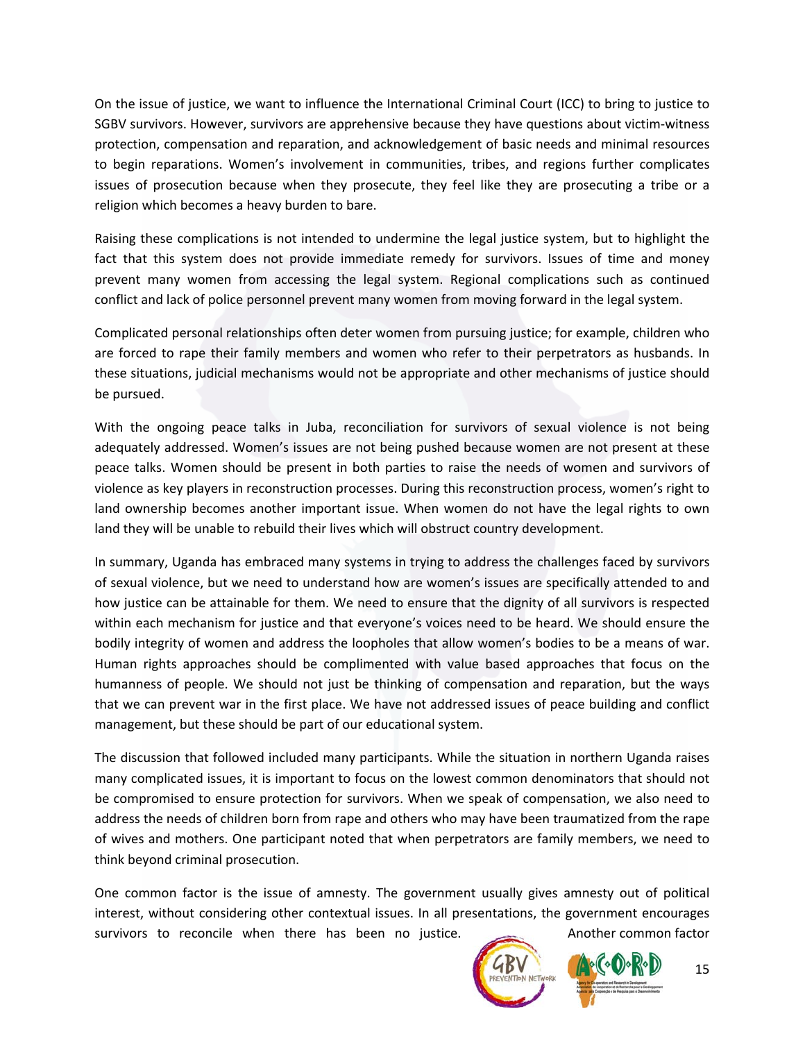On the issue of justice, we want to influence the International Criminal Court (ICC) to bring to justice to SGBV survivors. However, survivors are apprehensive because they have questions about victim-witness protection, compensation and reparation, and acknowledgement of basic needs and minimal resources to begin reparations. Women's involvement in communities, tribes, and regions further complicates issues of prosecution because when they prosecute, they feel like they are prosecuting a tribe or a religion which becomes a heavy burden to bare.

Raising these complications is not intended to undermine the legal justice system, but to highlight the fact that this system does not provide immediate remedy for survivors. Issues of time and money prevent many women from accessing the legal system. Regional complications such as continued conflict and lack of police personnel prevent many women from moving forward in the legal system.

Complicated personal relationships often deter women from pursuing justice; for example, children who are forced to rape their family members and women who refer to their perpetrators as husbands. In these situations, judicial mechanisms would not be appropriate and other mechanisms of justice should be pursued.

With the ongoing peace talks in Juba, reconciliation for survivors of sexual violence is not being adequately addressed. Women's issues are not being pushed because women are not present at these peace talks. Women should be present in both parties to raise the needs of women and survivors of violence as key players in reconstruction processes. During this reconstruction process, women's right to land ownership becomes another important issue. When women do not have the legal rights to own land they will be unable to rebuild their lives which will obstruct country development.

In summary, Uganda has embraced many systems in trying to address the challenges faced by survivors of sexual violence, but we need to understand how are women's issues are specifically attended to and how justice can be attainable for them. We need to ensure that the dignity of all survivors is respected within each mechanism for justice and that everyone's voices need to be heard. We should ensure the bodily integrity of women and address the loopholes that allow women's bodies to be a means of war. Human rights approaches should be complimented with value based approaches that focus on the humanness of people. We should not just be thinking of compensation and reparation, but the ways that we can prevent war in the first place. We have not addressed issues of peace building and conflict management, but these should be part of our educational system.

The discussion that followed included many participants. While the situation in northern Uganda raises many complicated issues, it is important to focus on the lowest common denominators that should not be compromised to ensure protection for survivors. When we speak of compensation, we also need to address the needs of children born from rape and others who may have been traumatized from the rape of wives and mothers. One participant noted that when perpetrators are family members, we need to think beyond criminal prosecution.

One common factor is the issue of amnesty. The government usually gives amnesty out of political interest, without considering other contextual issues. In all presentations, the government encourages survivors to reconcile when there has been no justice. Another common factor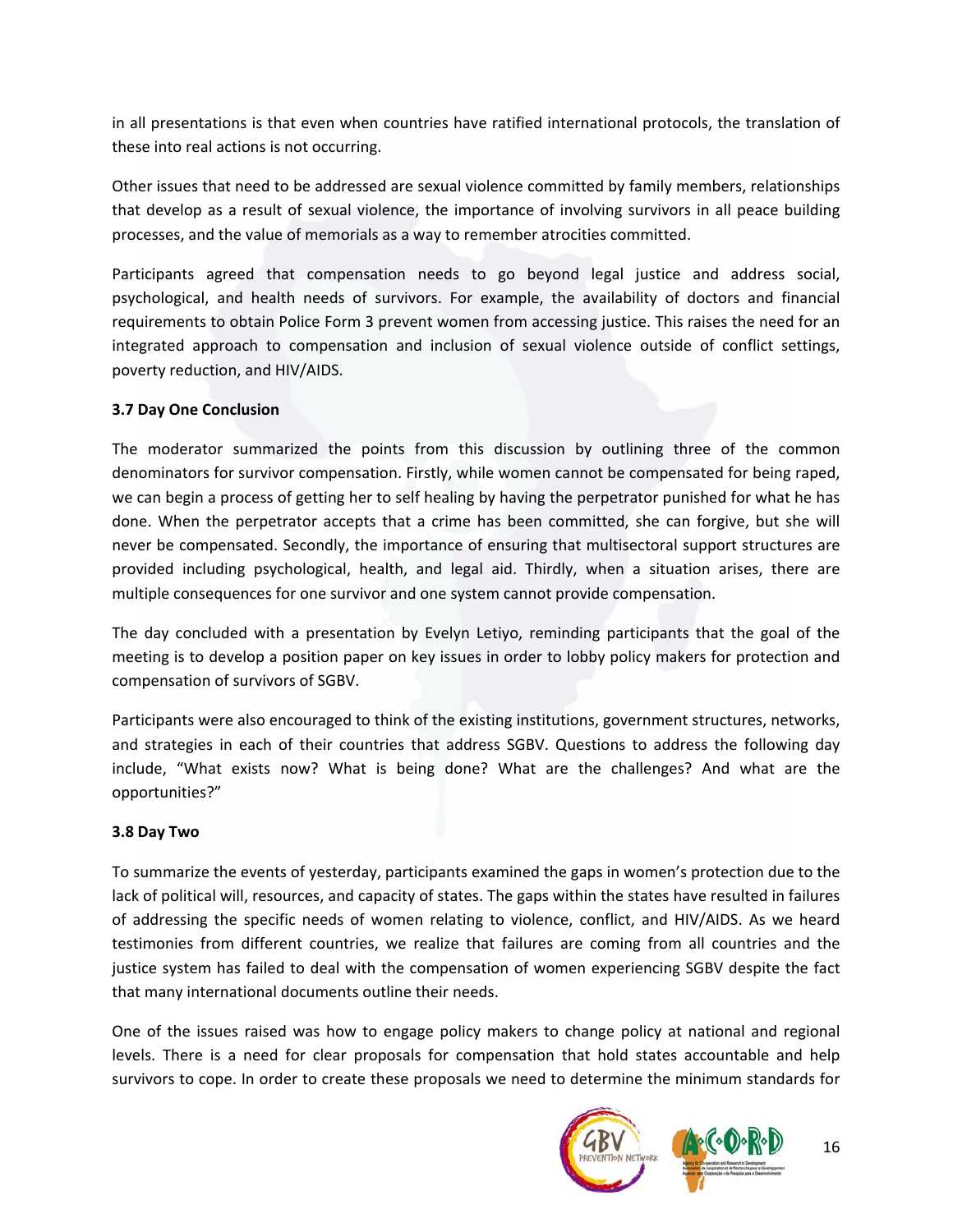in all presentations is that even when countries have ratified international protocols, the translation of these into real actions is not occurring.

Other issues that need to be addressed are sexual violence committed by family members, relationships that develop as a result of sexual violence, the importance of involving survivors in all peace building processes, and the value of memorials as a way to remember atrocities committed.

Participants agreed that compensation needs to go beyond legal justice and address social, psychological, and health needs of survivors. For example, the availability of doctors and financial requirements to obtain Police Form 3 prevent women from accessing justice. This raises the need for an integrated approach to compensation and inclusion of sexual violence outside of conflict settings, poverty reduction, and HIV/AIDS.

### 3.7 Day One Conclusion

The moderator summarized the points from this discussion by outlining three of the common denominators for survivor compensation. Firstly, while women cannot be compensated for being raped, we can begin a process of getting her to self healing by having the perpetrator punished for what he has done. When the perpetrator accepts that a crime has been committed, she can forgive, but she will never be compensated. Secondly, the importance of ensuring that multisectoral support structures are provided including psychological, health, and legal aid. Thirdly, when a situation arises, there are multiple consequences for one survivor and one system cannot provide compensation.

The day concluded with a presentation by Evelyn Letiyo, reminding participants that the goal of the meeting is to develop a position paper on key issues in order to lobby policy makers for protection and compensation of survivors of SGBV.

Participants were also encouraged to think of the existing institutions, government structures, networks, and strategies in each of their countries that address SGBV. Questions to address the following day include, "What exists now? What is being done? What are the challenges? And what are the opportunities?"

### 3.8 Day Two

To summarize the events of yesterday, participants examined the gaps in women's protection due to the lack of political will, resources, and capacity of states. The gaps within the states have resulted in failures of addressing the specific needs of women relating to violence, conflict, and HIV/AIDS. As we heard testimonies from different countries, we realize that failures are coming from all countries and the justice system has failed to deal with the compensation of women experiencing SGBV despite the fact that many international documents outline their needs.

One of the issues raised was how to engage policy makers to change policy at national and regional levels. There is a need for clear proposals for compensation that hold states accountable and help survivors to cope. In order to create these proposals we need to determine the minimum standards for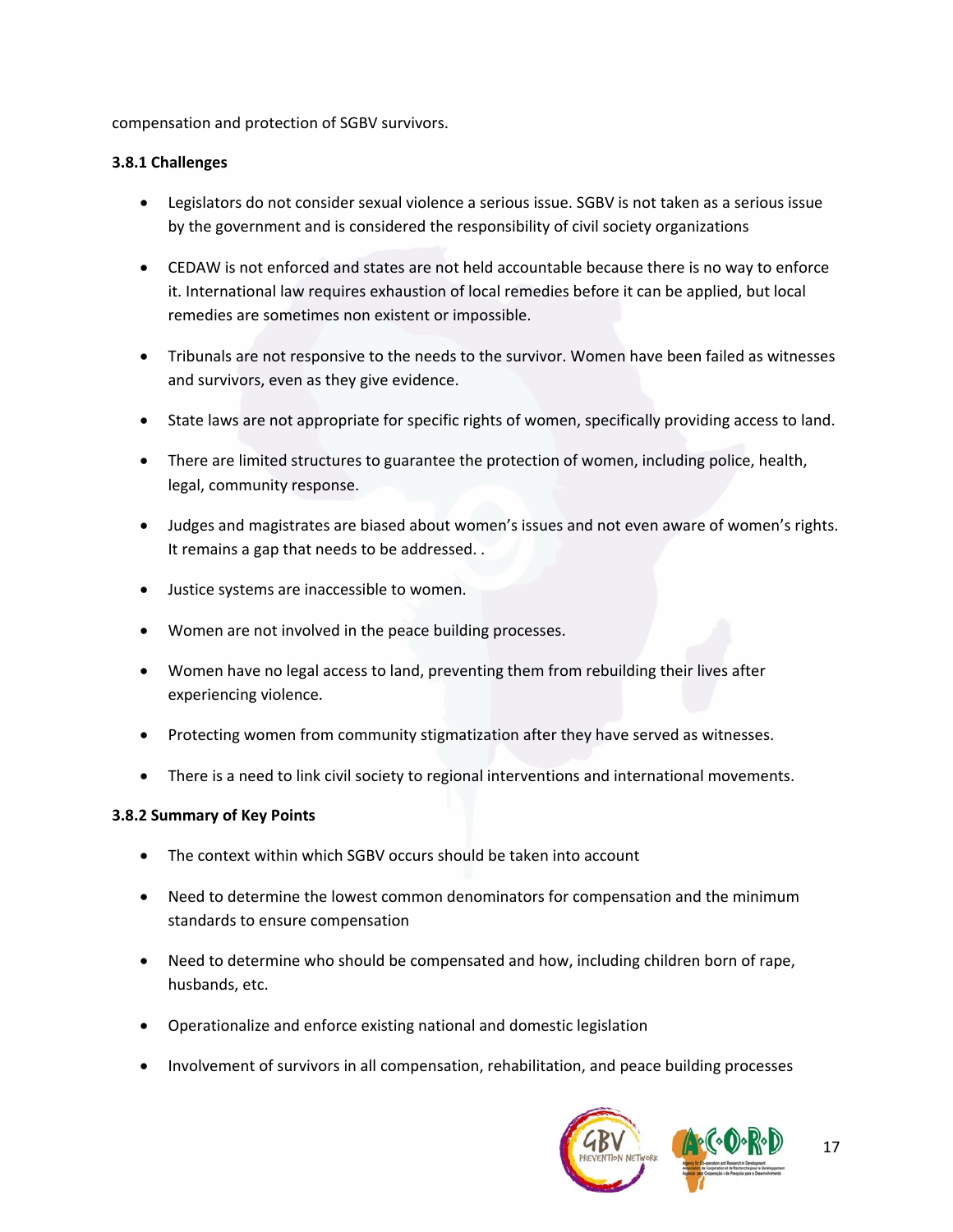compensation and protection of SGBV survivors.

### 3.8.1 Challenges

- Legislators do not consider sexual violence a serious issue. SGBV is not taken as a serious issue by the government and is considered the responsibility of civil society organizations
- CEDAW is not enforced and states are not held accountable because there is no way to enforce it. International law requires exhaustion of local remedies before it can be applied, but local remedies are sometimes non existent or impossible.
- Tribunals are not responsive to the needs to the survivor. Women have been failed as witnesses and survivors, even as they give evidence.
- State laws are not appropriate for specific rights of women, specifically providing access to land.
- There are limited structures to guarantee the protection of women, including police, health, legal, community response.
- Judges and magistrates are biased about women's issues and not even aware of women's rights. It remains a gap that needs to be addressed. .
- Justice systems are inaccessible to women.
- Women are not involved in the peace building processes.
- Women have no legal access to land, preventing them from rebuilding their lives after experiencing violence.
- Protecting women from community stigmatization after they have served as witnesses.
- There is a need to link civil society to regional interventions and international movements.

### 3.8.2 Summary of Key Points

- The context within which SGBV occurs should be taken into account
- Need to determine the lowest common denominators for compensation and the minimum standards to ensure compensation
- Need to determine who should be compensated and how, including children born of rape, husbands, etc.
- Operationalize and enforce existing national and domestic legislation
- Involvement of survivors in all compensation, rehabilitation, and peace building processes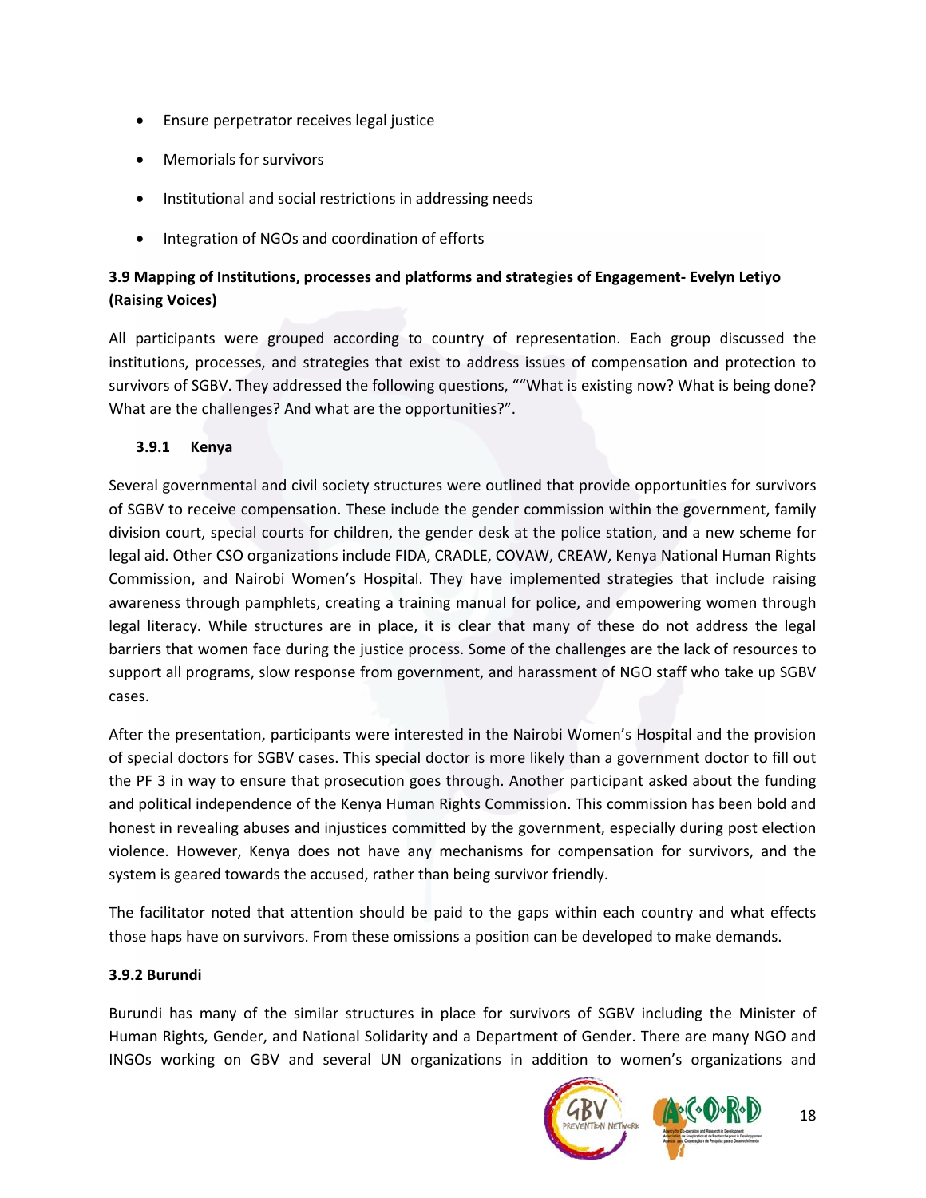- Ensure perpetrator receives legal justice
- Memorials for survivors
- Institutional and social restrictions in addressing needs
- Integration of NGOs and coordination of efforts

### 3.9 Mapping of Institutions, processes and platforms and strategies of Engagement- Evelyn Letiyo (Raising Voices)

All participants were grouped according to country of representation. Each group discussed the institutions, processes, and strategies that exist to address issues of compensation and protection to survivors of SGBV. They addressed the following questions, ""What is existing now? What is being done? What are the challenges? And what are the opportunities?".

#### 3.9.1 Kenya

Several governmental and civil society structures were outlined that provide opportunities for survivors of SGBV to receive compensation. These include the gender commission within the government, family division court, special courts for children, the gender desk at the police station, and a new scheme for legal aid. Other CSO organizations include FIDA, CRADLE, COVAW, CREAW, Kenya National Human Rights Commission, and Nairobi Women's Hospital. They have implemented strategies that include raising awareness through pamphlets, creating a training manual for police, and empowering women through legal literacy. While structures are in place, it is clear that many of these do not address the legal barriers that women face during the justice process. Some of the challenges are the lack of resources to support all programs, slow response from government, and harassment of NGO staff who take up SGBV cases.

After the presentation, participants were interested in the Nairobi Women's Hospital and the provision of special doctors for SGBV cases. This special doctor is more likely than a government doctor to fill out the PF 3 in way to ensure that prosecution goes through. Another participant asked about the funding and political independence of the Kenya Human Rights Commission. This commission has been bold and honest in revealing abuses and injustices committed by the government, especially during post election violence. However, Kenya does not have any mechanisms for compensation for survivors, and the system is geared towards the accused, rather than being survivor friendly.

The facilitator noted that attention should be paid to the gaps within each country and what effects those haps have on survivors. From these omissions a position can be developed to make demands.

#### 3.9.2 Burundi

Burundi has many of the similar structures in place for survivors of SGBV including the Minister of Human Rights, Gender, and National Solidarity and a Department of Gender. There are many NGO and INGOs working on GBV and several UN organizations in addition to women's organizations and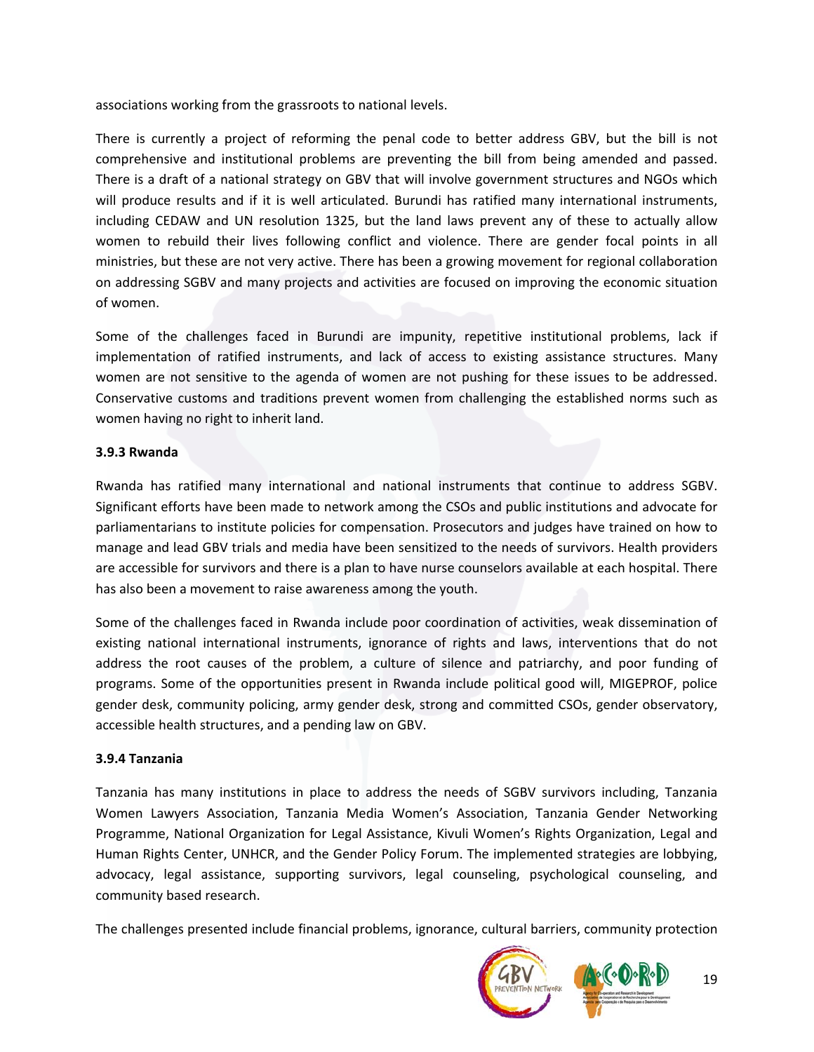associations working from the grassroots to national levels.

There is currently a project of reforming the penal code to better address GBV, but the bill is not comprehensive and institutional problems are preventing the bill from being amended and passed. There is a draft of a national strategy on GBV that will involve government structures and NGOs which will produce results and if it is well articulated. Burundi has ratified many international instruments, including CEDAW and UN resolution 1325, but the land laws prevent any of these to actually allow women to rebuild their lives following conflict and violence. There are gender focal points in all ministries, but these are not very active. There has been a growing movement for regional collaboration on addressing SGBV and many projects and activities are focused on improving the economic situation of women.

Some of the challenges faced in Burundi are impunity, repetitive institutional problems, lack if implementation of ratified instruments, and lack of access to existing assistance structures. Many women are not sensitive to the agenda of women are not pushing for these issues to be addressed. Conservative customs and traditions prevent women from challenging the established norms such as women having no right to inherit land.

### 3.9.3 Rwanda

Rwanda has ratified many international and national instruments that continue to address SGBV. Significant efforts have been made to network among the CSOs and public institutions and advocate for parliamentarians to institute policies for compensation. Prosecutors and judges have trained on how to manage and lead GBV trials and media have been sensitized to the needs of survivors. Health providers are accessible for survivors and there is a plan to have nurse counselors available at each hospital. There has also been a movement to raise awareness among the youth.

Some of the challenges faced in Rwanda include poor coordination of activities, weak dissemination of existing national international instruments, ignorance of rights and laws, interventions that do not address the root causes of the problem, a culture of silence and patriarchy, and poor funding of programs. Some of the opportunities present in Rwanda include political good will, MIGEPROF, police gender desk, community policing, army gender desk, strong and committed CSOs, gender observatory, accessible health structures, and a pending law on GBV.

### 3.9.4 Tanzania

Tanzania has many institutions in place to address the needs of SGBV survivors including, Tanzania Women Lawyers Association, Tanzania Media Women's Association, Tanzania Gender Networking Programme, National Organization for Legal Assistance, Kivuli Women's Rights Organization, Legal and Human Rights Center, UNHCR, and the Gender Policy Forum. The implemented strategies are lobbying, advocacy, legal assistance, supporting survivors, legal counseling, psychological counseling, and community based research.

The challenges presented include financial problems, ignorance, cultural barriers, community protection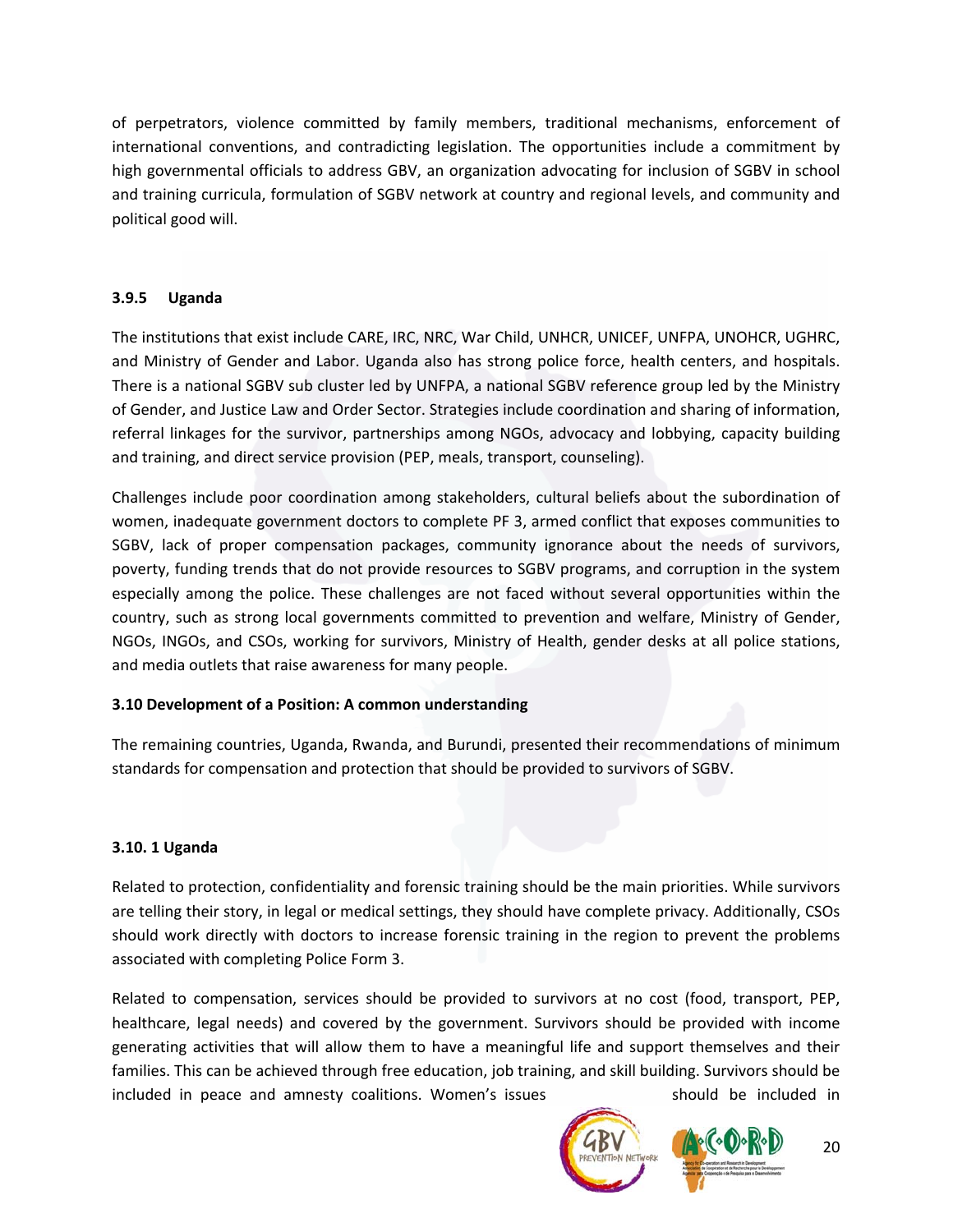of perpetrators, violence committed by family members, traditional mechanisms, enforcement of international conventions, and contradicting legislation. The opportunities include a commitment by high governmental officials to address GBV, an organization advocating for inclusion of SGBV in school and training curricula, formulation of SGBV network at country and regional levels, and community and political good will.

### 3.9.5 Uganda

The institutions that exist include CARE, IRC, NRC, War Child, UNHCR, UNICEF, UNFPA, UNOHCR, UGHRC, and Ministry of Gender and Labor. Uganda also has strong police force, health centers, and hospitals. There is a national SGBV sub cluster led by UNFPA, a national SGBV reference group led by the Ministry of Gender, and Justice Law and Order Sector. Strategies include coordination and sharing of information, referral linkages for the survivor, partnerships among NGOs, advocacy and lobbying, capacity building and training, and direct service provision (PEP, meals, transport, counseling).

Challenges include poor coordination among stakeholders, cultural beliefs about the subordination of women, inadequate government doctors to complete PF 3, armed conflict that exposes communities to SGBV, lack of proper compensation packages, community ignorance about the needs of survivors, poverty, funding trends that do not provide resources to SGBV programs, and corruption in the system especially among the police. These challenges are not faced without several opportunities within the country, such as strong local governments committed to prevention and welfare, Ministry of Gender, NGOs, INGOs, and CSOs, working for survivors, Ministry of Health, gender desks at all police stations, and media outlets that raise awareness for many people.

### 3.10 Development of a Position: A common understanding

The remaining countries, Uganda, Rwanda, and Burundi, presented their recommendations of minimum standards for compensation and protection that should be provided to survivors of SGBV.

### 3.10. 1 Uganda

Related to protection, confidentiality and forensic training should be the main priorities. While survivors are telling their story, in legal or medical settings, they should have complete privacy. Additionally, CSOs should work directly with doctors to increase forensic training in the region to prevent the problems associated with completing Police Form 3.

Related to compensation, services should be provided to survivors at no cost (food, transport, PEP, healthcare, legal needs) and covered by the government. Survivors should be provided with income generating activities that will allow them to have a meaningful life and support themselves and their families. This can be achieved through free education, job training, and skill building. Survivors should be included in peace and amnesty coalitions. Women's issues should be included in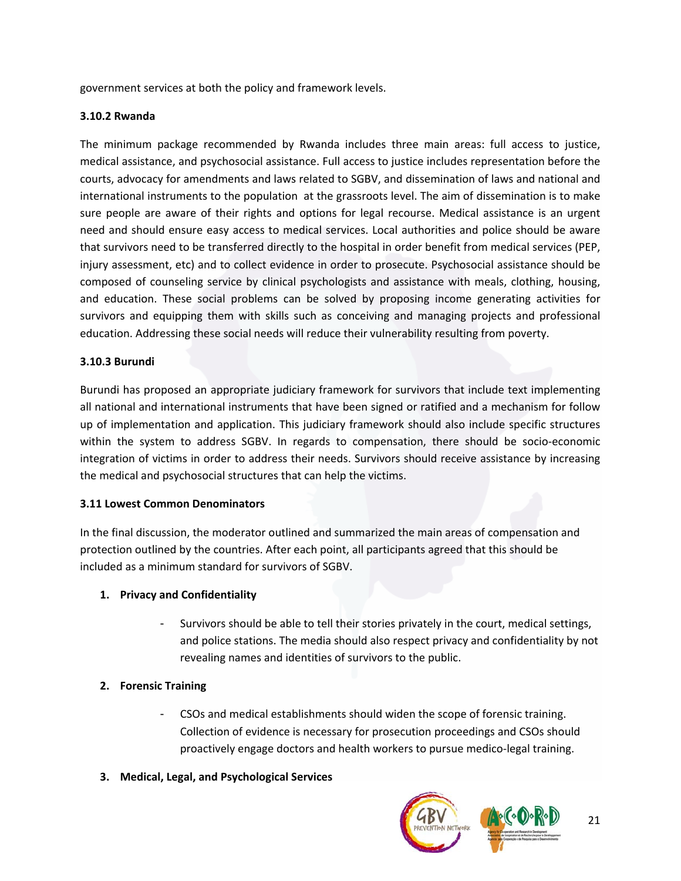government services at both the policy and framework levels.

### 3.10.2 Rwanda

The minimum package recommended by Rwanda includes three main areas: full access to justice, medical assistance, and psychosocial assistance. Full access to justice includes representation before the courts, advocacy for amendments and laws related to SGBV, and dissemination of laws and national and international instruments to the population at the grassroots level. The aim of dissemination is to make sure people are aware of their rights and options for legal recourse. Medical assistance is an urgent need and should ensure easy access to medical services. Local authorities and police should be aware that survivors need to be transferred directly to the hospital in order benefit from medical services (PEP, injury assessment, etc) and to collect evidence in order to prosecute. Psychosocial assistance should be composed of counseling service by clinical psychologists and assistance with meals, clothing, housing, and education. These social problems can be solved by proposing income generating activities for survivors and equipping them with skills such as conceiving and managing projects and professional education. Addressing these social needs will reduce their vulnerability resulting from poverty.

### 3.10.3 Burundi

Burundi has proposed an appropriate judiciary framework for survivors that include text implementing all national and international instruments that have been signed or ratified and a mechanism for follow up of implementation and application. This judiciary framework should also include specific structures within the system to address SGBV. In regards to compensation, there should be socio-economic integration of victims in order to address their needs. Survivors should receive assistance by increasing the medical and psychosocial structures that can help the victims.

## 3.11 Lowest Common Denominators

In the final discussion, the moderator outlined and summarized the main areas of compensation and protection outlined by the countries. After each point, all participants agreed that this should be included as a minimum standard for survivors of SGBV.

1. **Privacy and Confidentiality**
   - Survivors should be able to tell their stories privately in the court, medical settings, and police stations. The media should also respect privacy and confidentiality by not revealing names and identities of survivors to the public.

2. **Forensic Training**
   - CSOs and medical establishments should widen the scope of forensic training. Collection of evidence is necessary for prosecution proceedings and CSOs should proactively engage doctors and health workers to pursue medico-legal training.

3. **Medical, Legal, and Psychological Services**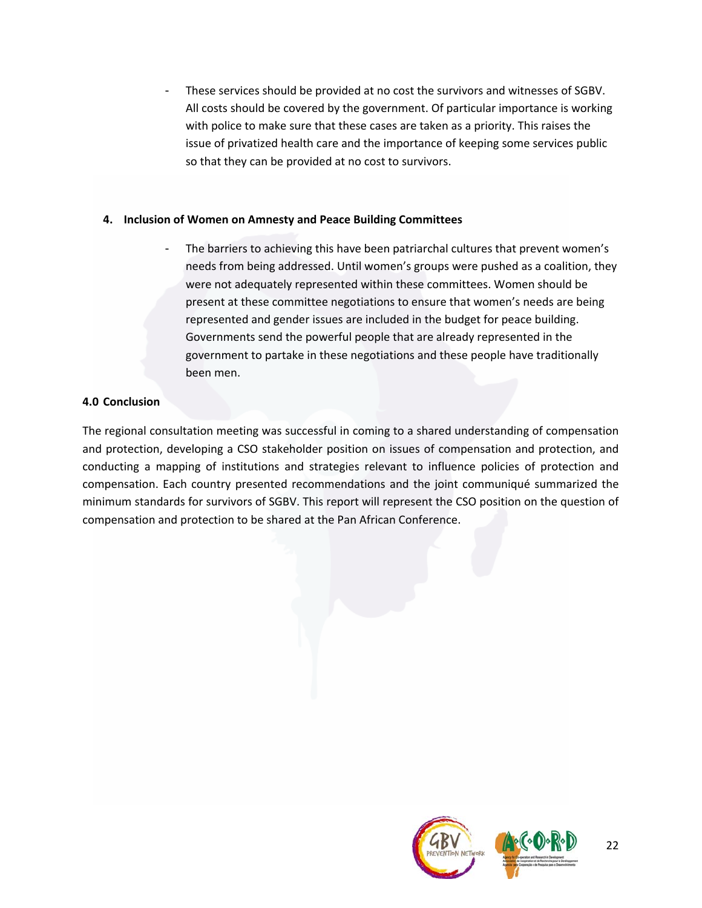- These services should be provided at no cost the survivors and witnesses of SGBV. All costs should be covered by the government. Of particular importance is working with police to make sure that these cases are taken as a priority. This raises the issue of privatized health care and the importance of keeping some services public so that they can be provided at no cost to survivors.

4. **Inclusion of Women on Amnesty and Peace Building Committees**

   - The barriers to achieving this have been patriarchal cultures that prevent women's needs from being addressed. Until women's groups were pushed as a coalition, they were not adequately represented within these committees. Women should be present at these committee negotiations to ensure that women's needs are being represented and gender issues are included in the budget for peace building. Governments send the powerful people that are already represented in the government to partake in these negotiations and these people have traditionally been men.

## 4.0 Conclusion

The regional consultation meeting was successful in coming to a shared understanding of compensation and protection, developing a CSO stakeholder position on issues of compensation and protection, and conducting a mapping of institutions and strategies relevant to influence policies of protection and compensation. Each country presented recommendations and the joint communiqué summarized the minimum standards for survivors of SGBV. This report will represent the CSO position on the question of compensation and protection to be shared at the Pan African Conference.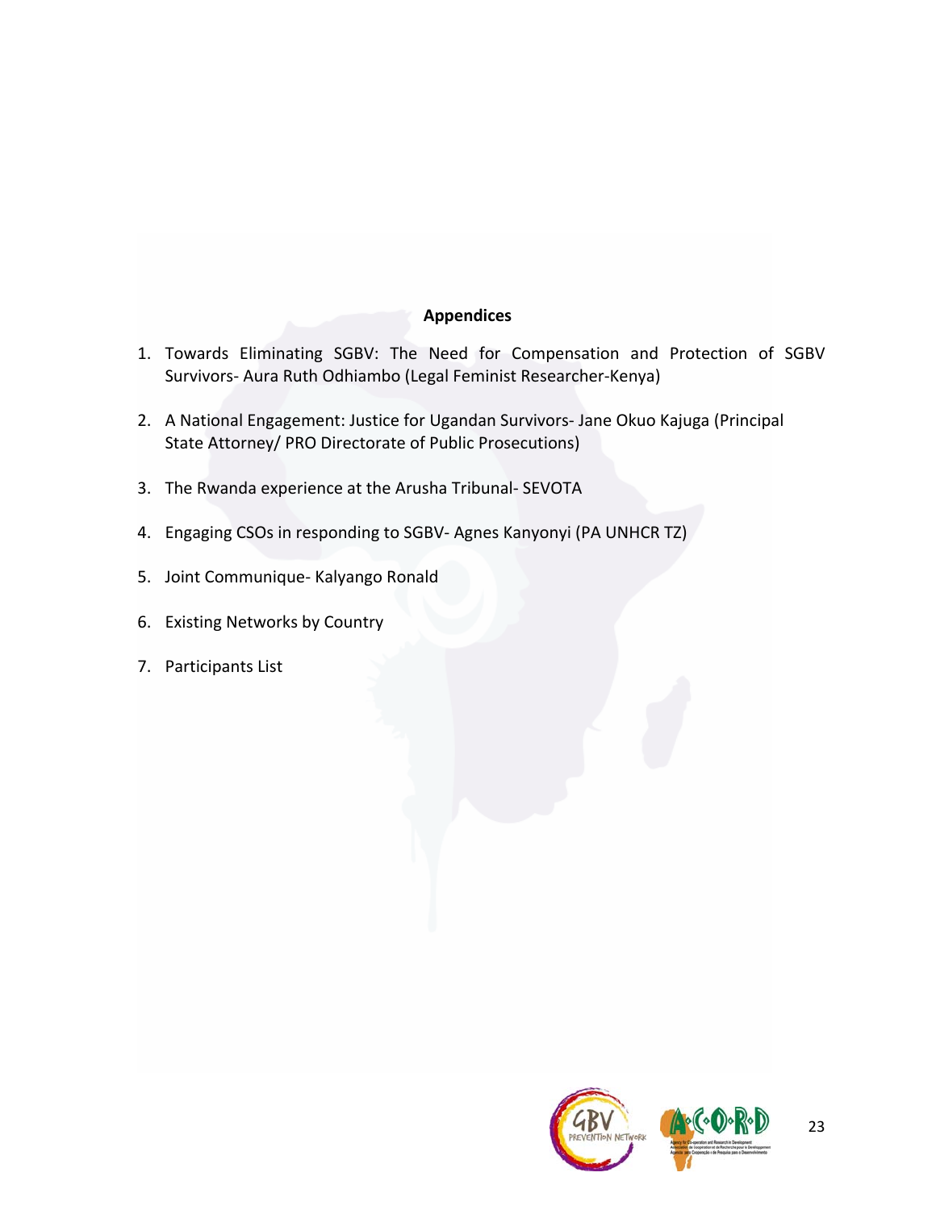## Appendices

1. Towards Eliminating SGBV: The Need for Compensation and Protection of SGBV Survivors- Aura Ruth Odhiambo (Legal Feminist Researcher-Kenya)
2. A National Engagement: Justice for Ugandan Survivors- Jane Okuo Kajuga (Principal State Attorney/ PRO Directorate of Public Prosecutions)
3. The Rwanda experience at the Arusha Tribunal- SEVOTA
4. Engaging CSOs in responding to SGBV- Agnes Kanyonyi (PA UNHCR TZ)
5. Joint Communique- Kalyango Ronald
6. Existing Networks by Country
7. Participants List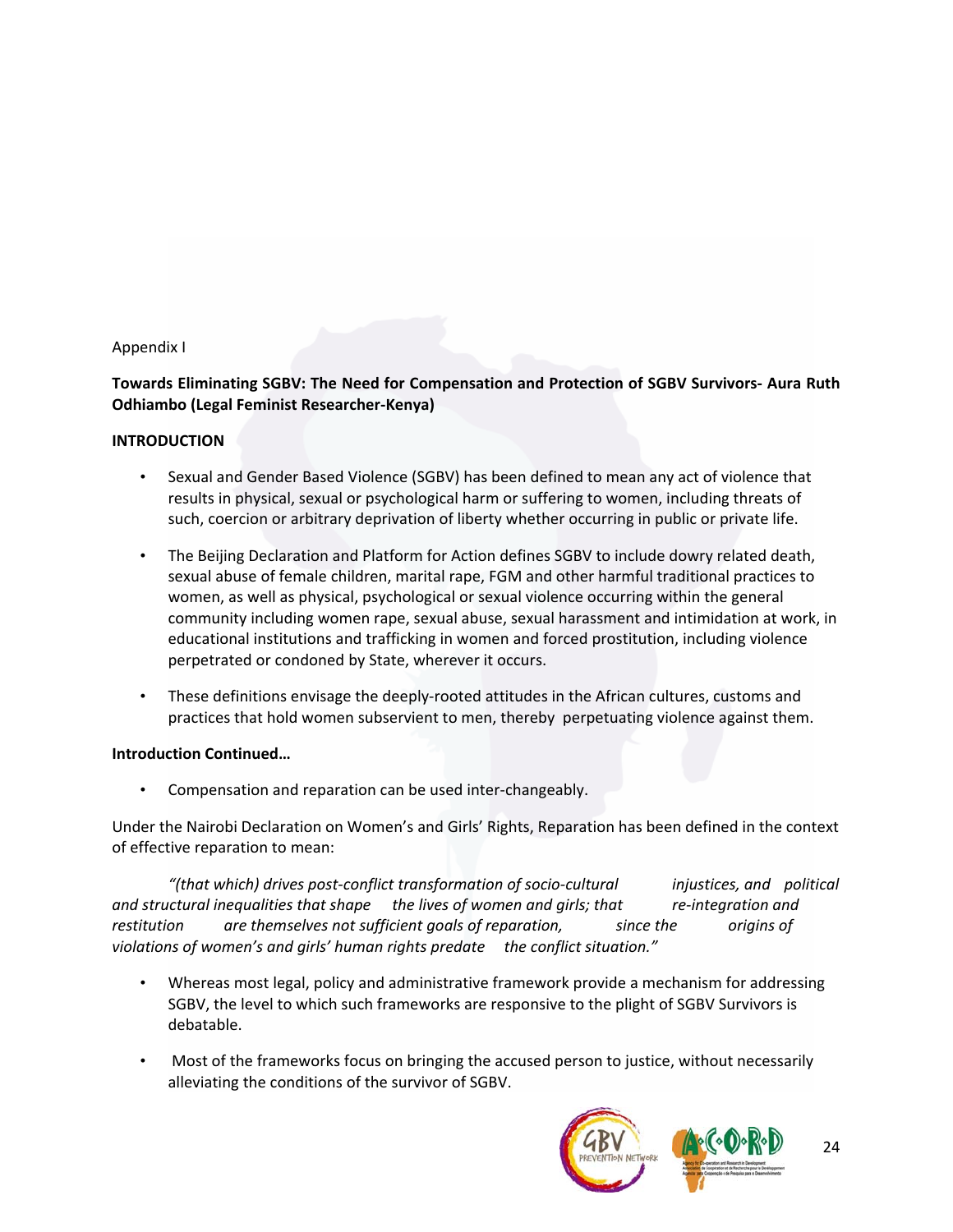Appendix I

**Towards Eliminating SGBV: The Need for Compensation and Protection of SGBV Survivors- Aura Ruth Odhiambo (Legal Feminist Researcher-Kenya)**

**INTRODUCTION**

- Sexual and Gender Based Violence (SGBV) has been defined to mean any act of violence that results in physical, sexual or psychological harm or suffering to women, including threats of such, coercion or arbitrary deprivation of liberty whether occurring in public or private life.
- The Beijing Declaration and Platform for Action defines SGBV to include dowry related death, sexual abuse of female children, marital rape, FGM and other harmful traditional practices to women, as well as physical, psychological or sexual violence occurring within the general community including women rape, sexual abuse, sexual harassment and intimidation at work, in educational institutions and trafficking in women and forced prostitution, including violence perpetrated or condoned by State, wherever it occurs.
- These definitions envisage the deeply-rooted attitudes in the African cultures, customs and practices that hold women subservient to men, thereby perpetuating violence against them.

**Introduction Continued…**

- Compensation and reparation can be used inter-changeably.

Under the Nairobi Declaration on Women's and Girls' Rights, Reparation has been defined in the context of effective reparation to mean:

*"(that which) drives post-conflict transformation of socio-cultural injustices, and political and structural inequalities that shape the lives of women and girls; that re-integration and restitution are themselves not sufficient goals of reparation, since the origins of violations of women's and girls' human rights predate the conflict situation."*

- Whereas most legal, policy and administrative framework provide a mechanism for addressing SGBV, the level to which such frameworks are responsive to the plight of SGBV Survivors is debatable.
- Most of the frameworks focus on bringing the accused person to justice, without necessarily alleviating the conditions of the survivor of SGBV.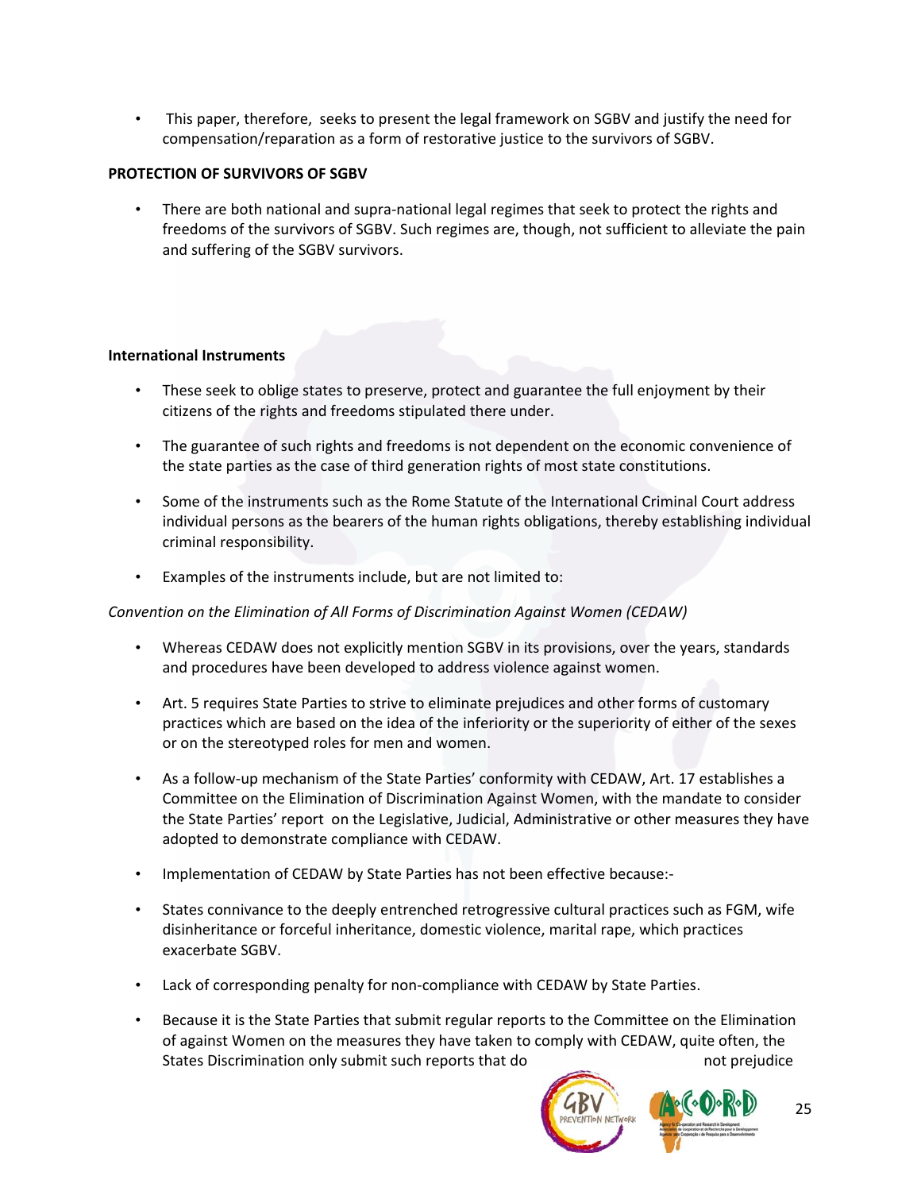- This paper, therefore, seeks to present the legal framework on SGBV and justify the need for compensation/reparation as a form of restorative justice to the survivors of SGBV.

**PROTECTION OF SURVIVORS OF SGBV**

- There are both national and supra-national legal regimes that seek to protect the rights and freedoms of the survivors of SGBV. Such regimes are, though, not sufficient to alleviate the pain and suffering of the SGBV survivors.

**International Instruments**

- These seek to oblige states to preserve, protect and guarantee the full enjoyment by their citizens of the rights and freedoms stipulated there under.
- The guarantee of such rights and freedoms is not dependent on the economic convenience of the state parties as the case of third generation rights of most state constitutions.
- Some of the instruments such as the Rome Statute of the International Criminal Court address individual persons as the bearers of the human rights obligations, thereby establishing individual criminal responsibility.
- Examples of the instruments include, but are not limited to:

*Convention on the Elimination of All Forms of Discrimination Against Women (CEDAW)*

- Whereas CEDAW does not explicitly mention SGBV in its provisions, over the years, standards and procedures have been developed to address violence against women.
- Art. 5 requires State Parties to strive to eliminate prejudices and other forms of customary practices which are based on the idea of the inferiority or the superiority of either of the sexes or on the stereotyped roles for men and women.
- As a follow-up mechanism of the State Parties' conformity with CEDAW, Art. 17 establishes a Committee on the Elimination of Discrimination Against Women, with the mandate to consider the State Parties' report on the Legislative, Judicial, Administrative or other measures they have adopted to demonstrate compliance with CEDAW.
- Implementation of CEDAW by State Parties has not been effective because:-
- States connivance to the deeply entrenched retrogressive cultural practices such as FGM, wife disinheritance or forceful inheritance, domestic violence, marital rape, which practices exacerbate SGBV.
- Lack of corresponding penalty for non-compliance with CEDAW by State Parties.
- Because it is the State Parties that submit regular reports to the Committee on the Elimination of against Women on the measures they have taken to comply with CEDAW, quite often, the States Discrimination only submit such reports that do not prejudice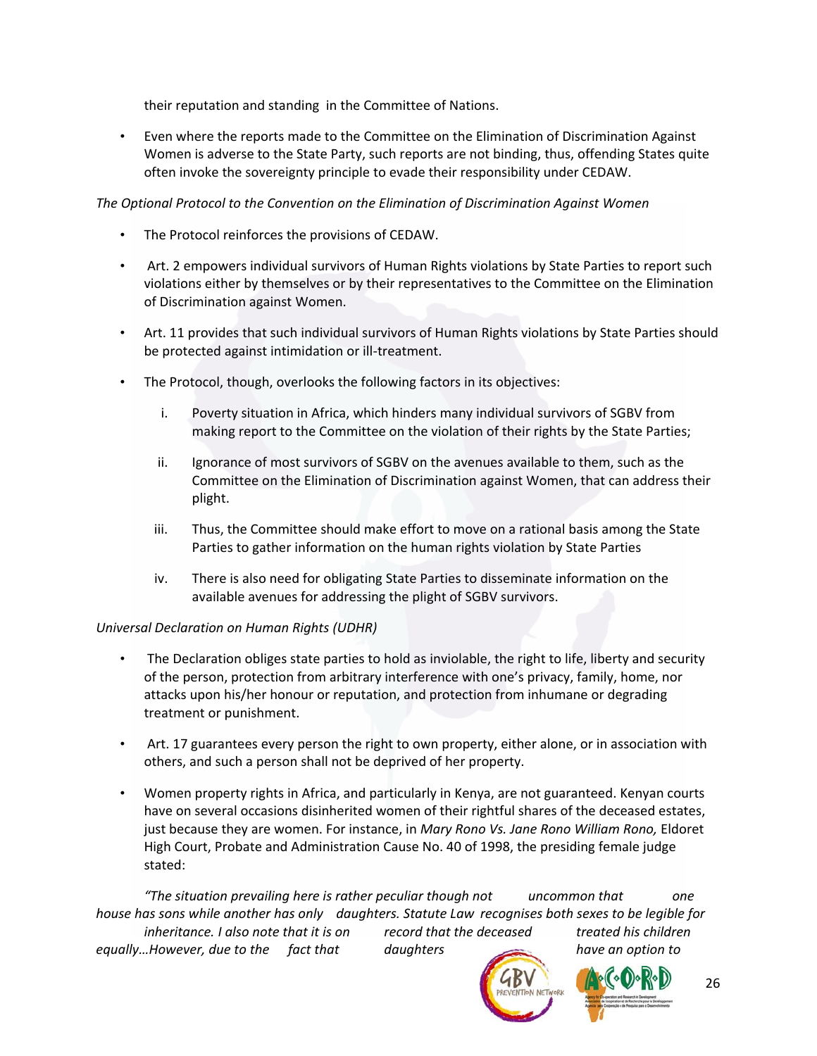their reputation and standing in the Committee of Nations.

- Even where the reports made to the Committee on the Elimination of Discrimination Against Women is adverse to the State Party, such reports are not binding, thus, offending States quite often invoke the sovereignty principle to evade their responsibility under CEDAW.

*The Optional Protocol to the Convention on the Elimination of Discrimination Against Women*

- The Protocol reinforces the provisions of CEDAW.
- Art. 2 empowers individual survivors of Human Rights violations by State Parties to report such violations either by themselves or by their representatives to the Committee on the Elimination of Discrimination against Women.
- Art. 11 provides that such individual survivors of Human Rights violations by State Parties should be protected against intimidation or ill-treatment.
- The Protocol, though, overlooks the following factors in its objectives:
  i. Poverty situation in Africa, which hinders many individual survivors of SGBV from making report to the Committee on the violation of their rights by the State Parties;
  ii. Ignorance of most survivors of SGBV on the avenues available to them, such as the Committee on the Elimination of Discrimination against Women, that can address their plight.
  iii. Thus, the Committee should make effort to move on a rational basis among the State Parties to gather information on the human rights violation by State Parties
  iv. There is also need for obligating State Parties to disseminate information on the available avenues for addressing the plight of SGBV survivors.

*Universal Declaration on Human Rights (UDHR)*

- The Declaration obliges state parties to hold as inviolable, the right to life, liberty and security of the person, protection from arbitrary interference with one's privacy, family, home, nor attacks upon his/her honour or reputation, and protection from inhumane or degrading treatment or punishment.
- Art. 17 guarantees every person the right to own property, either alone, or in association with others, and such a person shall not be deprived of her property.
- Women property rights in Africa, and particularly in Kenya, are not guaranteed. Kenyan courts have on several occasions disinherited women of their rightful shares of the deceased estates, just because they are women. For instance, in *Mary Rono Vs. Jane Rono William Rono,* Eldoret High Court, Probate and Administration Cause No. 40 of 1998, the presiding female judge stated:

*"The situation prevailing here is rather peculiar though not uncommon that one house has sons while another has only daughters. Statute Law recognises both sexes to be legible for inheritance. I also note that it is on record that the deceased treated his children equally…However, due to the fact that daughters have an option to*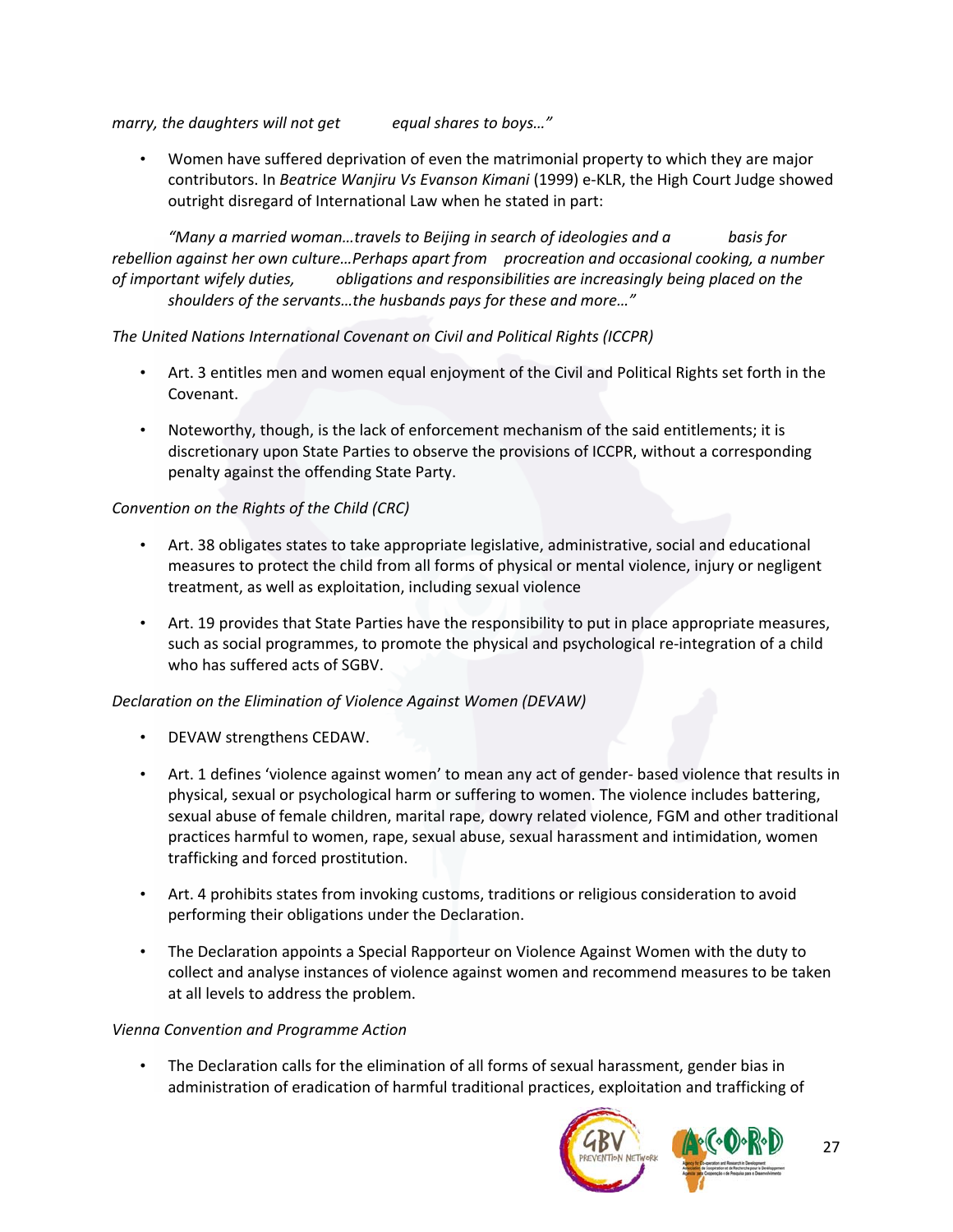*marry, the daughters will not get equal shares to boys…"*

- Women have suffered deprivation of even the matrimonial property to which they are major contributors. In *Beatrice Wanjiru Vs Evanson Kimani* (1999) e-KLR, the High Court Judge showed outright disregard of International Law when he stated in part:

*"Many a married woman…travels to Beijing in search of ideologies and a basis for rebellion against her own culture…Perhaps apart from procreation and occasional cooking, a number of important wifely duties, obligations and responsibilities are increasingly being placed on the shoulders of the servants…the husbands pays for these and more…"*

*The United Nations International Covenant on Civil and Political Rights (ICCPR)*

- Art. 3 entitles men and women equal enjoyment of the Civil and Political Rights set forth in the Covenant.
- Noteworthy, though, is the lack of enforcement mechanism of the said entitlements; it is discretionary upon State Parties to observe the provisions of ICCPR, without a corresponding penalty against the offending State Party.

*Convention on the Rights of the Child (CRC)*

- Art. 38 obligates states to take appropriate legislative, administrative, social and educational measures to protect the child from all forms of physical or mental violence, injury or negligent treatment, as well as exploitation, including sexual violence
- Art. 19 provides that State Parties have the responsibility to put in place appropriate measures, such as social programmes, to promote the physical and psychological re-integration of a child who has suffered acts of SGBV.

*Declaration on the Elimination of Violence Against Women (DEVAW)*

- DEVAW strengthens CEDAW.
- Art. 1 defines 'violence against women' to mean any act of gender- based violence that results in physical, sexual or psychological harm or suffering to women. The violence includes battering, sexual abuse of female children, marital rape, dowry related violence, FGM and other traditional practices harmful to women, rape, sexual abuse, sexual harassment and intimidation, women trafficking and forced prostitution.
- Art. 4 prohibits states from invoking customs, traditions or religious consideration to avoid performing their obligations under the Declaration.
- The Declaration appoints a Special Rapporteur on Violence Against Women with the duty to collect and analyse instances of violence against women and recommend measures to be taken at all levels to address the problem.

*Vienna Convention and Programme Action*

- The Declaration calls for the elimination of all forms of sexual harassment, gender bias in administration of eradication of harmful traditional practices, exploitation and trafficking of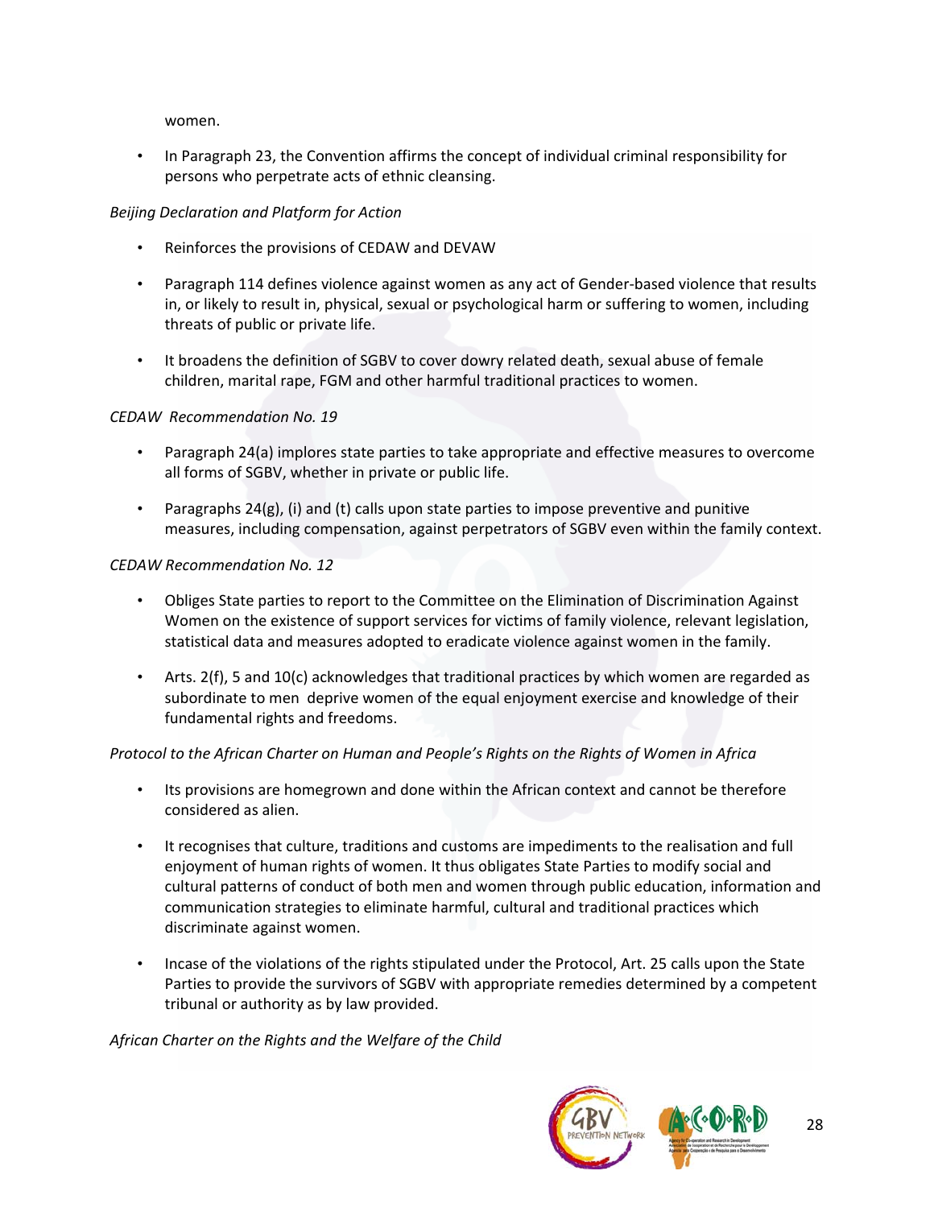women.

- In Paragraph 23, the Convention affirms the concept of individual criminal responsibility for persons who perpetrate acts of ethnic cleansing.

*Beijing Declaration and Platform for Action*

- Reinforces the provisions of CEDAW and DEVAW
- Paragraph 114 defines violence against women as any act of Gender-based violence that results in, or likely to result in, physical, sexual or psychological harm or suffering to women, including threats of public or private life.
- It broadens the definition of SGBV to cover dowry related death, sexual abuse of female children, marital rape, FGM and other harmful traditional practices to women.

*CEDAW Recommendation No. 19*

- Paragraph 24(a) implores state parties to take appropriate and effective measures to overcome all forms of SGBV, whether in private or public life.
- Paragraphs 24(g), (i) and (t) calls upon state parties to impose preventive and punitive measures, including compensation, against perpetrators of SGBV even within the family context.

*CEDAW Recommendation No. 12*

- Obliges State parties to report to the Committee on the Elimination of Discrimination Against Women on the existence of support services for victims of family violence, relevant legislation, statistical data and measures adopted to eradicate violence against women in the family.
- Arts. 2(f), 5 and 10(c) acknowledges that traditional practices by which women are regarded as subordinate to men deprive women of the equal enjoyment exercise and knowledge of their fundamental rights and freedoms.

*Protocol to the African Charter on Human and People's Rights on the Rights of Women in Africa*

- Its provisions are homegrown and done within the African context and cannot be therefore considered as alien.
- It recognises that culture, traditions and customs are impediments to the realisation and full enjoyment of human rights of women. It thus obligates State Parties to modify social and cultural patterns of conduct of both men and women through public education, information and communication strategies to eliminate harmful, cultural and traditional practices which discriminate against women.
- Incase of the violations of the rights stipulated under the Protocol, Art. 25 calls upon the State Parties to provide the survivors of SGBV with appropriate remedies determined by a competent tribunal or authority as by law provided.

*African Charter on the Rights and the Welfare of the Child*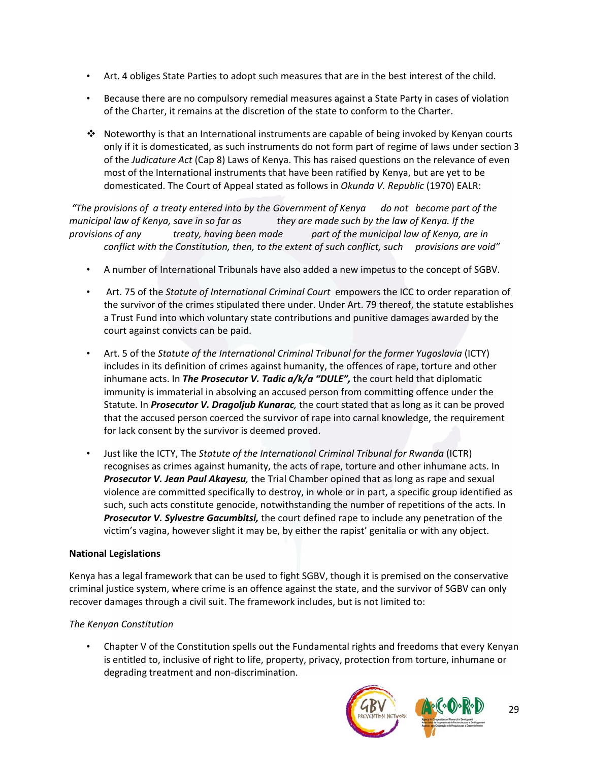- Art. 4 obliges State Parties to adopt such measures that are in the best interest of the child.
- Because there are no compulsory remedial measures against a State Party in cases of violation of the Charter, it remains at the discretion of the state to conform to the Charter.

- Noteworthy is that an International instruments are capable of being invoked by Kenyan courts only if it is domesticated, as such instruments do not form part of regime of laws under section 3 of the *Judicature Act* (Cap 8) Laws of Kenya. This has raised questions on the relevance of even most of the International instruments that have been ratified by Kenya, but are yet to be domesticated. The Court of Appeal stated as follows in *Okunda V. Republic* (1970) EALR:

*"The provisions of a treaty entered into by the Government of Kenya do not become part of the municipal law of Kenya, save in so far as they are made such by the law of Kenya. If the provisions of any treaty, having been made part of the municipal law of Kenya, are in conflict with the Constitution, then, to the extent of such conflict, such provisions are void"*

- A number of International Tribunals have also added a new impetus to the concept of SGBV.
- Art. 75 of the *Statute of International Criminal Court* empowers the ICC to order reparation of the survivor of the crimes stipulated there under. Under Art. 79 thereof, the statute establishes a Trust Fund into which voluntary state contributions and punitive damages awarded by the court against convicts can be paid.
- Art. 5 of the *Statute of the International Criminal Tribunal for the former Yugoslavia* (ICTY) includes in its definition of crimes against humanity, the offences of rape, torture and other inhumane acts. In ***The Prosecutor V. Tadic a/k/a "DULE",*** the court held that diplomatic immunity is immaterial in absolving an accused person from committing offence under the Statute. In ***Prosecutor V. Dragoljub Kunarac****,* the court stated that as long as it can be proved that the accused person coerced the survivor of rape into carnal knowledge, the requirement for lack consent by the survivor is deemed proved.
- Just like the ICTY, The *Statute of the International Criminal Tribunal for Rwanda* (ICTR) recognises as crimes against humanity, the acts of rape, torture and other inhumane acts. In ***Prosecutor V. Jean Paul Akayesu****,* the Trial Chamber opined that as long as rape and sexual violence are committed specifically to destroy, in whole or in part, a specific group identified as such, such acts constitute genocide, notwithstanding the number of repetitions of the acts. In ***Prosecutor V. Sylvestre Gacumbitsi,*** the court defined rape to include any penetration of the victim's vagina, however slight it may be, by either the rapist' genitalia or with any object.

**National Legislations**

Kenya has a legal framework that can be used to fight SGBV, though it is premised on the conservative criminal justice system, where crime is an offence against the state, and the survivor of SGBV can only recover damages through a civil suit. The framework includes, but is not limited to:

*The Kenyan Constitution*

- Chapter V of the Constitution spells out the Fundamental rights and freedoms that every Kenyan is entitled to, inclusive of right to life, property, privacy, protection from torture, inhumane or degrading treatment and non-discrimination.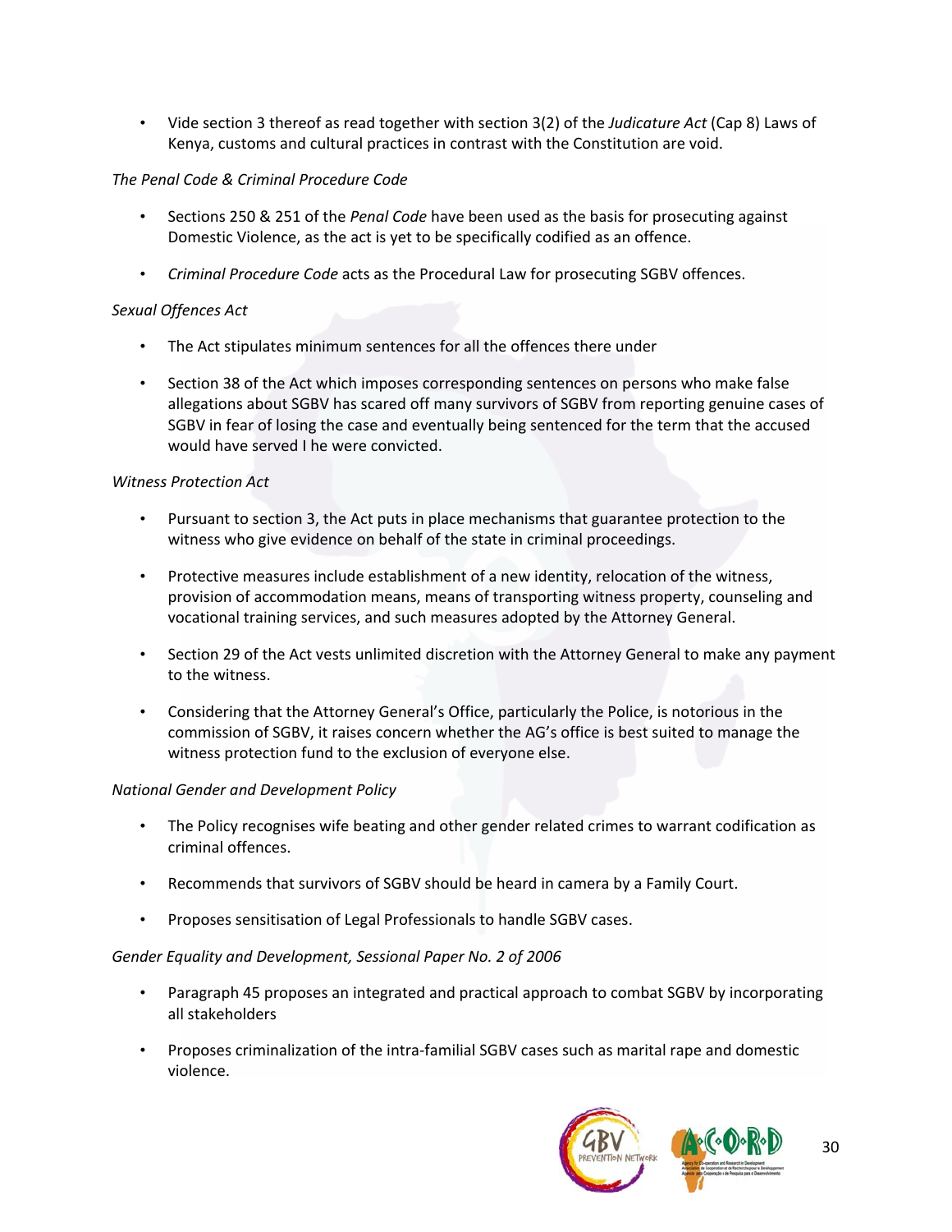- Vide section 3 thereof as read together with section 3(2) of the *Judicature Act* (Cap 8) Laws of Kenya, customs and cultural practices in contrast with the Constitution are void.

*The Penal Code & Criminal Procedure Code*

- Sections 250 & 251 of the *Penal Code* have been used as the basis for prosecuting against Domestic Violence, as the act is yet to be specifically codified as an offence.
- *Criminal Procedure Code* acts as the Procedural Law for prosecuting SGBV offences.

*Sexual Offences Act*

- The Act stipulates minimum sentences for all the offences there under
- Section 38 of the Act which imposes corresponding sentences on persons who make false allegations about SGBV has scared off many survivors of SGBV from reporting genuine cases of SGBV in fear of losing the case and eventually being sentenced for the term that the accused would have served I he were convicted.

*Witness Protection Act*

- Pursuant to section 3, the Act puts in place mechanisms that guarantee protection to the witness who give evidence on behalf of the state in criminal proceedings.
- Protective measures include establishment of a new identity, relocation of the witness, provision of accommodation means, means of transporting witness property, counseling and vocational training services, and such measures adopted by the Attorney General.
- Section 29 of the Act vests unlimited discretion with the Attorney General to make any payment to the witness.
- Considering that the Attorney General's Office, particularly the Police, is notorious in the commission of SGBV, it raises concern whether the AG's office is best suited to manage the witness protection fund to the exclusion of everyone else.

*National Gender and Development Policy*

- The Policy recognises wife beating and other gender related crimes to warrant codification as criminal offences.
- Recommends that survivors of SGBV should be heard in camera by a Family Court.
- Proposes sensitisation of Legal Professionals to handle SGBV cases.

*Gender Equality and Development, Sessional Paper No. 2 of 2006*

- Paragraph 45 proposes an integrated and practical approach to combat SGBV by incorporating all stakeholders
- Proposes criminalization of the intra-familial SGBV cases such as marital rape and domestic violence.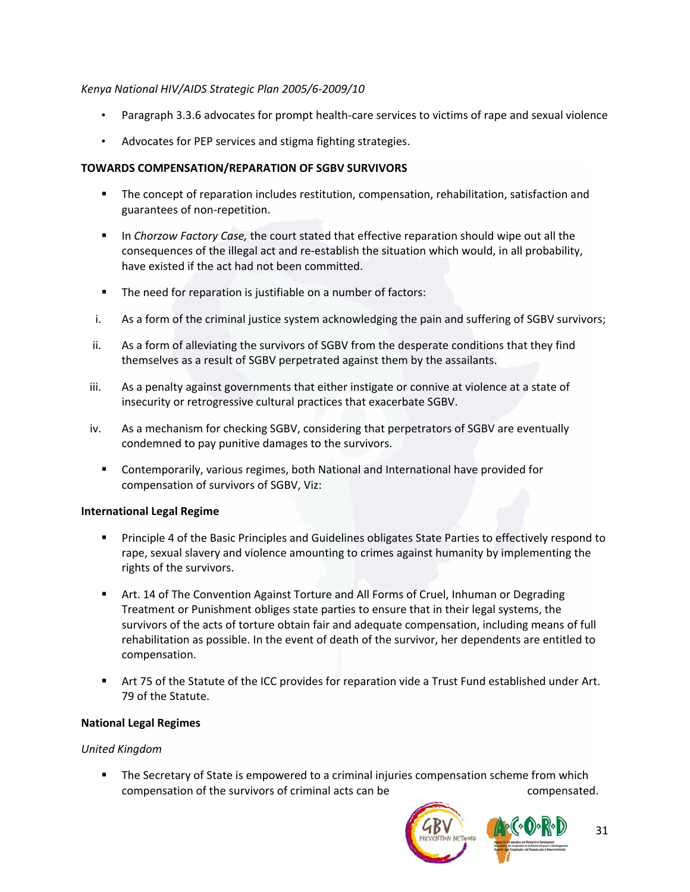*Kenya National HIV/AIDS Strategic Plan 2005/6-2009/10*

- Paragraph 3.3.6 advocates for prompt health-care services to victims of rape and sexual violence
- Advocates for PEP services and stigma fighting strategies.

**TOWARDS COMPENSATION/REPARATION OF SGBV SURVIVORS**

- The concept of reparation includes restitution, compensation, rehabilitation, satisfaction and guarantees of non-repetition.
- In *Chorzow Factory Case,* the court stated that effective reparation should wipe out all the consequences of the illegal act and re-establish the situation which would, in all probability, have existed if the act had not been committed.
- The need for reparation is justifiable on a number of factors:

i. As a form of the criminal justice system acknowledging the pain and suffering of SGBV survivors;

ii. As a form of alleviating the survivors of SGBV from the desperate conditions that they find themselves as a result of SGBV perpetrated against them by the assailants.

iii. As a penalty against governments that either instigate or connive at violence at a state of insecurity or retrogressive cultural practices that exacerbate SGBV.

iv. As a mechanism for checking SGBV, considering that perpetrators of SGBV are eventually condemned to pay punitive damages to the survivors.

- Contemporarily, various regimes, both National and International have provided for compensation of survivors of SGBV, Viz:

**International Legal Regime**

- Principle 4 of the Basic Principles and Guidelines obligates State Parties to effectively respond to rape, sexual slavery and violence amounting to crimes against humanity by implementing the rights of the survivors.
- Art. 14 of The Convention Against Torture and All Forms of Cruel, Inhuman or Degrading Treatment or Punishment obliges state parties to ensure that in their legal systems, the survivors of the acts of torture obtain fair and adequate compensation, including means of full rehabilitation as possible. In the event of death of the survivor, her dependents are entitled to compensation.
- Art 75 of the Statute of the ICC provides for reparation vide a Trust Fund established under Art. 79 of the Statute.

**National Legal Regimes**

*United Kingdom*

- The Secretary of State is empowered to a criminal injuries compensation scheme from which compensation of the survivors of criminal acts can be compensated.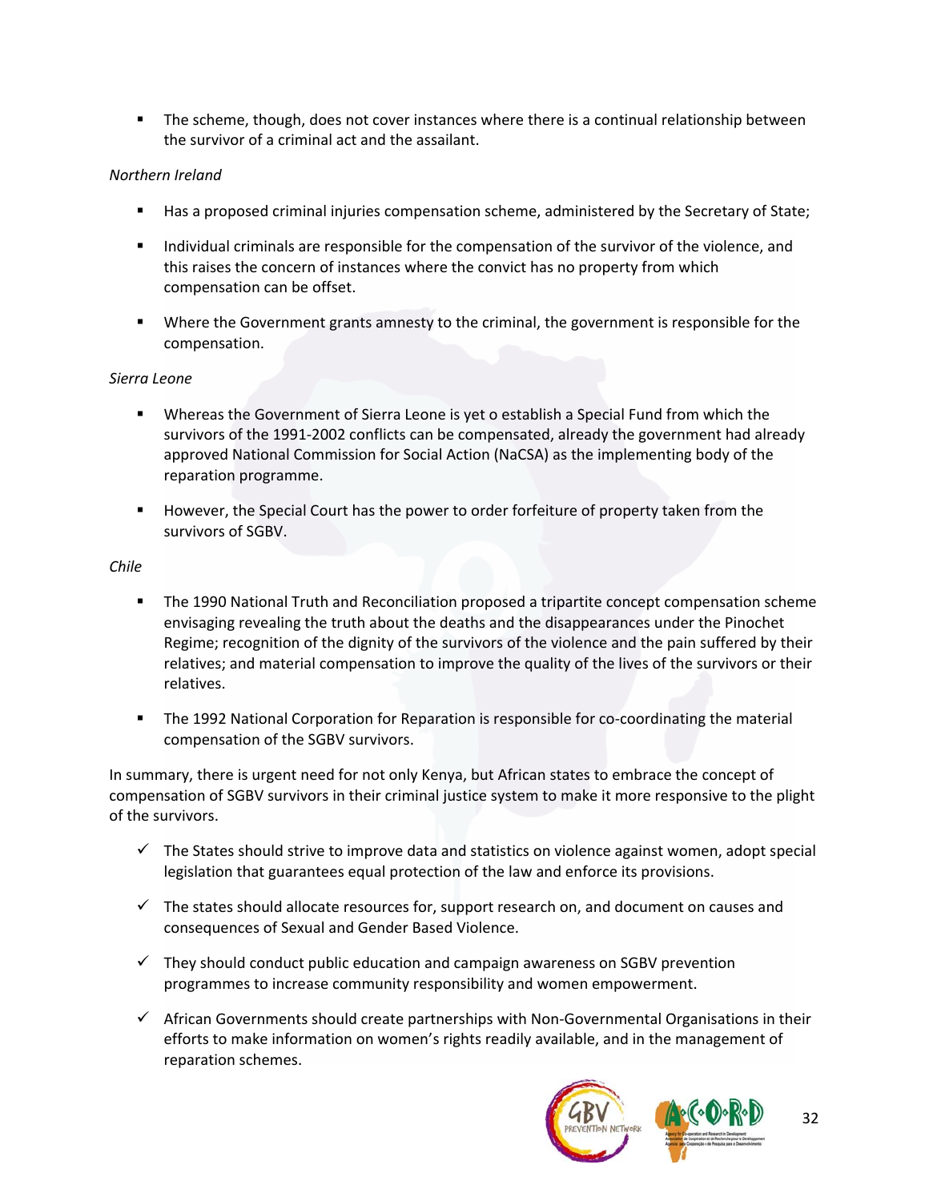- The scheme, though, does not cover instances where there is a continual relationship between the survivor of a criminal act and the assailant.

*Northern Ireland*

- Has a proposed criminal injuries compensation scheme, administered by the Secretary of State;
- Individual criminals are responsible for the compensation of the survivor of the violence, and this raises the concern of instances where the convict has no property from which compensation can be offset.
- Where the Government grants amnesty to the criminal, the government is responsible for the compensation.

*Sierra Leone*

- Whereas the Government of Sierra Leone is yet o establish a Special Fund from which the survivors of the 1991-2002 conflicts can be compensated, already the government had already approved National Commission for Social Action (NaCSA) as the implementing body of the reparation programme.
- However, the Special Court has the power to order forfeiture of property taken from the survivors of SGBV.

*Chile*

- The 1990 National Truth and Reconciliation proposed a tripartite concept compensation scheme envisaging revealing the truth about the deaths and the disappearances under the Pinochet Regime; recognition of the dignity of the survivors of the violence and the pain suffered by their relatives; and material compensation to improve the quality of the lives of the survivors or their relatives.
- The 1992 National Corporation for Reparation is responsible for co-coordinating the material compensation of the SGBV survivors.

In summary, there is urgent need for not only Kenya, but African states to embrace the concept of compensation of SGBV survivors in their criminal justice system to make it more responsive to the plight of the survivors.

- ✓ The States should strive to improve data and statistics on violence against women, adopt special legislation that guarantees equal protection of the law and enforce its provisions.
- ✓ The states should allocate resources for, support research on, and document on causes and consequences of Sexual and Gender Based Violence.
- ✓ They should conduct public education and campaign awareness on SGBV prevention programmes to increase community responsibility and women empowerment.
- ✓ African Governments should create partnerships with Non-Governmental Organisations in their efforts to make information on women's rights readily available, and in the management of reparation schemes.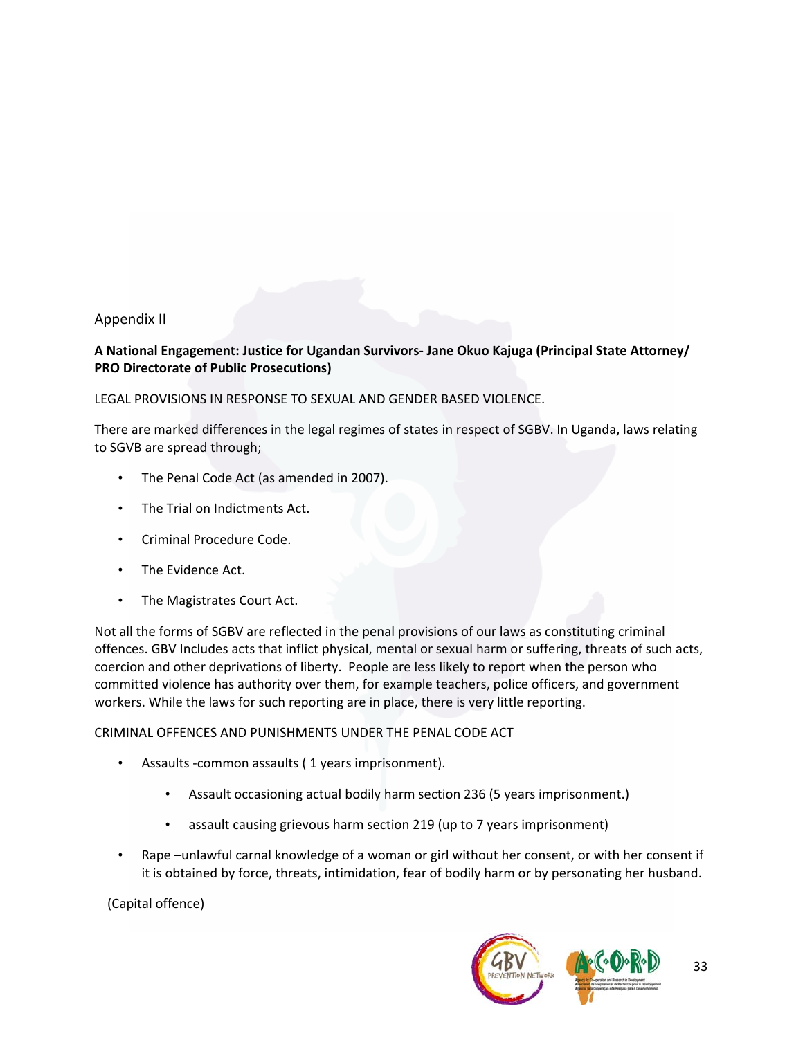Appendix II

**A National Engagement: Justice for Ugandan Survivors- Jane Okuo Kajuga (Principal State Attorney/ PRO Directorate of Public Prosecutions)**

LEGAL PROVISIONS IN RESPONSE TO SEXUAL AND GENDER BASED VIOLENCE.

There are marked differences in the legal regimes of states in respect of SGBV. In Uganda, laws relating to SGVB are spread through;

- The Penal Code Act (as amended in 2007).
- The Trial on Indictments Act.
- Criminal Procedure Code.
- The Evidence Act.
- The Magistrates Court Act.

Not all the forms of SGBV are reflected in the penal provisions of our laws as constituting criminal offences. GBV Includes acts that inflict physical, mental or sexual harm or suffering, threats of such acts, coercion and other deprivations of liberty. People are less likely to report when the person who committed violence has authority over them, for example teachers, police officers, and government workers. While the laws for such reporting are in place, there is very little reporting.

CRIMINAL OFFENCES AND PUNISHMENTS UNDER THE PENAL CODE ACT

- Assaults -common assaults ( 1 years imprisonment).
    - Assault occasioning actual bodily harm section 236 (5 years imprisonment.)
    - assault causing grievous harm section 219 (up to 7 years imprisonment)
- Rape –unlawful carnal knowledge of a woman or girl without her consent, or with her consent if it is obtained by force, threats, intimidation, fear of bodily harm or by personating her husband.

(Capital offence)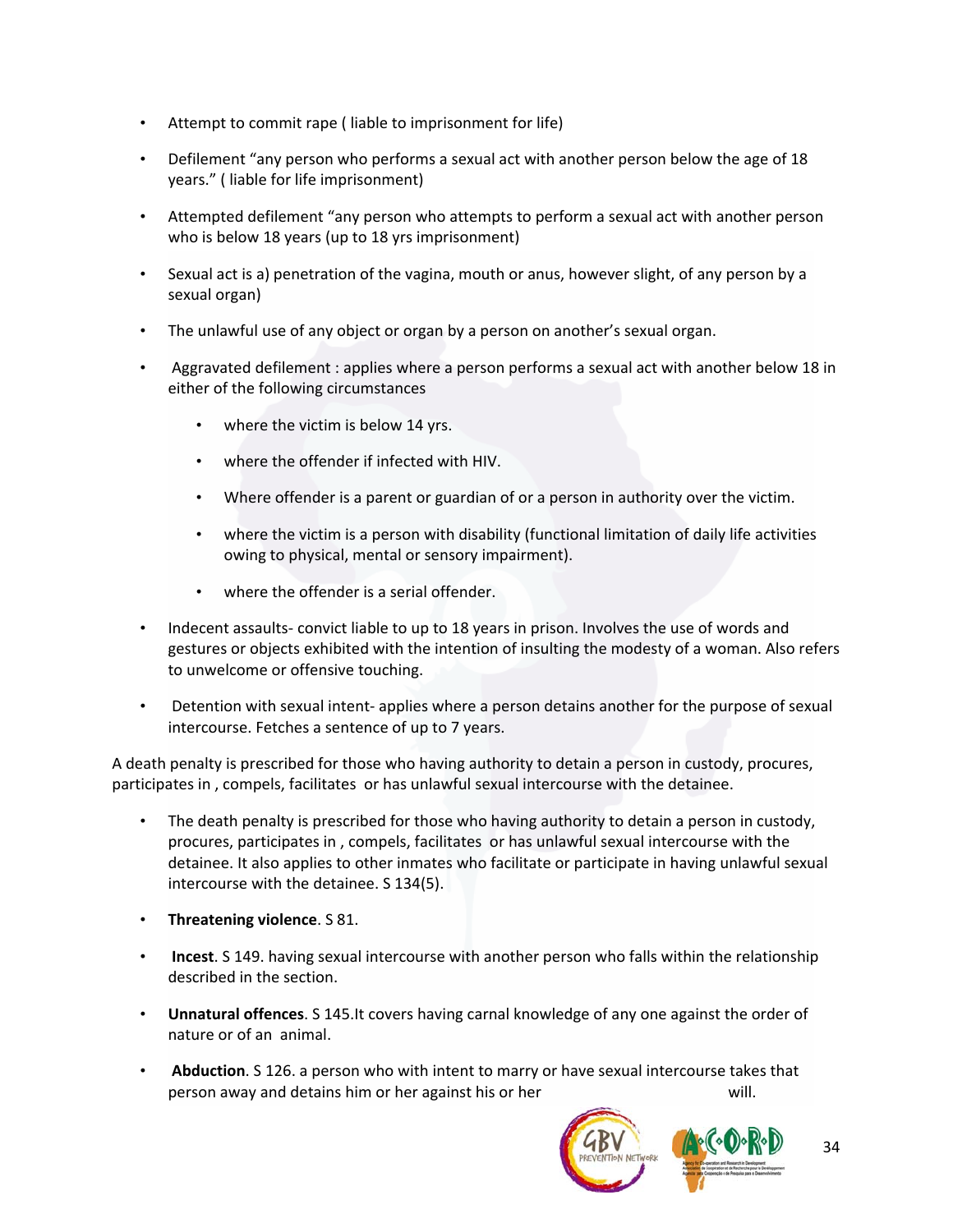- Attempt to commit rape ( liable to imprisonment for life)
- Defilement “any person who performs a sexual act with another person below the age of 18 years.” ( liable for life imprisonment)
- Attempted defilement “any person who attempts to perform a sexual act with another person who is below 18 years (up to 18 yrs imprisonment)
- Sexual act is a) penetration of the vagina, mouth or anus, however slight, of any person by a sexual organ)
- The unlawful use of any object or organ by a person on another’s sexual organ.
- Aggravated defilement : applies where a person performs a sexual act with another below 18 in either of the following circumstances
  - where the victim is below 14 yrs.
  - where the offender if infected with HIV.
  - Where offender is a parent or guardian of or a person in authority over the victim.
  - where the victim is a person with disability (functional limitation of daily life activities owing to physical, mental or sensory impairment).
  - where the offender is a serial offender.
- Indecent assaults- convict liable to up to 18 years in prison. Involves the use of words and gestures or objects exhibited with the intention of insulting the modesty of a woman. Also refers to unwelcome or offensive touching.
- Detention with sexual intent- applies where a person detains another for the purpose of sexual intercourse. Fetches a sentence of up to 7 years.

A death penalty is prescribed for those who having authority to detain a person in custody, procures, participates in , compels, facilitates or has unlawful sexual intercourse with the detainee.

- The death penalty is prescribed for those who having authority to detain a person in custody, procures, participates in , compels, facilitates or has unlawful sexual intercourse with the detainee. It also applies to other inmates who facilitate or participate in having unlawful sexual intercourse with the detainee. S 134(5).
- **Threatening violence**. S 81.
- **Incest**. S 149. having sexual intercourse with another person who falls within the relationship described in the section.
- **Unnatural offences**. S 145.It covers having carnal knowledge of any one against the order of nature or of an animal.
- **Abduction**. S 126. a person who with intent to marry or have sexual intercourse takes that person away and detains him or her against his or her will.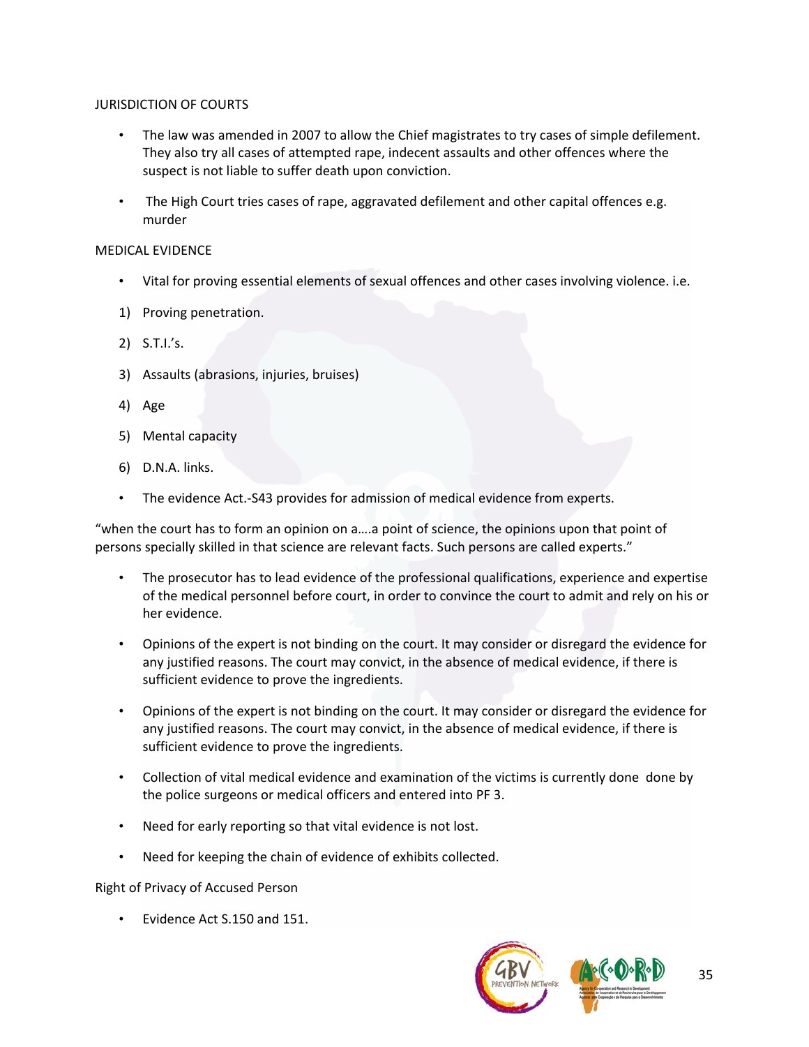## JURISDICTION OF COURTS

- The law was amended in 2007 to allow the Chief magistrates to try cases of simple defilement. They also try all cases of attempted rape, indecent assaults and other offences where the suspect is not liable to suffer death upon conviction.
- The High Court tries cases of rape, aggravated defilement and other capital offences e.g. murder

## MEDICAL EVIDENCE

- Vital for proving essential elements of sexual offences and other cases involving violence. i.e.

1) Proving penetration.
2) S.T.I.'s.
3) Assaults (abrasions, injuries, bruises)
4) Age
5) Mental capacity
6) D.N.A. links.

- The evidence Act.-S43 provides for admission of medical evidence from experts.

"when the court has to form an opinion on a….a point of science, the opinions upon that point of persons specially skilled in that science are relevant facts. Such persons are called experts."

- The prosecutor has to lead evidence of the professional qualifications, experience and expertise of the medical personnel before court, in order to convince the court to admit and rely on his or her evidence.
- Opinions of the expert is not binding on the court. It may consider or disregard the evidence for any justified reasons. The court may convict, in the absence of medical evidence, if there is sufficient evidence to prove the ingredients.
- Opinions of the expert is not binding on the court. It may consider or disregard the evidence for any justified reasons. The court may convict, in the absence of medical evidence, if there is sufficient evidence to prove the ingredients.
- Collection of vital medical evidence and examination of the victims is currently done done by the police surgeons or medical officers and entered into PF 3.
- Need for early reporting so that vital evidence is not lost.
- Need for keeping the chain of evidence of exhibits collected.

## Right of Privacy of Accused Person

- Evidence Act S.150 and 151.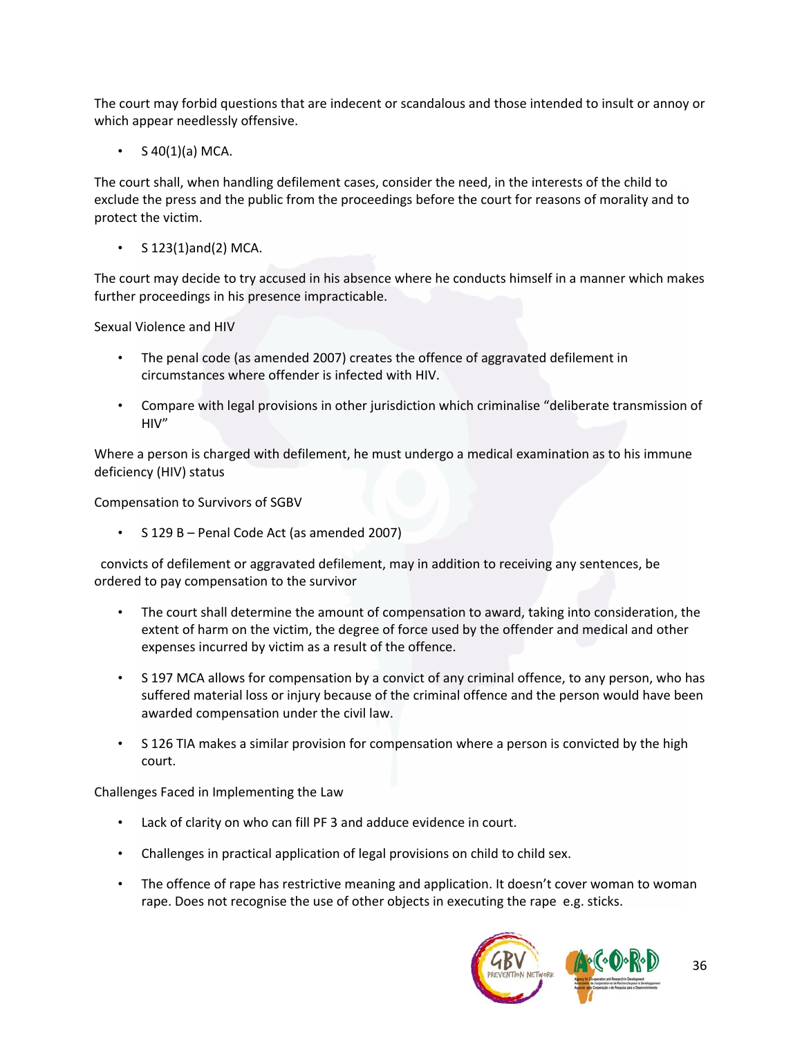The court may forbid questions that are indecent or scandalous and those intended to insult or annoy or which appear needlessly offensive.

- S 40(1)(a) MCA.

The court shall, when handling defilement cases, consider the need, in the interests of the child to exclude the press and the public from the proceedings before the court for reasons of morality and to protect the victim.

- S 123(1)and(2) MCA.

The court may decide to try accused in his absence where he conducts himself in a manner which makes further proceedings in his presence impracticable.

Sexual Violence and HIV

- The penal code (as amended 2007) creates the offence of aggravated defilement in circumstances where offender is infected with HIV.
- Compare with legal provisions in other jurisdiction which criminalise "deliberate transmission of HIV"

Where a person is charged with defilement, he must undergo a medical examination as to his immune deficiency (HIV) status

Compensation to Survivors of SGBV

- S 129 B – Penal Code Act (as amended 2007)

convicts of defilement or aggravated defilement, may in addition to receiving any sentences, be ordered to pay compensation to the survivor

- The court shall determine the amount of compensation to award, taking into consideration, the extent of harm on the victim, the degree of force used by the offender and medical and other expenses incurred by victim as a result of the offence.
- S 197 MCA allows for compensation by a convict of any criminal offence, to any person, who has suffered material loss or injury because of the criminal offence and the person would have been awarded compensation under the civil law.
- S 126 TIA makes a similar provision for compensation where a person is convicted by the high court.

Challenges Faced in Implementing the Law

- Lack of clarity on who can fill PF 3 and adduce evidence in court.
- Challenges in practical application of legal provisions on child to child sex.
- The offence of rape has restrictive meaning and application. It doesn't cover woman to woman rape. Does not recognise the use of other objects in executing the rape e.g. sticks.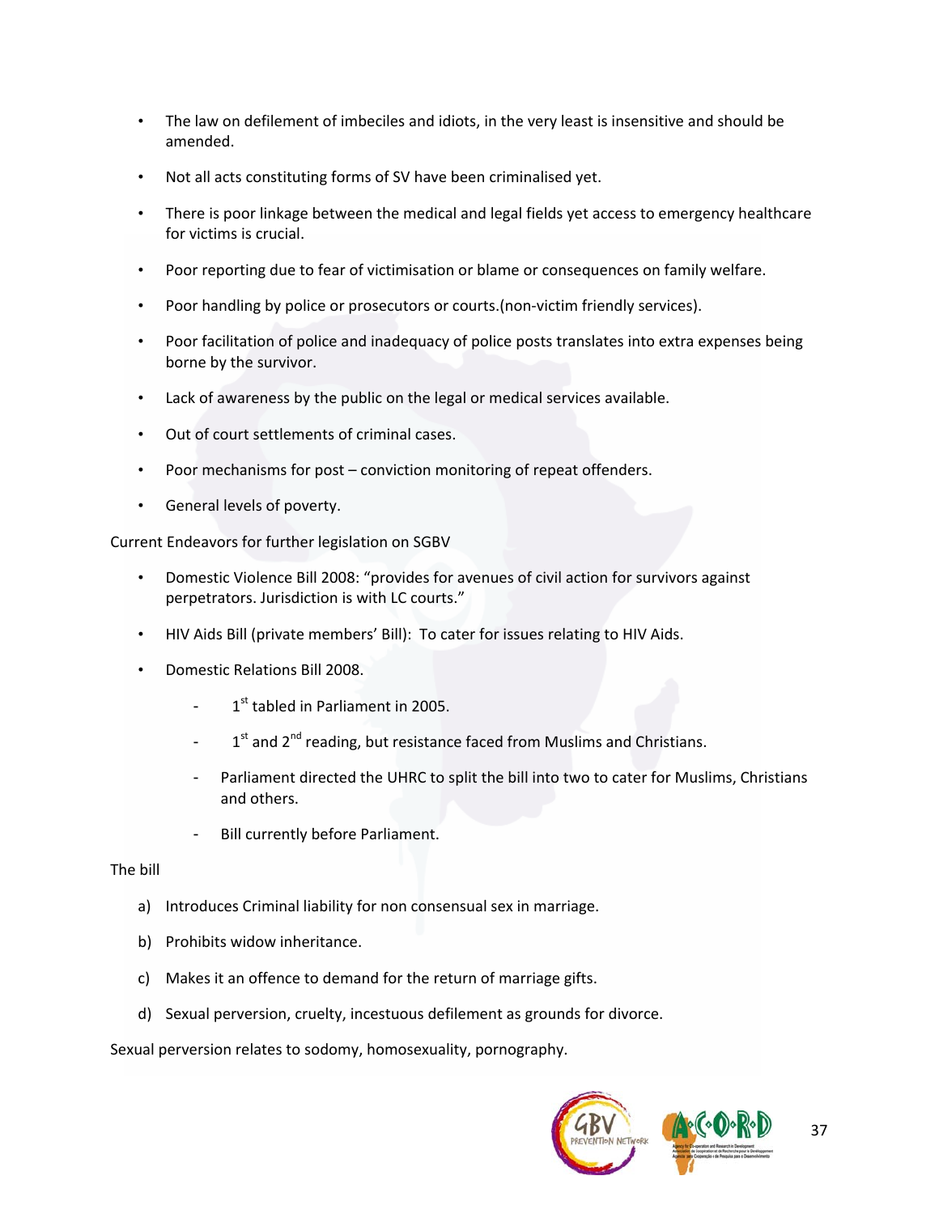- The law on defilement of imbeciles and idiots, in the very least is insensitive and should be amended.
- Not all acts constituting forms of SV have been criminalised yet.
- There is poor linkage between the medical and legal fields yet access to emergency healthcare for victims is crucial.
- Poor reporting due to fear of victimisation or blame or consequences on family welfare.
- Poor handling by police or prosecutors or courts.(non-victim friendly services).
- Poor facilitation of police and inadequacy of police posts translates into extra expenses being borne by the survivor.
- Lack of awareness by the public on the legal or medical services available.
- Out of court settlements of criminal cases.
- Poor mechanisms for post – conviction monitoring of repeat offenders.
- General levels of poverty.

Current Endeavors for further legislation on SGBV

- Domestic Violence Bill 2008: "provides for avenues of civil action for survivors against perpetrators. Jurisdiction is with LC courts."
- HIV Aids Bill (private members' Bill): To cater for issues relating to HIV Aids.
- Domestic Relations Bill 2008.
    - 1st tabled in Parliament in 2005.
    - 1st and 2nd reading, but resistance faced from Muslims and Christians.
    - Parliament directed the UHRC to split the bill into two to cater for Muslims, Christians and others.
    - Bill currently before Parliament.

The bill

a) Introduces Criminal liability for non consensual sex in marriage.

b) Prohibits widow inheritance.

c) Makes it an offence to demand for the return of marriage gifts.

d) Sexual perversion, cruelty, incestuous defilement as grounds for divorce.

Sexual perversion relates to sodomy, homosexuality, pornography.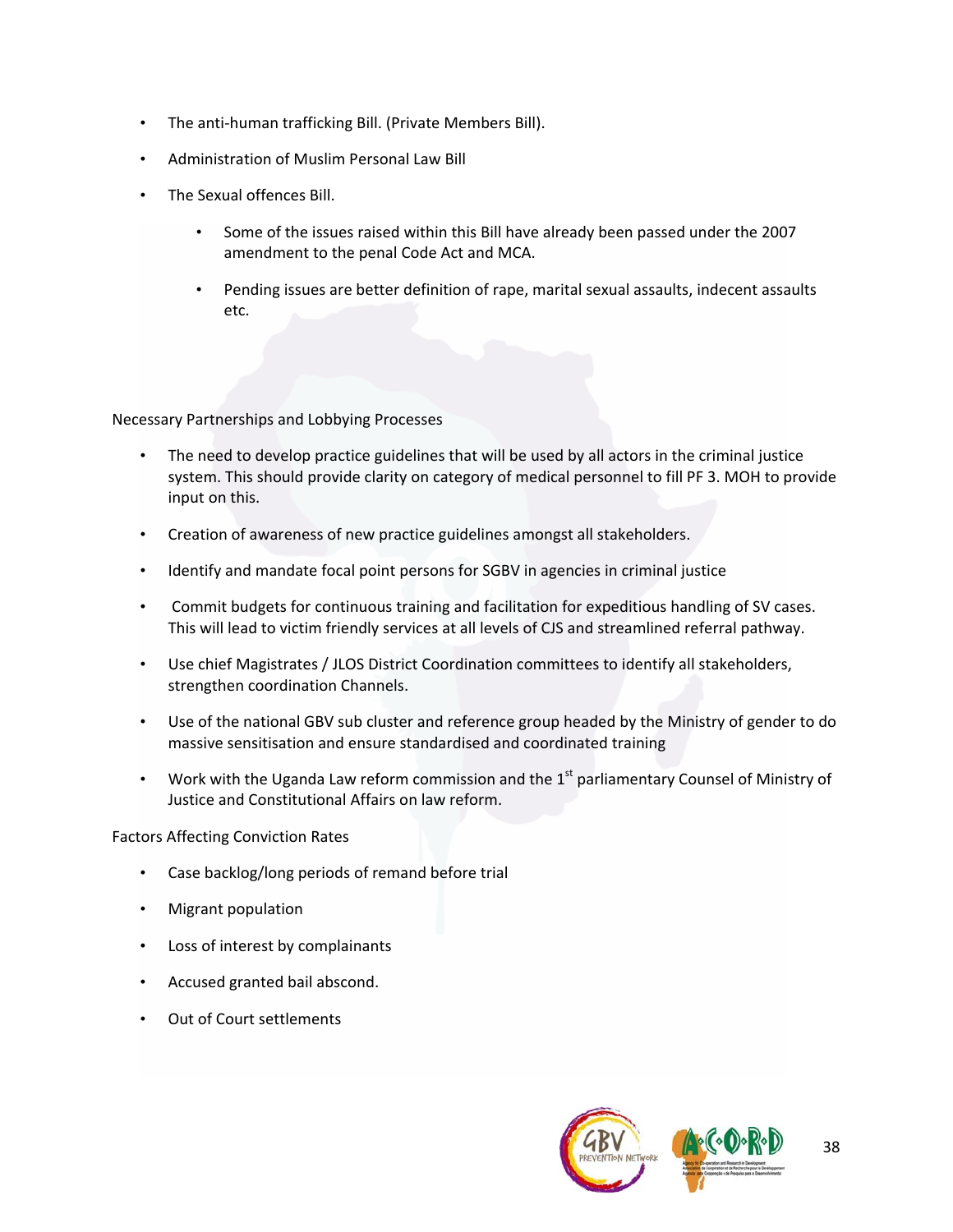- The anti-human trafficking Bill. (Private Members Bill).
- Administration of Muslim Personal Law Bill
- The Sexual offences Bill.
    - Some of the issues raised within this Bill have already been passed under the 2007 amendment to the penal Code Act and MCA.
    - Pending issues are better definition of rape, marital sexual assaults, indecent assaults etc.

Necessary Partnerships and Lobbying Processes

- The need to develop practice guidelines that will be used by all actors in the criminal justice system. This should provide clarity on category of medical personnel to fill PF 3. MOH to provide input on this.
- Creation of awareness of new practice guidelines amongst all stakeholders.
- Identify and mandate focal point persons for SGBV in agencies in criminal justice
- Commit budgets for continuous training and facilitation for expeditious handling of SV cases. This will lead to victim friendly services at all levels of CJS and streamlined referral pathway.
- Use chief Magistrates / JLOS District Coordination committees to identify all stakeholders, strengthen coordination Channels.
- Use of the national GBV sub cluster and reference group headed by the Ministry of gender to do massive sensitisation and ensure standardised and coordinated training
- Work with the Uganda Law reform commission and the 1st parliamentary Counsel of Ministry of Justice and Constitutional Affairs on law reform.

Factors Affecting Conviction Rates

- Case backlog/long periods of remand before trial
- Migrant population
- Loss of interest by complainants
- Accused granted bail abscond.
- Out of Court settlements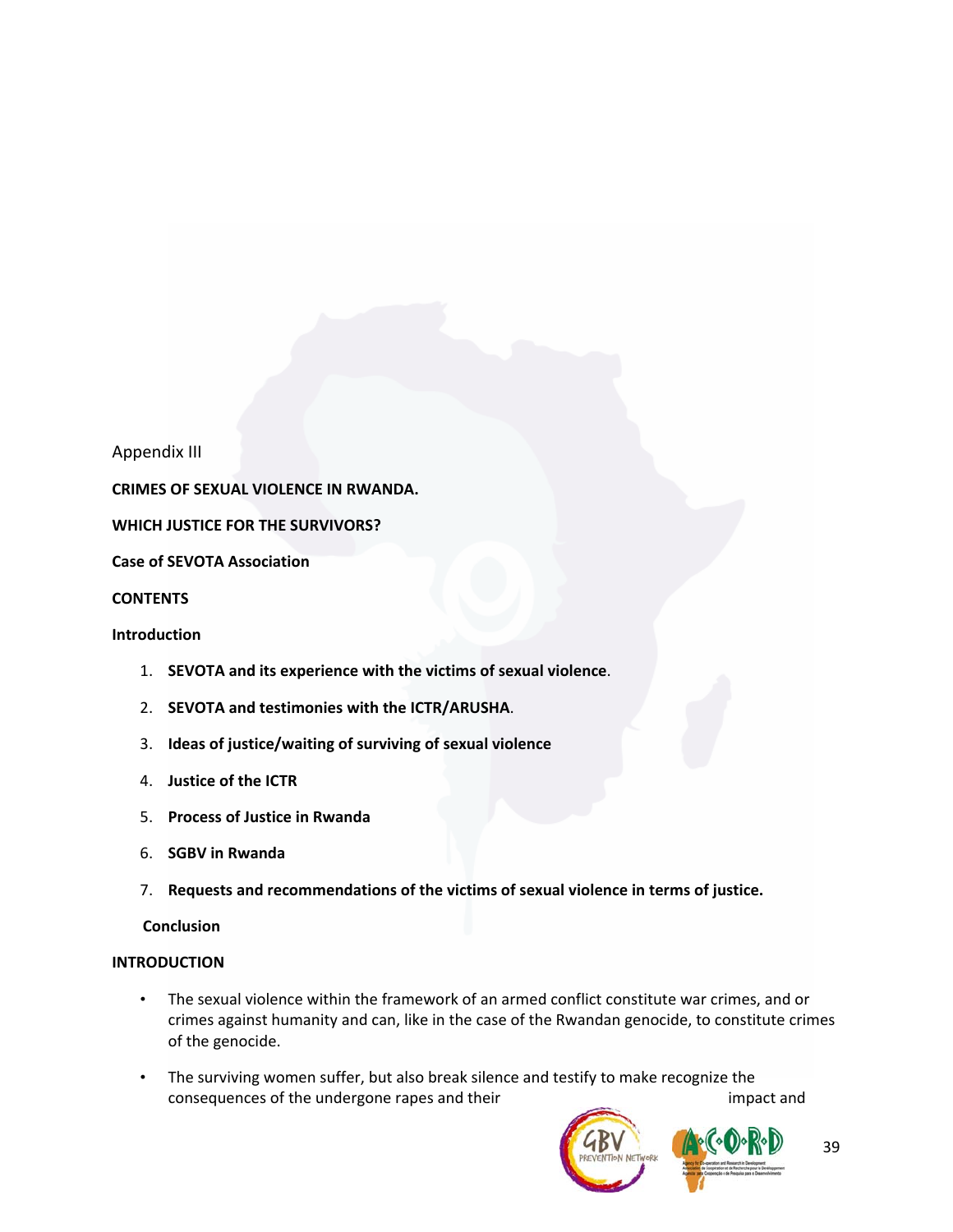Appendix III

**CRIMES OF SEXUAL VIOLENCE IN RWANDA.**

**WHICH JUSTICE FOR THE SURVIVORS?**

**Case of SEVOTA Association**

**CONTENTS**

**Introduction**

1. **SEVOTA and its experience with the victims of sexual violence**.
2. **SEVOTA and testimonies with the ICTR/ARUSHA**.
3. **Ideas of justice/waiting of surviving of sexual violence**
4. **Justice of the ICTR**
5. **Process of Justice in Rwanda**
6. **SGBV in Rwanda**
7. **Requests and recommendations of the victims of sexual violence in terms of justice.**

**Conclusion**

**INTRODUCTION**

- The sexual violence within the framework of an armed conflict constitute war crimes, and or crimes against humanity and can, like in the case of the Rwandan genocide, to constitute crimes of the genocide.
- The surviving women suffer, but also break silence and testify to make recognize the consequences of the undergone rapes and their impact and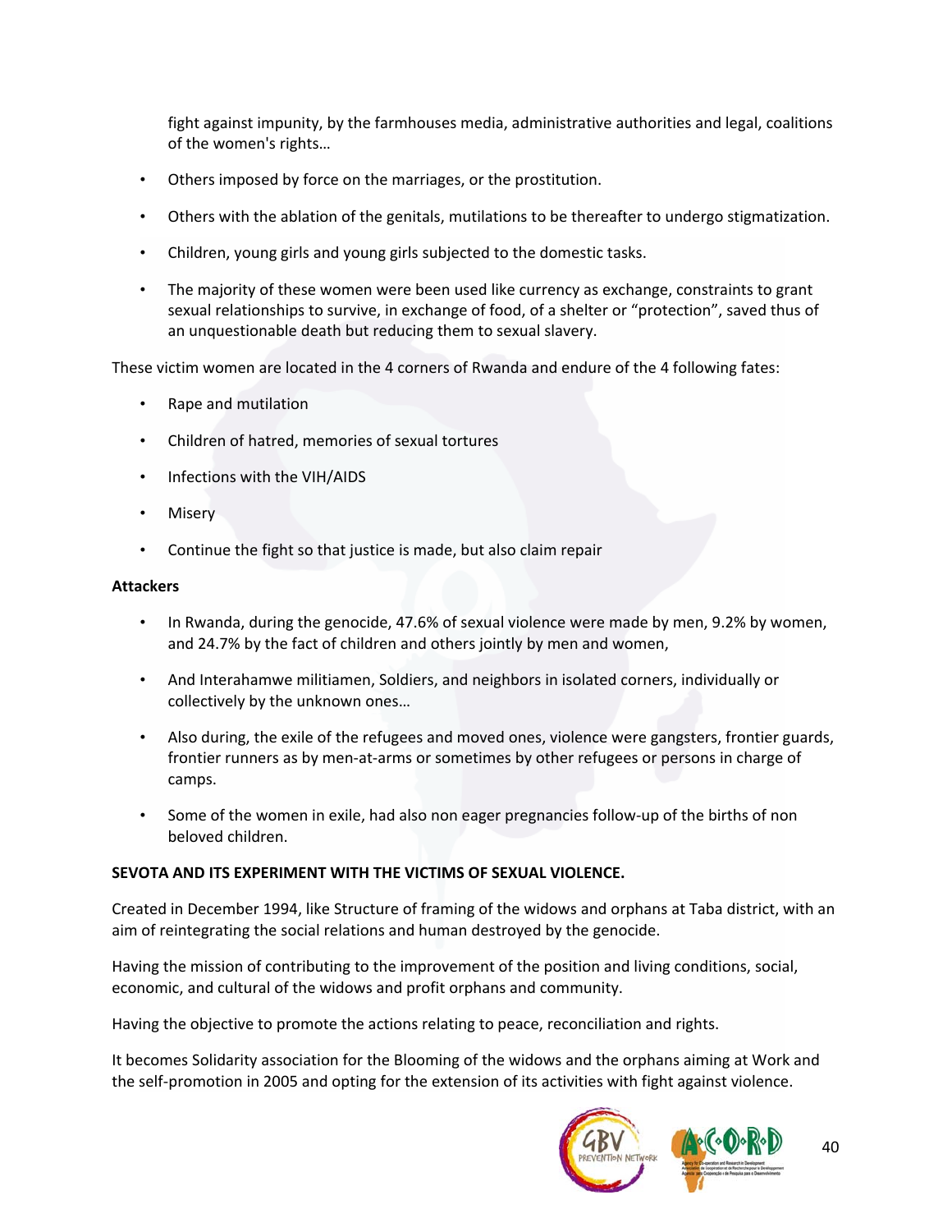fight against impunity, by the farmhouses media, administrative authorities and legal, coalitions of the women's rights…

- Others imposed by force on the marriages, or the prostitution.
- Others with the ablation of the genitals, mutilations to be thereafter to undergo stigmatization.
- Children, young girls and young girls subjected to the domestic tasks.
- The majority of these women were been used like currency as exchange, constraints to grant sexual relationships to survive, in exchange of food, of a shelter or "protection", saved thus of an unquestionable death but reducing them to sexual slavery.

These victim women are located in the 4 corners of Rwanda and endure of the 4 following fates:

- Rape and mutilation
- Children of hatred, memories of sexual tortures
- Infections with the VIH/AIDS
- Misery
- Continue the fight so that justice is made, but also claim repair

**Attackers**

- In Rwanda, during the genocide, 47.6% of sexual violence were made by men, 9.2% by women, and 24.7% by the fact of children and others jointly by men and women,
- And Interahamwe militiamen, Soldiers, and neighbors in isolated corners, individually or collectively by the unknown ones…
- Also during, the exile of the refugees and moved ones, violence were gangsters, frontier guards, frontier runners as by men-at-arms or sometimes by other refugees or persons in charge of camps.
- Some of the women in exile, had also non eager pregnancies follow-up of the births of non beloved children.

**SEVOTA AND ITS EXPERIMENT WITH THE VICTIMS OF SEXUAL VIOLENCE.**

Created in December 1994, like Structure of framing of the widows and orphans at Taba district, with an aim of reintegrating the social relations and human destroyed by the genocide.

Having the mission of contributing to the improvement of the position and living conditions, social, economic, and cultural of the widows and profit orphans and community.

Having the objective to promote the actions relating to peace, reconciliation and rights.

It becomes Solidarity association for the Blooming of the widows and the orphans aiming at Work and the self-promotion in 2005 and opting for the extension of its activities with fight against violence.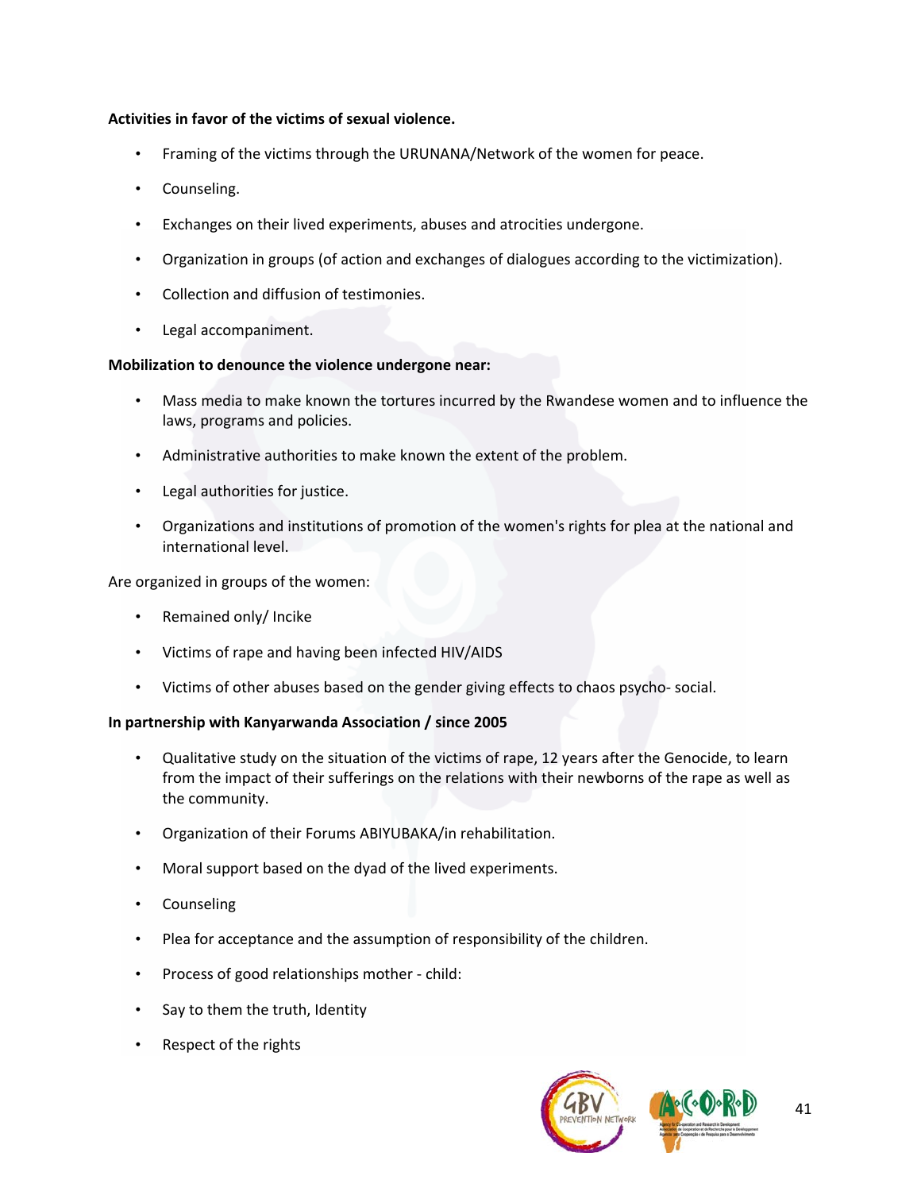**Activities in favor of the victims of sexual violence.**

- Framing of the victims through the URUNANA/Network of the women for peace.
- Counseling.
- Exchanges on their lived experiments, abuses and atrocities undergone.
- Organization in groups (of action and exchanges of dialogues according to the victimization).
- Collection and diffusion of testimonies.
- Legal accompaniment.

**Mobilization to denounce the violence undergone near:**

- Mass media to make known the tortures incurred by the Rwandese women and to influence the laws, programs and policies.
- Administrative authorities to make known the extent of the problem.
- Legal authorities for justice.
- Organizations and institutions of promotion of the women's rights for plea at the national and international level.

Are organized in groups of the women:

- Remained only/ Incike
- Victims of rape and having been infected HIV/AIDS
- Victims of other abuses based on the gender giving effects to chaos psycho- social.

**In partnership with Kanyarwanda Association / since 2005**

- Qualitative study on the situation of the victims of rape, 12 years after the Genocide, to learn from the impact of their sufferings on the relations with their newborns of the rape as well as the community.
- Organization of their Forums ABIYUBAKA/in rehabilitation.
- Moral support based on the dyad of the lived experiments.
- Counseling
- Plea for acceptance and the assumption of responsibility of the children.
- Process of good relationships mother - child:
- Say to them the truth, Identity
- Respect of the rights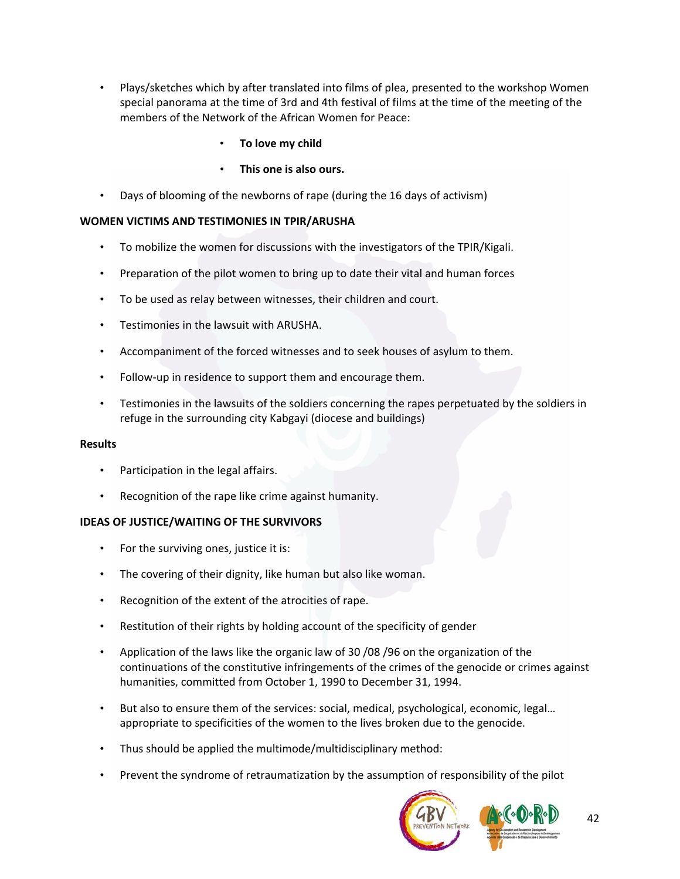- Plays/sketches which by after translated into films of plea, presented to the workshop Women special panorama at the time of 3rd and 4th festival of films at the time of the meeting of the members of the Network of the African Women for Peace:
    - **To love my child**
    - **This one is also ours.**
- Days of blooming of the newborns of rape (during the 16 days of activism)

**WOMEN VICTIMS AND TESTIMONIES IN TPIR/ARUSHA**

- To mobilize the women for discussions with the investigators of the TPIR/Kigali.
- Preparation of the pilot women to bring up to date their vital and human forces
- To be used as relay between witnesses, their children and court.
- Testimonies in the lawsuit with ARUSHA.
- Accompaniment of the forced witnesses and to seek houses of asylum to them.
- Follow-up in residence to support them and encourage them.
- Testimonies in the lawsuits of the soldiers concerning the rapes perpetuated by the soldiers in refuge in the surrounding city Kabgayi (diocese and buildings)

**Results**

- Participation in the legal affairs.
- Recognition of the rape like crime against humanity.

**IDEAS OF JUSTICE/WAITING OF THE SURVIVORS**

- For the surviving ones, justice it is:
- The covering of their dignity, like human but also like woman.
- Recognition of the extent of the atrocities of rape.
- Restitution of their rights by holding account of the specificity of gender
- Application of the laws like the organic law of 30 /08 /96 on the organization of the continuations of the constitutive infringements of the crimes of the genocide or crimes against humanities, committed from October 1, 1990 to December 31, 1994.
- But also to ensure them of the services: social, medical, psychological, economic, legal… appropriate to specificities of the women to the lives broken due to the genocide.
- Thus should be applied the multimode/multidisciplinary method:
- Prevent the syndrome of retraumatization by the assumption of responsibility of the pilot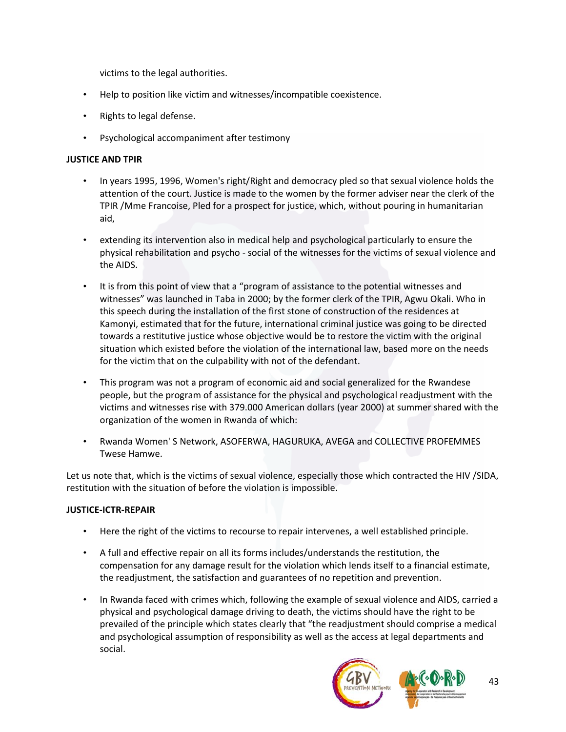victims to the legal authorities.

- Help to position like victim and witnesses/incompatible coexistence.
- Rights to legal defense.
- Psychological accompaniment after testimony

**JUSTICE AND TPIR**

- In years 1995, 1996, Women's right/Right and democracy pled so that sexual violence holds the attention of the court. Justice is made to the women by the former adviser near the clerk of the TPIR /Mme Francoise, Pled for a prospect for justice, which, without pouring in humanitarian aid,
- extending its intervention also in medical help and psychological particularly to ensure the physical rehabilitation and psycho - social of the witnesses for the victims of sexual violence and the AIDS.
- It is from this point of view that a "program of assistance to the potential witnesses and witnesses" was launched in Taba in 2000; by the former clerk of the TPIR, Agwu Okali. Who in this speech during the installation of the first stone of construction of the residences at Kamonyi, estimated that for the future, international criminal justice was going to be directed towards a restitutive justice whose objective would be to restore the victim with the original situation which existed before the violation of the international law, based more on the needs for the victim that on the culpability with not of the defendant.
- This program was not a program of economic aid and social generalized for the Rwandese people, but the program of assistance for the physical and psychological readjustment with the victims and witnesses rise with 379.000 American dollars (year 2000) at summer shared with the organization of the women in Rwanda of which:
- Rwanda Women' S Network, ASOFERWA, HAGURUKA, AVEGA and COLLECTIVE PROFEMMES Twese Hamwe.

Let us note that, which is the victims of sexual violence, especially those which contracted the HIV /SIDA, restitution with the situation of before the violation is impossible.

**JUSTICE-ICTR-REPAIR**

- Here the right of the victims to recourse to repair intervenes, a well established principle.
- A full and effective repair on all its forms includes/understands the restitution, the compensation for any damage result for the violation which lends itself to a financial estimate, the readjustment, the satisfaction and guarantees of no repetition and prevention.
- In Rwanda faced with crimes which, following the example of sexual violence and AIDS, carried a physical and psychological damage driving to death, the victims should have the right to be prevailed of the principle which states clearly that "the readjustment should comprise a medical and psychological assumption of responsibility as well as the access at legal departments and social.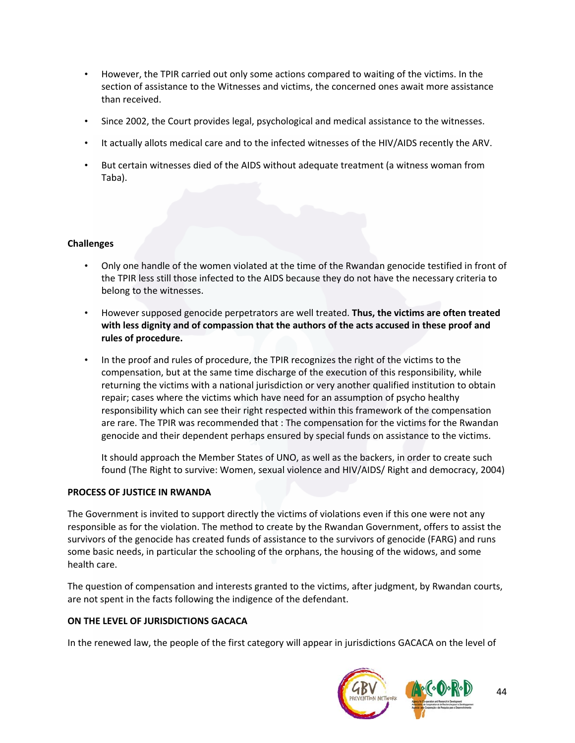- However, the TPIR carried out only some actions compared to waiting of the victims. In the section of assistance to the Witnesses and victims, the concerned ones await more assistance than received.
- Since 2002, the Court provides legal, psychological and medical assistance to the witnesses.
- It actually allots medical care and to the infected witnesses of the HIV/AIDS recently the ARV.
- But certain witnesses died of the AIDS without adequate treatment (a witness woman from Taba).

**Challenges**

- Only one handle of the women violated at the time of the Rwandan genocide testified in front of the TPIR less still those infected to the AIDS because they do not have the necessary criteria to belong to the witnesses.
- However supposed genocide perpetrators are well treated. **Thus, the victims are often treated with less dignity and of compassion that the authors of the acts accused in these proof and rules of procedure.**
- In the proof and rules of procedure, the TPIR recognizes the right of the victims to the compensation, but at the same time discharge of the execution of this responsibility, while returning the victims with a national jurisdiction or very another qualified institution to obtain repair; cases where the victims which have need for an assumption of psycho healthy responsibility which can see their right respected within this framework of the compensation are rare. The TPIR was recommended that : The compensation for the victims for the Rwandan genocide and their dependent perhaps ensured by special funds on assistance to the victims.

  It should approach the Member States of UNO, as well as the backers, in order to create such found (The Right to survive: Women, sexual violence and HIV/AIDS/ Right and democracy, 2004)

**PROCESS OF JUSTICE IN RWANDA**

The Government is invited to support directly the victims of violations even if this one were not any responsible as for the violation. The method to create by the Rwandan Government, offers to assist the survivors of the genocide has created funds of assistance to the survivors of genocide (FARG) and runs some basic needs, in particular the schooling of the orphans, the housing of the widows, and some health care.

The question of compensation and interests granted to the victims, after judgment, by Rwandan courts, are not spent in the facts following the indigence of the defendant.

**ON THE LEVEL OF JURISDICTIONS GACACA**

In the renewed law, the people of the first category will appear in jurisdictions GACACA on the level of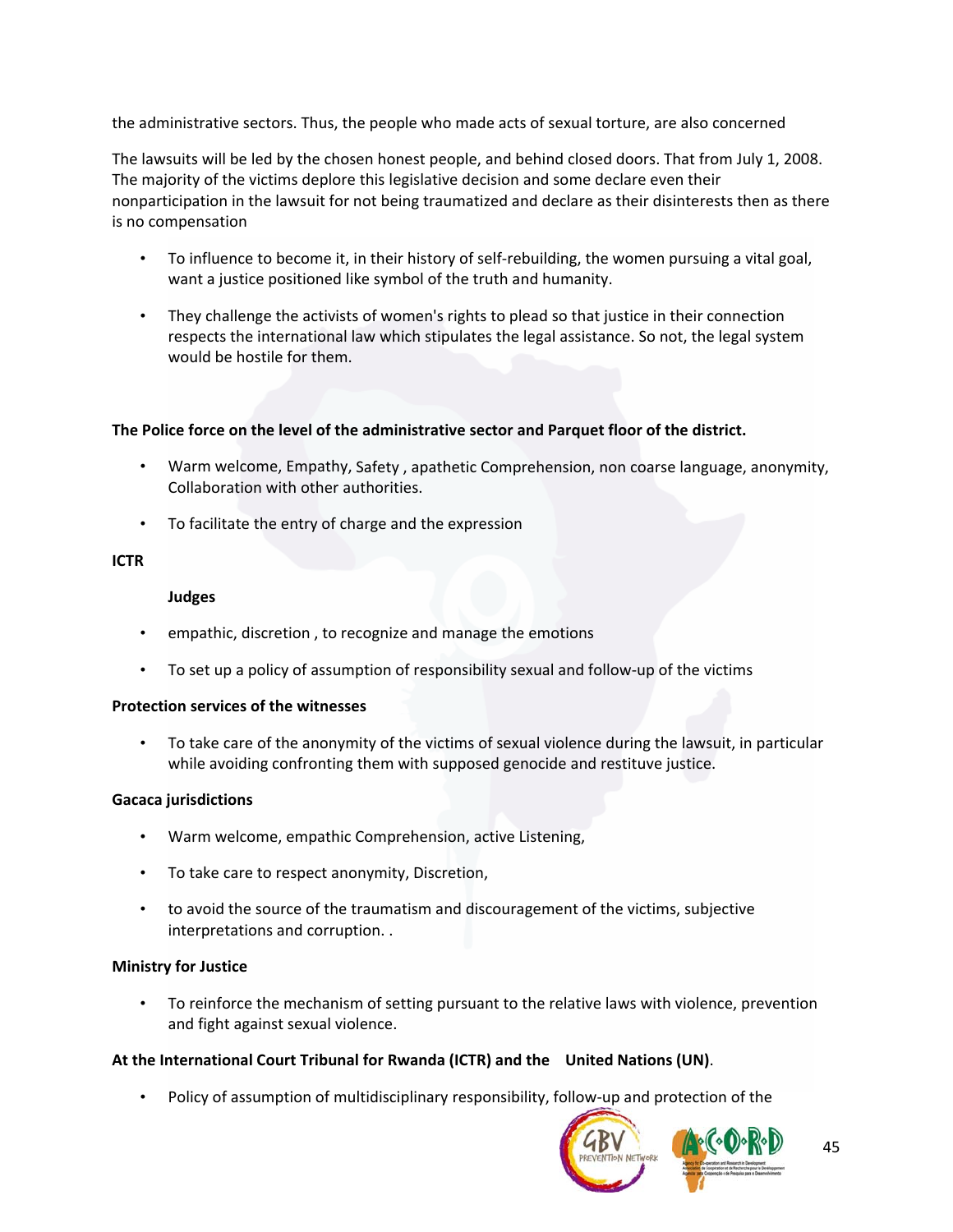the administrative sectors. Thus, the people who made acts of sexual torture, are also concerned

The lawsuits will be led by the chosen honest people, and behind closed doors. That from July 1, 2008. The majority of the victims deplore this legislative decision and some declare even their nonparticipation in the lawsuit for not being traumatized and declare as their disinterests then as there is no compensation

- To influence to become it, in their history of self-rebuilding, the women pursuing a vital goal, want a justice positioned like symbol of the truth and humanity.
- They challenge the activists of women's rights to plead so that justice in their connection respects the international law which stipulates the legal assistance. So not, the legal system would be hostile for them.

**The Police force on the level of the administrative sector and Parquet floor of the district.**

- Warm welcome, Empathy, Safety , apathetic Comprehension, non coarse language, anonymity, Collaboration with other authorities.
- To facilitate the entry of charge and the expression

**ICTR**

**Judges**

- empathic, discretion , to recognize and manage the emotions
- To set up a policy of assumption of responsibility sexual and follow-up of the victims

**Protection services of the witnesses**

- To take care of the anonymity of the victims of sexual violence during the lawsuit, in particular while avoiding confronting them with supposed genocide and restituve justice.

**Gacaca jurisdictions**

- Warm welcome, empathic Comprehension, active Listening,
- To take care to respect anonymity, Discretion,
- to avoid the source of the traumatism and discouragement of the victims, subjective interpretations and corruption. .

**Ministry for Justice**

- To reinforce the mechanism of setting pursuant to the relative laws with violence, prevention and fight against sexual violence.

**At the International Court Tribunal for Rwanda (ICTR) and the United Nations (UN)**.

- Policy of assumption of multidisciplinary responsibility, follow-up and protection of the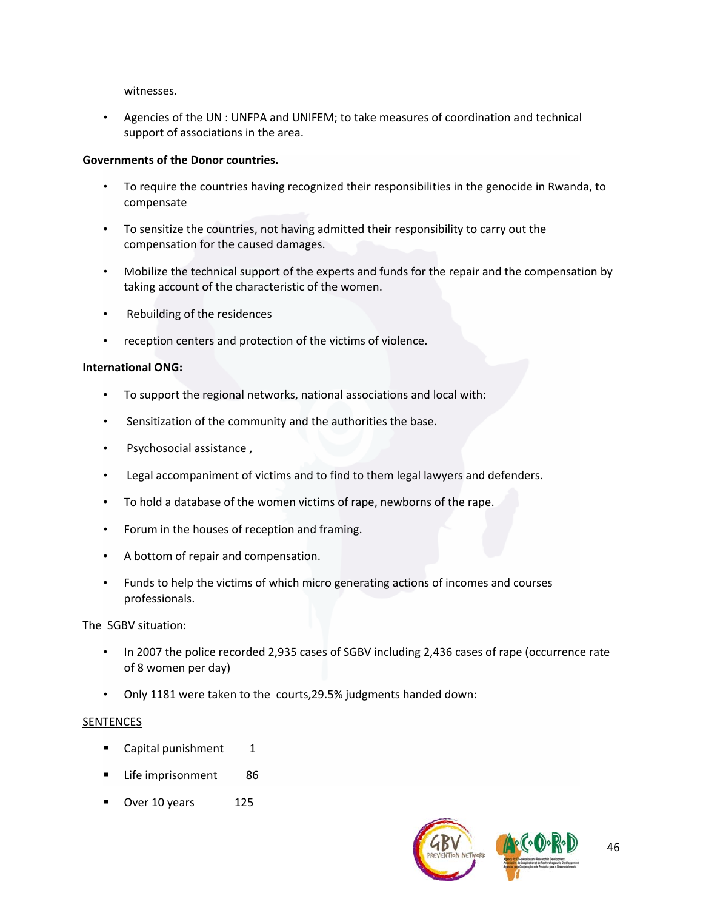witnesses.

- Agencies of the UN : UNFPA and UNIFEM; to take measures of coordination and technical support of associations in the area.

**Governments of the Donor countries.**

- To require the countries having recognized their responsibilities in the genocide in Rwanda, to compensate
- To sensitize the countries, not having admitted their responsibility to carry out the compensation for the caused damages.
- Mobilize the technical support of the experts and funds for the repair and the compensation by taking account of the characteristic of the women.
- Rebuilding of the residences
- reception centers and protection of the victims of violence.

**International ONG:**

- To support the regional networks, national associations and local with:
- Sensitization of the community and the authorities the base.
- Psychosocial assistance ,
- Legal accompaniment of victims and to find to them legal lawyers and defenders.
- To hold a database of the women victims of rape, newborns of the rape.
- Forum in the houses of reception and framing.
- A bottom of repair and compensation.
- Funds to help the victims of which micro generating actions of incomes and courses professionals.

The SGBV situation:

- In 2007 the police recorded 2,935 cases of SGBV including 2,436 cases of rape (occurrence rate of 8 women per day)
- Only 1181 were taken to the courts,29.5% judgments handed down:

<u>SENTENCES</u>

- Capital punishment 1
- Life imprisonment 86
- Over 10 years 125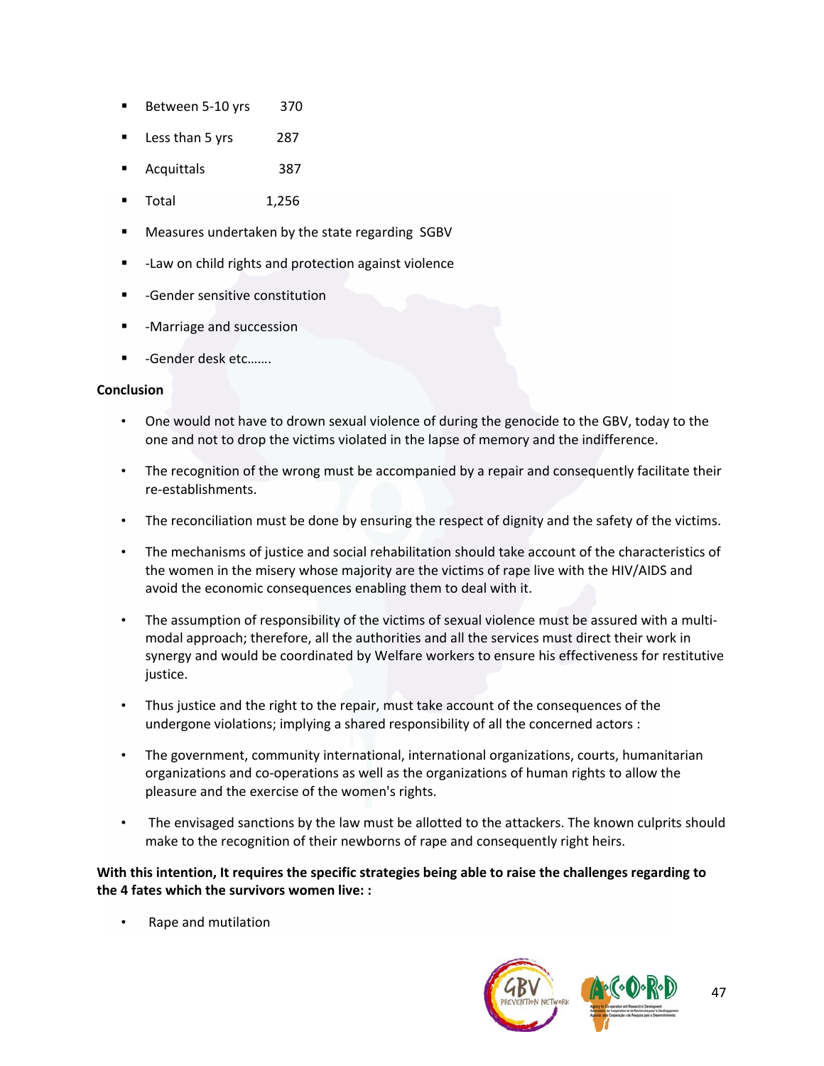- Between 5-10 yrs 370
- Less than 5 yrs 287
- Acquittals 387
- Total 1,256
- Measures undertaken by the state regarding SGBV
- -Law on child rights and protection against violence
- -Gender sensitive constitution
- -Marriage and succession
- -Gender desk etc…….

**Conclusion**

- One would not have to drown sexual violence of during the genocide to the GBV, today to the one and not to drop the victims violated in the lapse of memory and the indifference.
- The recognition of the wrong must be accompanied by a repair and consequently facilitate their re-establishments.
- The reconciliation must be done by ensuring the respect of dignity and the safety of the victims.
- The mechanisms of justice and social rehabilitation should take account of the characteristics of the women in the misery whose majority are the victims of rape live with the HIV/AIDS and avoid the economic consequences enabling them to deal with it.
- The assumption of responsibility of the victims of sexual violence must be assured with a multi-modal approach; therefore, all the authorities and all the services must direct their work in synergy and would be coordinated by Welfare workers to ensure his effectiveness for restitutive justice.
- Thus justice and the right to the repair, must take account of the consequences of the undergone violations; implying a shared responsibility of all the concerned actors :
- The government, community international, international organizations, courts, humanitarian organizations and co-operations as well as the organizations of human rights to allow the pleasure and the exercise of the women's rights.
- The envisaged sanctions by the law must be allotted to the attackers. The known culprits should make to the recognition of their newborns of rape and consequently right heirs.

**With this intention, It requires the specific strategies being able to raise the challenges regarding to the 4 fates which the survivors women live: :**

- Rape and mutilation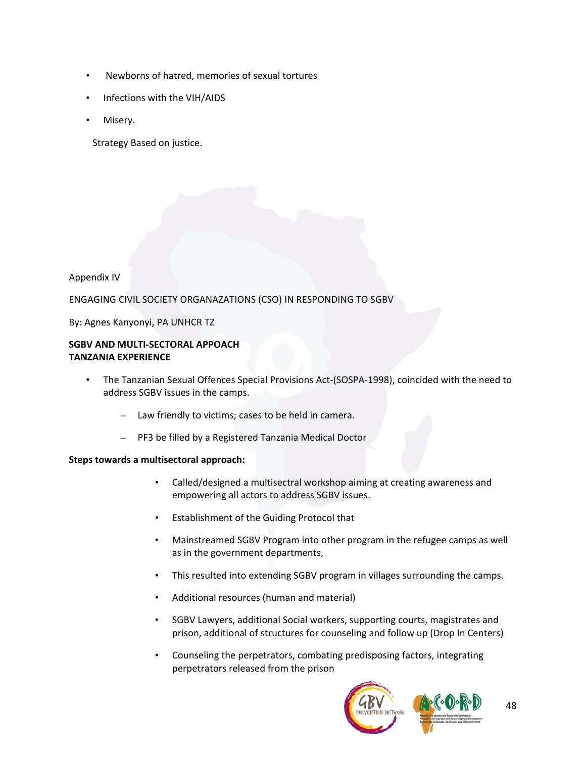- Newborns of hatred, memories of sexual tortures
- Infections with the VIH/AIDS
- Misery.

Strategy Based on justice.

Appendix IV

ENGAGING CIVIL SOCIETY ORGANAZATIONS (CSO) IN RESPONDING TO SGBV

By: Agnes Kanyonyi, PA UNHCR TZ

**SGBV AND MULTI-SECTORAL APPOACH**
**TANZANIA EXPERIENCE**

- The Tanzanian Sexual Offences Special Provisions Act-(SOSPA-1998), coincided with the need to address SGBV issues in the camps.
  - Law friendly to victims; cases to be held in camera.
  - PF3 be filled by a Registered Tanzania Medical Doctor

**Steps towards a multisectoral approach:**

- Called/designed a multisectral workshop aiming at creating awareness and empowering all actors to address SGBV issues.
- Establishment of the Guiding Protocol that
- Mainstreamed SGBV Program into other program in the refugee camps as well as in the government departments,
- This resulted into extending SGBV program in villages surrounding the camps.
- Additional resources (human and material)
- SGBV Lawyers, additional Social workers, supporting courts, magistrates and prison, additional of structures for counseling and follow up (Drop In Centers)
- Counseling the perpetrators, combating predisposing factors, integrating perpetrators released from the prison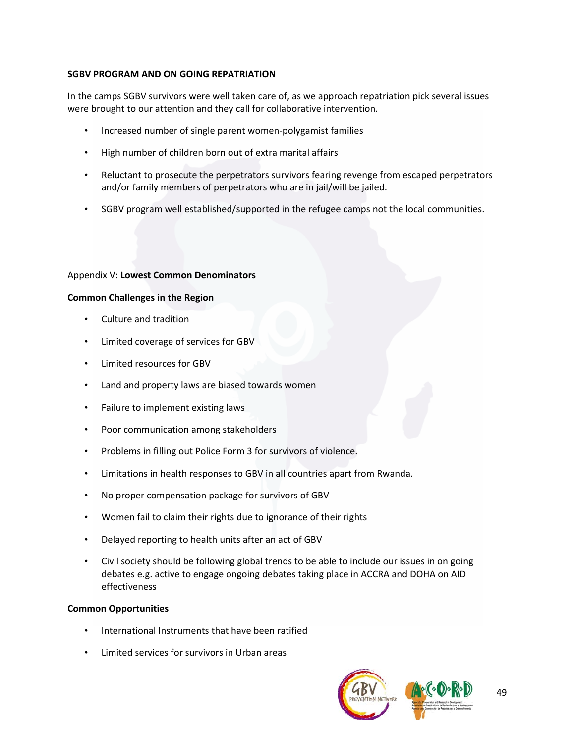**SGBV PROGRAM AND ON GOING REPATRIATION**

In the camps SGBV survivors were well taken care of, as we approach repatriation pick several issues were brought to our attention and they call for collaborative intervention.

- Increased number of single parent women-polygamist families
- High number of children born out of extra marital affairs
- Reluctant to prosecute the perpetrators survivors fearing revenge from escaped perpetrators and/or family members of perpetrators who are in jail/will be jailed.
- SGBV program well established/supported in the refugee camps not the local communities.

Appendix V: **Lowest Common Denominators**

**Common Challenges in the Region**

- Culture and tradition
- Limited coverage of services for GBV
- Limited resources for GBV
- Land and property laws are biased towards women
- Failure to implement existing laws
- Poor communication among stakeholders
- Problems in filling out Police Form 3 for survivors of violence.
- Limitations in health responses to GBV in all countries apart from Rwanda.
- No proper compensation package for survivors of GBV
- Women fail to claim their rights due to ignorance of their rights
- Delayed reporting to health units after an act of GBV
- Civil society should be following global trends to be able to include our issues in on going debates e.g. active to engage ongoing debates taking place in ACCRA and DOHA on AID effectiveness

**Common Opportunities**

- International Instruments that have been ratified
- Limited services for survivors in Urban areas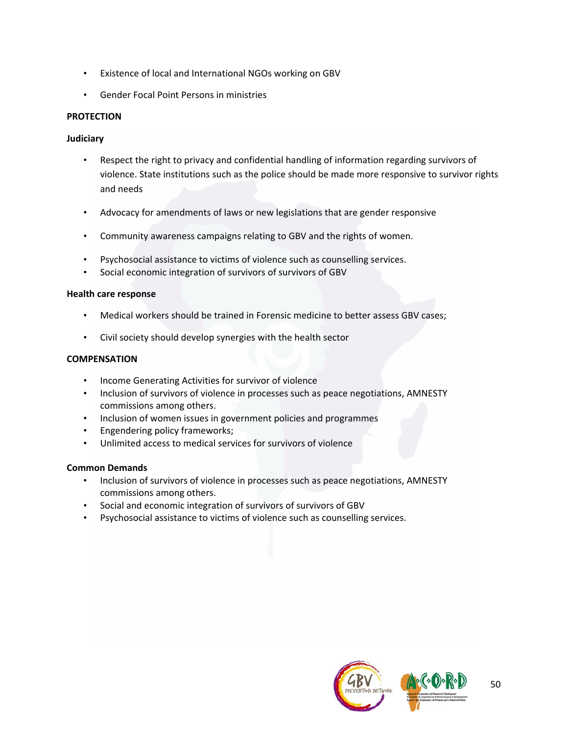- Existence of local and International NGOs working on GBV
- Gender Focal Point Persons in ministries

**PROTECTION**

**Judiciary**

- Respect the right to privacy and confidential handling of information regarding survivors of violence. State institutions such as the police should be made more responsive to survivor rights and needs
- Advocacy for amendments of laws or new legislations that are gender responsive
- Community awareness campaigns relating to GBV and the rights of women.
- Psychosocial assistance to victims of violence such as counselling services.
- Social economic integration of survivors of survivors of GBV

**Health care response**

- Medical workers should be trained in Forensic medicine to better assess GBV cases;
- Civil society should develop synergies with the health sector

**COMPENSATION**

- Income Generating Activities for survivor of violence
- Inclusion of survivors of violence in processes such as peace negotiations, AMNESTY commissions among others.
- Inclusion of women issues in government policies and programmes
- Engendering policy frameworks;
- Unlimited access to medical services for survivors of violence

**Common Demands**

- Inclusion of survivors of violence in processes such as peace negotiations, AMNESTY commissions among others.
- Social and economic integration of survivors of survivors of GBV
- Psychosocial assistance to victims of violence such as counselling services.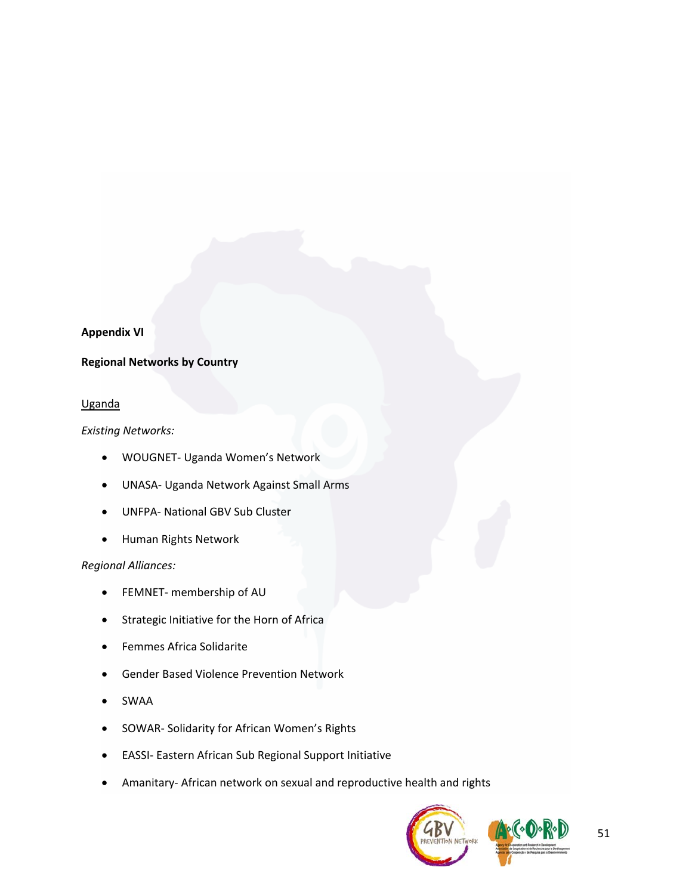**Appendix VI**

**Regional Networks by Country**

Uganda

*Existing Networks:*

- WOUGNET- Uganda Women's Network
- UNASA- Uganda Network Against Small Arms
- UNFPA- National GBV Sub Cluster
- Human Rights Network

*Regional Alliances:*

- FEMNET- membership of AU
- Strategic Initiative for the Horn of Africa
- Femmes Africa Solidarite
- Gender Based Violence Prevention Network
- SWAA
- SOWAR- Solidarity for African Women's Rights
- EASSI- Eastern African Sub Regional Support Initiative
- Amanitary- African network on sexual and reproductive health and rights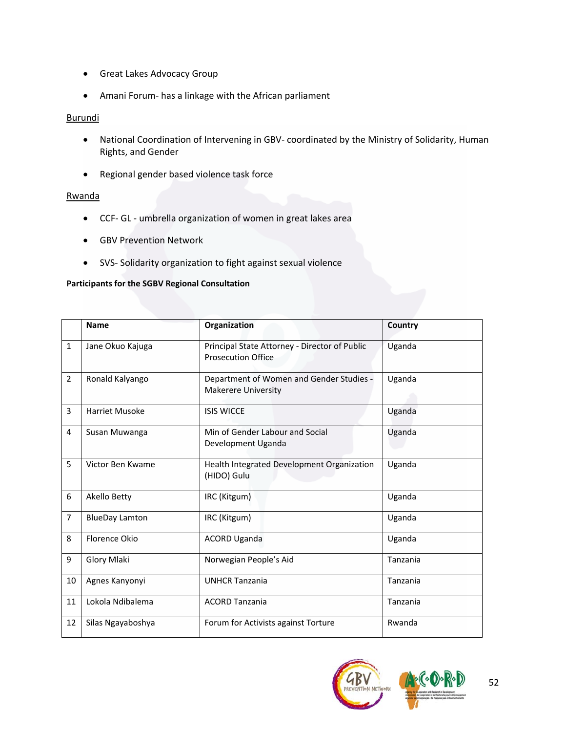- Great Lakes Advocacy Group
- Amani Forum- has a linkage with the African parliament

Burundi

- National Coordination of Intervening in GBV- coordinated by the Ministry of Solidarity, Human Rights, and Gender
- Regional gender based violence task force

Rwanda

- CCF- GL - umbrella organization of women in great lakes area
- GBV Prevention Network
- SVS- Solidarity organization to fight against sexual violence

**Participants for the SGBV Regional Consultation**

| | Name | Organization | Country |
|---|---|---|---|
| 1 | Jane Okuo Kajuga | Principal State Attorney - Director of Public Prosecution Office | Uganda |
| 2 | Ronald Kalyango | Department of Women and Gender Studies - Makerere University | Uganda |
| 3 | Harriet Musoke | ISIS WICCE | Uganda |
| 4 | Susan Muwanga | Min of Gender Labour and Social Development Uganda | Uganda |
| 5 | Victor Ben Kwame | Health Integrated Development Organization (HIDO) Gulu | Uganda |
| 6 | Akello Betty | IRC (Kitgum) | Uganda |
| 7 | BlueDay Lamton | IRC (Kitgum) | Uganda |
| 8 | Florence Okio | ACORD Uganda | Uganda |
| 9 | Glory Mlaki | Norwegian People's Aid | Tanzania |
| 10 | Agnes Kanyonyi | UNHCR Tanzania | Tanzania |
| 11 | Lokola Ndibalema | ACORD Tanzania | Tanzania |
| 12 | Silas Ngayaboshya | Forum for Activists against Torture | Rwanda |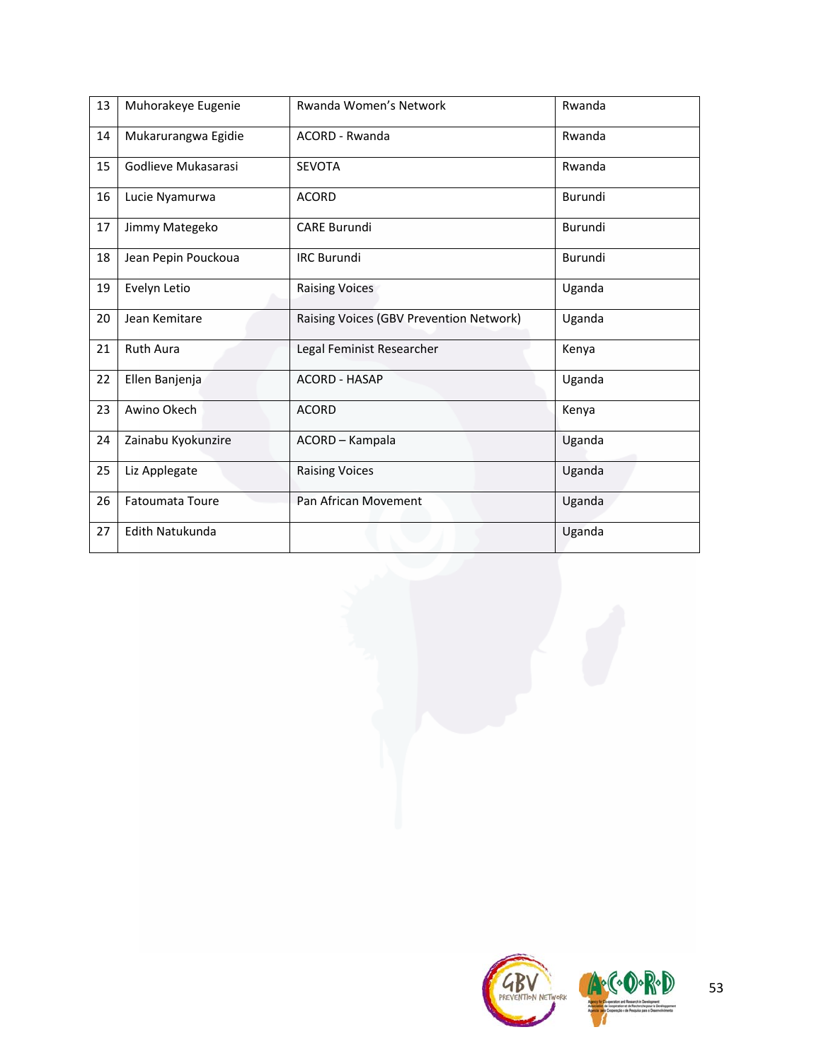| | | | |
|---|---|---|---|
| 13 | Muhorakeye Eugenie | Rwanda Women's Network | Rwanda |
| 14 | Mukarurangwa Egidie | ACORD - Rwanda | Rwanda |
| 15 | Godlieve Mukasarasi | SEVOTA | Rwanda |
| 16 | Lucie Nyamurwa | ACORD | Burundi |
| 17 | Jimmy Mategeko | CARE Burundi | Burundi |
| 18 | Jean Pepin Pouckoua | IRC Burundi | Burundi |
| 19 | Evelyn Letio | Raising Voices | Uganda |
| 20 | Jean Kemitare | Raising Voices (GBV Prevention Network) | Uganda |
| 21 | Ruth Aura | Legal Feminist Researcher | Kenya |
| 22 | Ellen Banjenja | ACORD - HASAP | Uganda |
| 23 | Awino Okech | ACORD | Kenya |
| 24 | Zainabu Kyokunzire | ACORD – Kampala | Uganda |
| 25 | Liz Applegate | Raising Voices | Uganda |
| 26 | Fatoumata Toure | Pan African Movement | Uganda |
| 27 | Edith Natukunda | | Uganda |